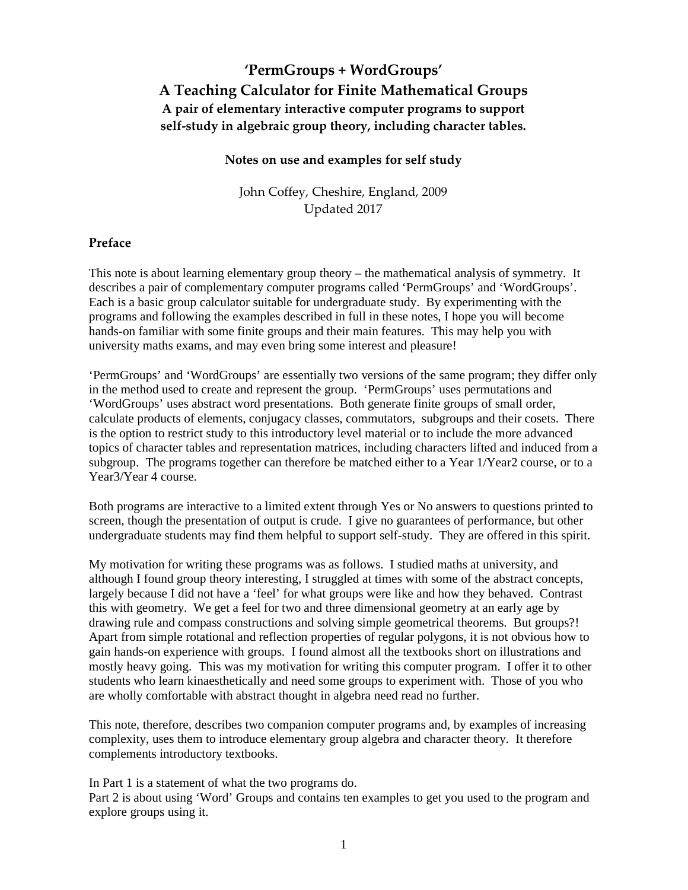# 'PermGroups + WordGroups'
# A Teaching Calculator for Finite Mathematical Groups

### A pair of elementary interactive computer programs to support self-study in algebraic group theory, including character tables.

**Notes on use and examples for self study**

John Coffey, Cheshire, England, 2009
Updated 2017

## Preface

This note is about learning elementary group theory – the mathematical analysis of symmetry. It describes a pair of complementary computer programs called 'PermGroups' and 'WordGroups'. Each is a basic group calculator suitable for undergraduate study. By experimenting with the programs and following the examples described in full in these notes, I hope you will become hands-on familiar with some finite groups and their main features. This may help you with university maths exams, and may even bring some interest and pleasure!

'PermGroups' and 'WordGroups' are essentially two versions of the same program; they differ only in the method used to create and represent the group. 'PermGroups' uses permutations and 'WordGroups' uses abstract word presentations. Both generate finite groups of small order, calculate products of elements, conjugacy classes, commutators, subgroups and their cosets. There is the option to restrict study to this introductory level material or to include the more advanced topics of character tables and representation matrices, including characters lifted and induced from a subgroup. The programs together can therefore be matched either to a Year 1/Year2 course, or to a Year3/Year 4 course.

Both programs are interactive to a limited extent through Yes or No answers to questions printed to screen, though the presentation of output is crude. I give no guarantees of performance, but other undergraduate students may find them helpful to support self-study. They are offered in this spirit.

My motivation for writing these programs was as follows. I studied maths at university, and although I found group theory interesting, I struggled at times with some of the abstract concepts, largely because I did not have a 'feel' for what groups were like and how they behaved. Contrast this with geometry. We get a feel for two and three dimensional geometry at an early age by drawing rule and compass constructions and solving simple geometrical theorems. But groups?! Apart from simple rotational and reflection properties of regular polygons, it is not obvious how to gain hands-on experience with groups. I found almost all the textbooks short on illustrations and mostly heavy going. This was my motivation for writing this computer program. I offer it to other students who learn kinaesthetically and need some groups to experiment with. Those of you who are wholly comfortable with abstract thought in algebra need read no further.

This note, therefore, describes two companion computer programs and, by examples of increasing complexity, uses them to introduce elementary group algebra and character theory. It therefore complements introductory textbooks.

In Part 1 is a statement of what the two programs do.
Part 2 is about using 'Word' Groups and contains ten examples to get you used to the program and explore groups using it.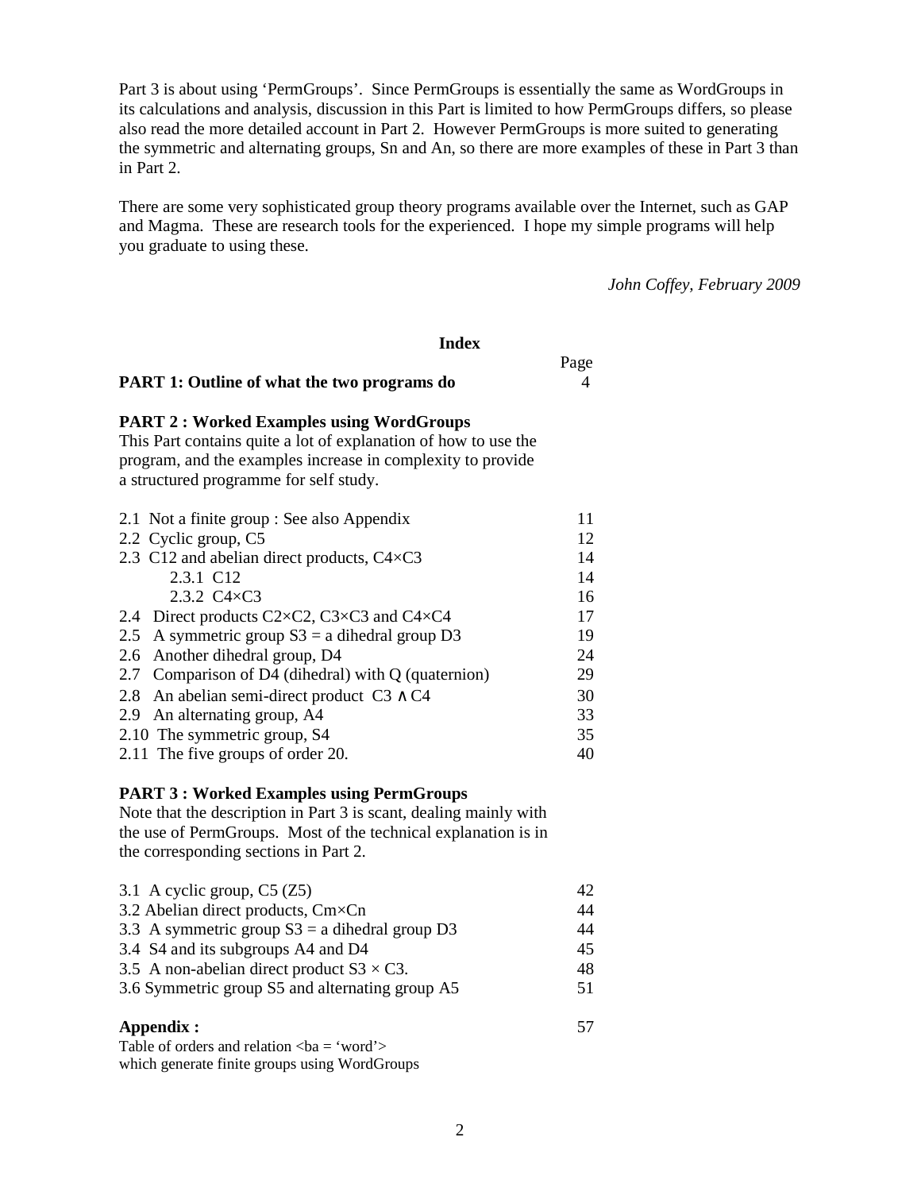Part 3 is about using 'PermGroups'. Since PermGroups is essentially the same as WordGroups in its calculations and analysis, discussion in this Part is limited to how PermGroups differs, so please also read the more detailed account in Part 2. However PermGroups is more suited to generating the symmetric and alternating groups, Sn and An, so there are more examples of these in Part 3 than in Part 2.

There are some very sophisticated group theory programs available over the Internet, such as GAP and Magma. These are research tools for the experienced. I hope my simple programs will help you graduate to using these.

*John Coffey, February 2009*

## Index

| | Page |
|---|---|
| **PART 1: Outline of what the two programs do** | 4 |

**PART 2 : Worked Examples using WordGroups**
This Part contains quite a lot of explanation of how to use the program, and the examples increase in complexity to provide a structured programme for self study.

| | |
|---|---|
| 2.1 Not a finite group : See also Appendix | 11 |
| 2.2 Cyclic group, C5 | 12 |
| 2.3 C12 and abelian direct products, C4×C3 | 14 |
| 2.3.1 C12 | 14 |
| 2.3.2 C4×C3 | 16 |
| 2.4 Direct products C2×C2, C3×C3 and C4×C4 | 17 |
| 2.5 A symmetric group S3 = a dihedral group D3 | 19 |
| 2.6 Another dihedral group, D4 | 24 |
| 2.7 Comparison of D4 (dihedral) with Q (quaternion) | 29 |
| 2.8 An abelian semi-direct product C3 ∧ C4 | 30 |
| 2.9 An alternating group, A4 | 33 |
| 2.10 The symmetric group, S4 | 35 |
| 2.11 The five groups of order 20. | 40 |

**PART 3 : Worked Examples using PermGroups**
Note that the description in Part 3 is scant, dealing mainly with the use of PermGroups. Most of the technical explanation is in the corresponding sections in Part 2.

| | |
|---|---|
| 3.1 A cyclic group, C5 (Z5) | 42 |
| 3.2 Abelian direct products, Cm×Cn | 44 |
| 3.3 A symmetric group S3 = a dihedral group D3 | 44 |
| 3.4 S4 and its subgroups A4 and D4 | 45 |
| 3.5 A non-abelian direct product S3 × C3. | 48 |
| 3.6 Symmetric group S5 and alternating group A5 | 51 |

| | |
|---|---|
| **Appendix :** | 57 |

Table of orders and relation <ba = 'word'> which generate finite groups using WordGroups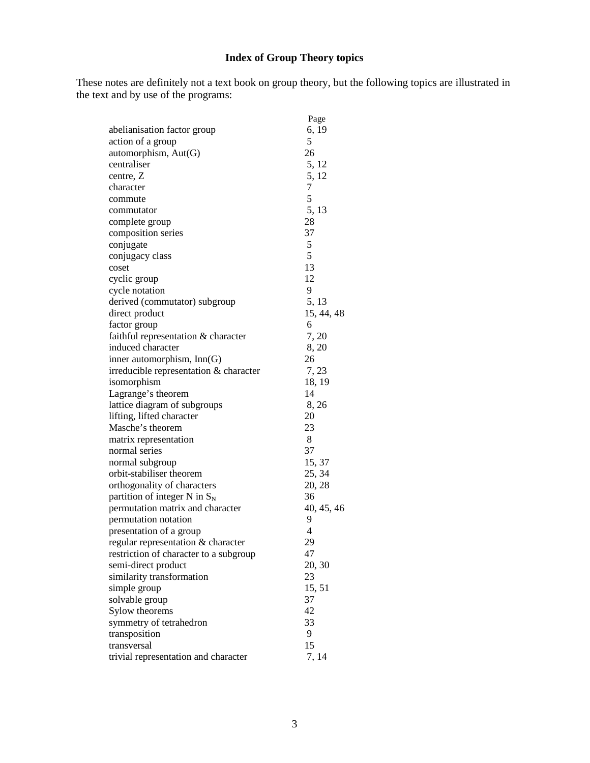# Index of Group Theory topics

These notes are definitely not a text book on group theory, but the following topics are illustrated in the text and by use of the programs:

| | Page |
|---|---|
| abelianisation factor group | 6, 19 |
| action of a group | 5 |
| automorphism, Aut(G) | 26 |
| centraliser | 5, 12 |
| centre, Z | 5, 12 |
| character | 7 |
| commute | 5 |
| commutator | 5, 13 |
| complete group | 28 |
| composition series | 37 |
| conjugate | 5 |
| conjugacy class | 5 |
| coset | 13 |
| cyclic group | 12 |
| cycle notation | 9 |
| derived (commutator) subgroup | 5, 13 |
| direct product | 15, 44, 48 |
| factor group | 6 |
| faithful representation & character | 7, 20 |
| induced character | 8, 20 |
| inner automorphism, Inn(G) | 26 |
| irreducible representation & character | 7, 23 |
| isomorphism | 18, 19 |
| Lagrange's theorem | 14 |
| lattice diagram of subgroups | 8, 26 |
| lifting, lifted character | 20 |
| Masche's theorem | 23 |
| matrix representation | 8 |
| normal series | 37 |
| normal subgroup | 15, 37 |
| orbit-stabiliser theorem | 25, 34 |
| orthogonality of characters | 20, 28 |
| partition of integer N in $S_N$ | 36 |
| permutation matrix and character | 40, 45, 46 |
| permutation notation | 9 |
| presentation of a group | 4 |
| regular representation & character | 29 |
| restriction of character to a subgroup | 47 |
| semi-direct product | 20, 30 |
| similarity transformation | 23 |
| simple group | 15, 51 |
| solvable group | 37 |
| Sylow theorems | 42 |
| symmetry of tetrahedron | 33 |
| transposition | 9 |
| transversal | 15 |
| trivial representation and character | 7, 14 |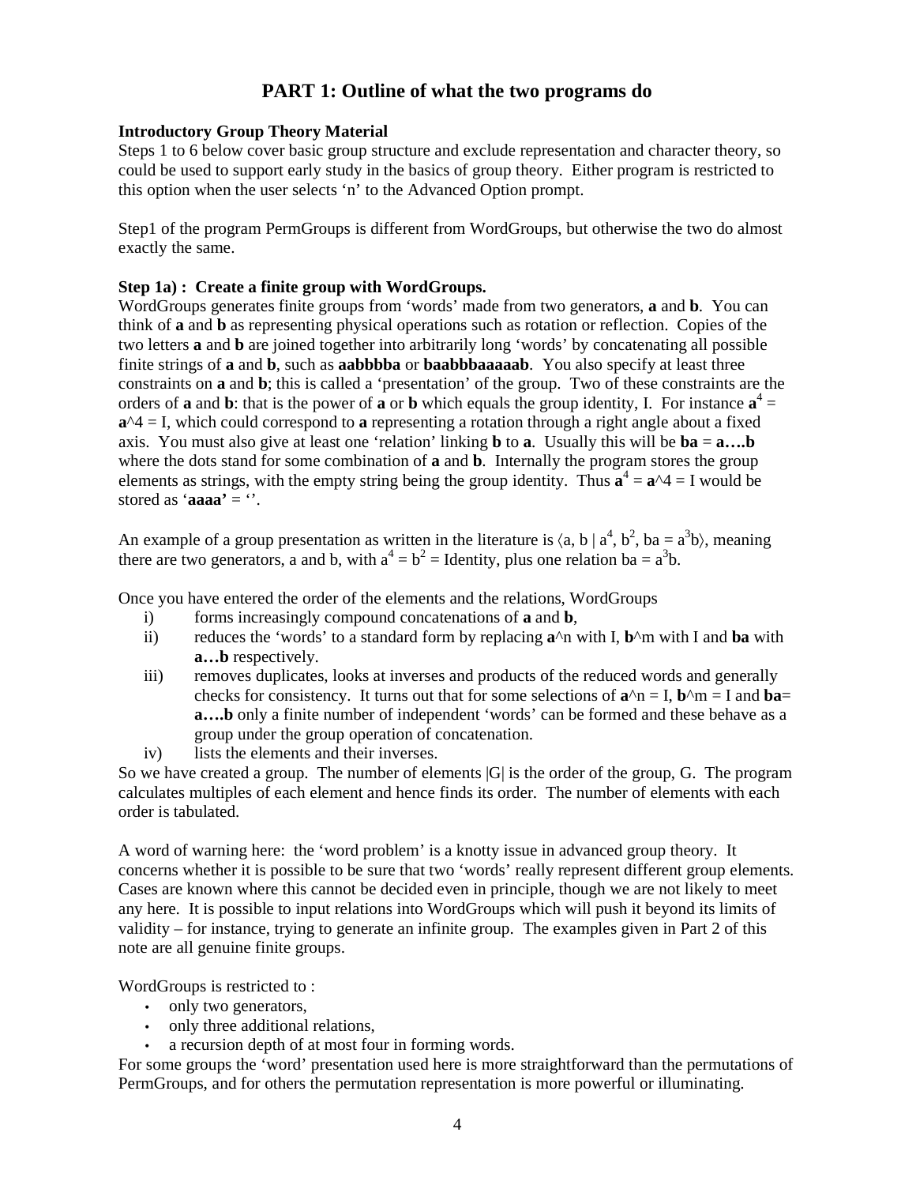# PART 1: Outline of what the two programs do

**Introductory Group Theory Material**

Steps 1 to 6 below cover basic group structure and exclude representation and character theory, so could be used to support early study in the basics of group theory. Either program is restricted to this option when the user selects 'n' to the Advanced Option prompt.

Step1 of the program PermGroups is different from WordGroups, but otherwise the two do almost exactly the same.

**Step 1a) : Create a finite group with WordGroups.**

WordGroups generates finite groups from 'words' made from two generators, **a** and **b**. You can think of **a** and **b** as representing physical operations such as rotation or reflection. Copies of the two letters **a** and **b** are joined together into arbitrarily long 'words' by concatenating all possible finite strings of **a** and **b**, such as **aabbbba** or **baabbbaaaaab**. You also specify at least three constraints on **a** and **b**; this is called a 'presentation' of the group. Two of these constraints are the orders of **a** and **b**: that is the power of **a** or **b** which equals the group identity, I. For instance $\mathbf{a}^4$ = **a**^4 = I, which could correspond to **a** representing a rotation through a right angle about a fixed axis. You must also give at least one 'relation' linking **b** to **a**. Usually this will be **ba** = **a….b** where the dots stand for some combination of **a** and **b**. Internally the program stores the group elements as strings, with the empty string being the group identity. Thus $\mathbf{a}^4$ = **a**^4 = I would be stored as '**aaaa'** = ''.

An example of a group presentation as written in the literature is $\langle a, b \mid a^4, b^2, ba = a^3b\rangle$, meaning there are two generators, a and b, with $a^4 = b^2$ = Identity, plus one relation $ba = a^3b$.

Once you have entered the order of the elements and the relations, WordGroups

i) forms increasingly compound concatenations of **a** and **b**,

ii) reduces the 'words' to a standard form by replacing **a**^n with I, **b**^m with I and **ba** with **a…b** respectively.

iii) removes duplicates, looks at inverses and products of the reduced words and generally checks for consistency. It turns out that for some selections of **a**^n = I, **b**^m = I and **ba**= **a….b** only a finite number of independent 'words' can be formed and these behave as a group under the group operation of concatenation.

iv) lists the elements and their inverses.

So we have created a group. The number of elements |G| is the order of the group, G. The program calculates multiples of each element and hence finds its order. The number of elements with each order is tabulated.

A word of warning here: the 'word problem' is a knotty issue in advanced group theory. It concerns whether it is possible to be sure that two 'words' really represent different group elements. Cases are known where this cannot be decided even in principle, though we are not likely to meet any here. It is possible to input relations into WordGroups which will push it beyond its limits of validity – for instance, trying to generate an infinite group. The examples given in Part 2 of this note are all genuine finite groups.

WordGroups is restricted to :

- only two generators,
- only three additional relations,
- a recursion depth of at most four in forming words.

For some groups the 'word' presentation used here is more straightforward than the permutations of PermGroups, and for others the permutation representation is more powerful or illuminating.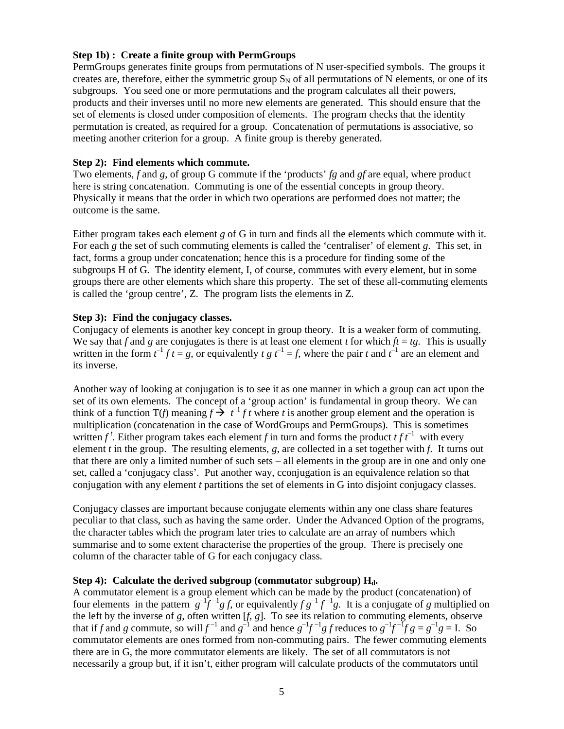**Step 1b) : Create a finite group with PermGroups**

PermGroups generates finite groups from permutations of N user-specified symbols. The groups it creates are, therefore, either the symmetric group $S_N$ of all permutations of N elements, or one of its subgroups. You seed one or more permutations and the program calculates all their powers, products and their inverses until no more new elements are generated. This should ensure that the set of elements is closed under composition of elements. The program checks that the identity permutation is created, as required for a group. Concatenation of permutations is associative, so meeting another criterion for a group. A finite group is thereby generated.

**Step 2): Find elements which commute.**

Two elements, $f$ and $g$, of group G commute if the 'products' $fg$ and $gf$ are equal, where product here is string concatenation. Commuting is one of the essential concepts in group theory. Physically it means that the order in which two operations are performed does not matter; the outcome is the same.

Either program takes each element $g$ of G in turn and finds all the elements which commute with it. For each $g$ the set of such commuting elements is called the 'centraliser' of element $g$. This set, in fact, forms a group under concatenation; hence this is a procedure for finding some of the subgroups H of G. The identity element, I, of course, commutes with every element, but in some groups there are other elements which share this property. The set of these all-commuting elements is called the 'group centre', Z. The program lists the elements in Z.

**Step 3): Find the conjugacy classes.**

Conjugacy of elements is another key concept in group theory. It is a weaker form of commuting. We say that $f$ and $g$ are conjugates is there is at least one element $t$ for which $ft = tg$. This is usually written in the form $t^{-1} f t = g$, or equivalently $t g t^{-1} = f$, where the pair $t$ and $t^{-1}$ are an element and its inverse.

Another way of looking at conjugation is to see it as one manner in which a group can act upon the set of its own elements. The concept of a 'group action' is fundamental in group theory. We can think of a function T($f$) meaning $f \rightarrow t^{-1} f t$ where $t$ is another group element and the operation is multiplication (concatenation in the case of WordGroups and PermGroups). This is sometimes written $f^{\,t}$. Either program takes each element $f$ in turn and forms the product $t f t^{-1}$ with every element $t$ in the group. The resulting elements, $g$, are collected in a set together with $f$. It turns out that there are only a limited number of such sets – all elements in the group are in one and only one set, called a 'conjugacy class'. Put another way, cconjugation is an equivalence relation so that conjugation with any element $t$ partitions the set of elements in G into disjoint conjugacy classes.

Conjugacy classes are important because conjugate elements within any one class share features peculiar to that class, such as having the same order. Under the Advanced Option of the programs, the character tables which the program later tries to calculate are an array of numbers which summarise and to some extent characterise the properties of the group. There is precisely one column of the character table of G for each conjugacy class.

**Step 4): Calculate the derived subgroup (commutator subgroup) $H_d$.**

A commutator element is a group element which can be made by the product (concatenation) of four elements in the pattern $g^{-1}f^{-1}g\,f$, or equivalently $f\,g^{-1}\,f^{-1}g$. It is a conjugate of $g$ multiplied on the left by the inverse of $g$, often written [$f$, $g$]. To see its relation to commuting elements, observe that if $f$ and $g$ commute, so will $f^{-1}$ and $g^{-1}$ and hence $g^{-1}f^{-1}g\,f$ reduces to $g^{-1}f^{-1}f\,g = g^{-1}g = \mathrm{I}$. So commutator elements are ones formed from non-commuting pairs. The fewer commuting elements there are in G, the more commutator elements are likely. The set of all commutators is not necessarily a group but, if it isn't, either program will calculate products of the commutators until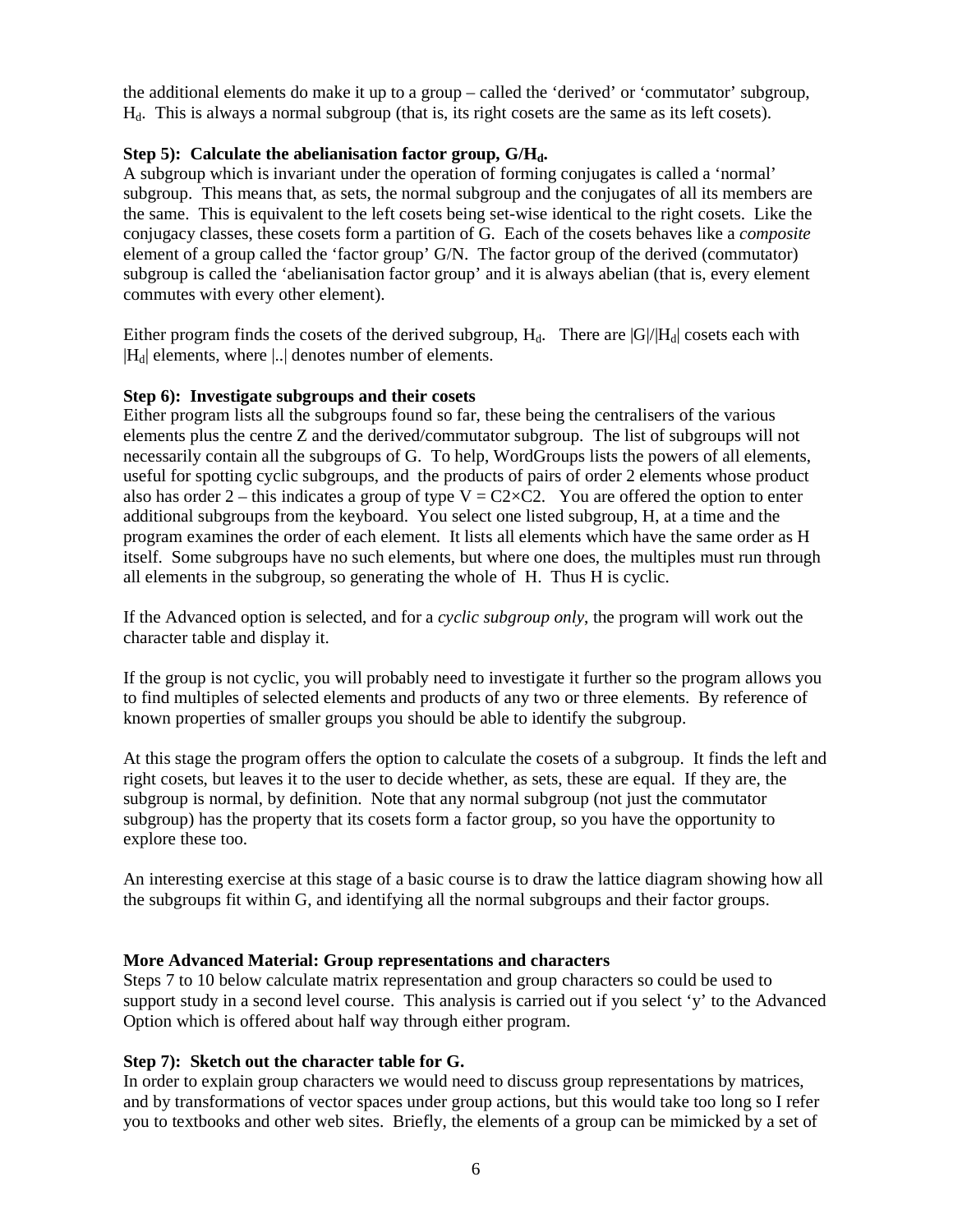the additional elements do make it up to a group – called the 'derived' or 'commutator' subgroup, $H_d$. This is always a normal subgroup (that is, its right cosets are the same as its left cosets).

**Step 5): Calculate the abelianisation factor group, $G/H_d$.**

A subgroup which is invariant under the operation of forming conjugates is called a 'normal' subgroup. This means that, as sets, the normal subgroup and the conjugates of all its members are the same. This is equivalent to the left cosets being set-wise identical to the right cosets. Like the conjugacy classes, these cosets form a partition of G. Each of the cosets behaves like a *composite* element of a group called the 'factor group' G/N. The factor group of the derived (commutator) subgroup is called the 'abelianisation factor group' and it is always abelian (that is, every element commutes with every other element).

Either program finds the cosets of the derived subgroup, $H_d$. There are $|G|/|H_d|$ cosets each with $|H_d|$ elements, where |..| denotes number of elements.

**Step 6): Investigate subgroups and their cosets**

Either program lists all the subgroups found so far, these being the centralisers of the various elements plus the centre Z and the derived/commutator subgroup. The list of subgroups will not necessarily contain all the subgroups of G. To help, WordGroups lists the powers of all elements, useful for spotting cyclic subgroups, and the products of pairs of order 2 elements whose product also has order 2 – this indicates a group of type $V = C2 \times C2$. You are offered the option to enter additional subgroups from the keyboard. You select one listed subgroup, H, at a time and the program examines the order of each element. It lists all elements which have the same order as H itself. Some subgroups have no such elements, but where one does, the multiples must run through all elements in the subgroup, so generating the whole of H. Thus H is cyclic.

If the Advanced option is selected, and for a *cyclic subgroup only*, the program will work out the character table and display it.

If the group is not cyclic, you will probably need to investigate it further so the program allows you to find multiples of selected elements and products of any two or three elements. By reference of known properties of smaller groups you should be able to identify the subgroup.

At this stage the program offers the option to calculate the cosets of a subgroup. It finds the left and right cosets, but leaves it to the user to decide whether, as sets, these are equal. If they are, the subgroup is normal, by definition. Note that any normal subgroup (not just the commutator subgroup) has the property that its cosets form a factor group, so you have the opportunity to explore these too.

An interesting exercise at this stage of a basic course is to draw the lattice diagram showing how all the subgroups fit within G, and identifying all the normal subgroups and their factor groups.

**More Advanced Material: Group representations and characters**

Steps 7 to 10 below calculate matrix representation and group characters so could be used to support study in a second level course. This analysis is carried out if you select 'y' to the Advanced Option which is offered about half way through either program.

**Step 7): Sketch out the character table for G.**

In order to explain group characters we would need to discuss group representations by matrices, and by transformations of vector spaces under group actions, but this would take too long so I refer you to textbooks and other web sites. Briefly, the elements of a group can be mimicked by a set of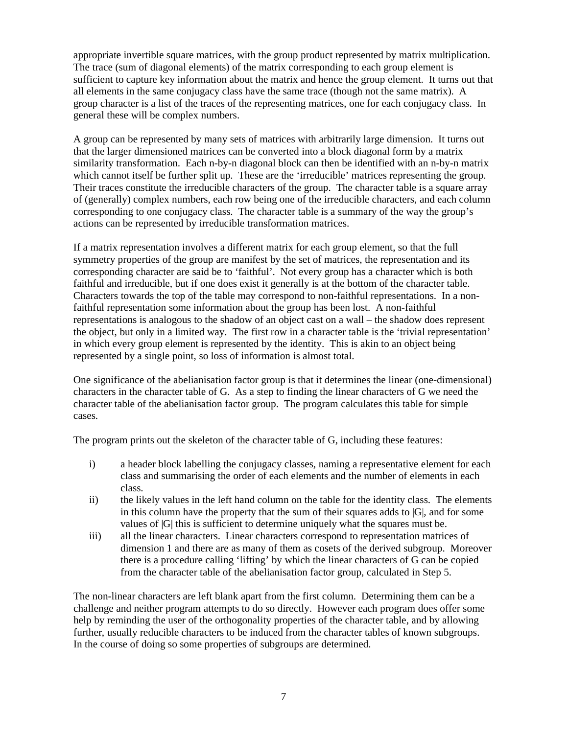appropriate invertible square matrices, with the group product represented by matrix multiplication. The trace (sum of diagonal elements) of the matrix corresponding to each group element is sufficient to capture key information about the matrix and hence the group element. It turns out that all elements in the same conjugacy class have the same trace (though not the same matrix). A group character is a list of the traces of the representing matrices, one for each conjugacy class. In general these will be complex numbers.

A group can be represented by many sets of matrices with arbitrarily large dimension. It turns out that the larger dimensioned matrices can be converted into a block diagonal form by a matrix similarity transformation. Each n-by-n diagonal block can then be identified with an n-by-n matrix which cannot itself be further split up. These are the 'irreducible' matrices representing the group. Their traces constitute the irreducible characters of the group. The character table is a square array of (generally) complex numbers, each row being one of the irreducible characters, and each column corresponding to one conjugacy class. The character table is a summary of the way the group's actions can be represented by irreducible transformation matrices.

If a matrix representation involves a different matrix for each group element, so that the full symmetry properties of the group are manifest by the set of matrices, the representation and its corresponding character are said be to 'faithful'. Not every group has a character which is both faithful and irreducible, but if one does exist it generally is at the bottom of the character table. Characters towards the top of the table may correspond to non-faithful representations. In a non-faithful representation some information about the group has been lost. A non-faithful representations is analogous to the shadow of an object cast on a wall – the shadow does represent the object, but only in a limited way. The first row in a character table is the 'trivial representation' in which every group element is represented by the identity. This is akin to an object being represented by a single point, so loss of information is almost total.

One significance of the abelianisation factor group is that it determines the linear (one-dimensional) characters in the character table of G. As a step to finding the linear characters of G we need the character table of the abelianisation factor group. The program calculates this table for simple cases.

The program prints out the skeleton of the character table of G, including these features:

i) a header block labelling the conjugacy classes, naming a representative element for each class and summarising the order of each elements and the number of elements in each class.
ii) the likely values in the left hand column on the table for the identity class. The elements in this column have the property that the sum of their squares adds to $|G|$, and for some values of $|G|$ this is sufficient to determine uniquely what the squares must be.
iii) all the linear characters. Linear characters correspond to representation matrices of dimension 1 and there are as many of them as cosets of the derived subgroup. Moreover there is a procedure calling 'lifting' by which the linear characters of G can be copied from the character table of the abelianisation factor group, calculated in Step 5.

The non-linear characters are left blank apart from the first column. Determining them can be a challenge and neither program attempts to do so directly. However each program does offer some help by reminding the user of the orthogonality properties of the character table, and by allowing further, usually reducible characters to be induced from the character tables of known subgroups. In the course of doing so some properties of subgroups are determined.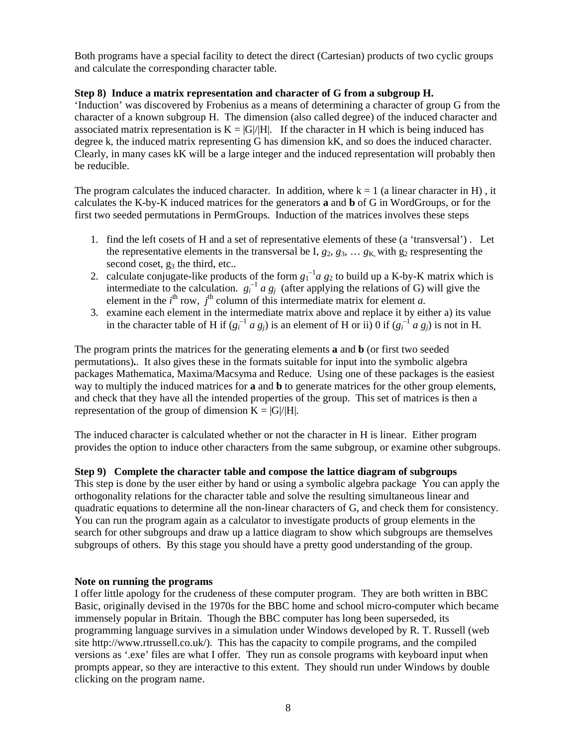Both programs have a special facility to detect the direct (Cartesian) products of two cyclic groups and calculate the corresponding character table.

**Step 8) Induce a matrix representation and character of G from a subgroup H.**

'Induction' was discovered by Frobenius as a means of determining a character of group G from the character of a known subgroup H. The dimension (also called degree) of the induced character and associated matrix representation is $K = |G|/|H|$. If the character in H which is being induced has degree k, the induced matrix representing G has dimension kK, and so does the induced character. Clearly, in many cases kK will be a large integer and the induced representation will probably then be reducible.

The program calculates the induced character. In addition, where $k = 1$ (a linear character in H) , it calculates the K-by-K induced matrices for the generators **a** and **b** of G in WordGroups, or for the first two seeded permutations in PermGroups. Induction of the matrices involves these steps

1. find the left cosets of H and a set of representative elements of these (a 'transversal') . Let the representative elements in the transversal be I, $g_2, g_3, \ldots g_K$, with $g_2$ respresenting the second coset, $g_3$ the third, etc..
2. calculate conjugate-like products of the form $g_1^{-1} a\, g_2$ to build up a K-by-K matrix which is intermediate to the calculation. $g_i^{-1}\, a\, g_j$ (after applying the relations of G) will give the element in the $i^{\text{th}}$ row, $j^{\text{th}}$ column of this intermediate matrix for element $a$.
3. examine each element in the intermediate matrix above and replace it by either a) its value in the character table of H if $(g_i^{-1}\, a\, g_j)$ is an element of H or ii) 0 if $(g_i^{-1}\, a\, g_j)$ is not in H.

The program prints the matrices for the generating elements **a** and **b** (or first two seeded permutations)**.**. It also gives these in the formats suitable for input into the symbolic algebra packages Mathematica, Maxima/Macsyma and Reduce. Using one of these packages is the easiest way to multiply the induced matrices for **a** and **b** to generate matrices for the other group elements, and check that they have all the intended properties of the group. This set of matrices is then a representation of the group of dimension $K = |G|/|H|$.

The induced character is calculated whether or not the character in H is linear. Either program provides the option to induce other characters from the same subgroup, or examine other subgroups.

**Step 9) Complete the character table and compose the lattice diagram of subgroups**

This step is done by the user either by hand or using a symbolic algebra package You can apply the orthogonality relations for the character table and solve the resulting simultaneous linear and quadratic equations to determine all the non-linear characters of G, and check them for consistency. You can run the program again as a calculator to investigate products of group elements in the search for other subgroups and draw up a lattice diagram to show which subgroups are themselves subgroups of others. By this stage you should have a pretty good understanding of the group.

**Note on running the programs**

I offer little apology for the crudeness of these computer program. They are both written in BBC Basic, originally devised in the 1970s for the BBC home and school micro-computer which became immensely popular in Britain. Though the BBC computer has long been superseded, its programming language survives in a simulation under Windows developed by R. T. Russell (web site http://www.rtrussell.co.uk/). This has the capacity to compile programs, and the compiled versions as '.exe' files are what I offer. They run as console programs with keyboard input when prompts appear, so they are interactive to this extent. They should run under Windows by double clicking on the program name.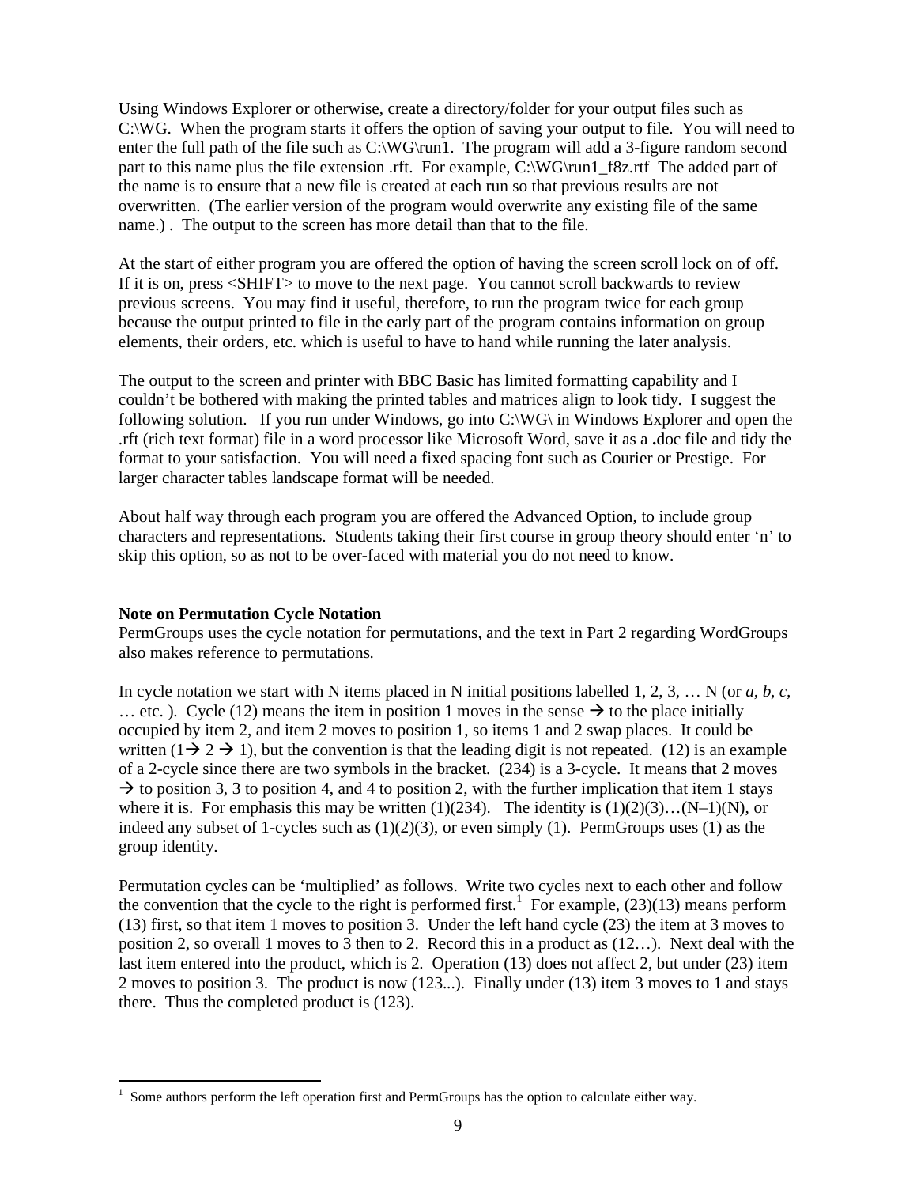Using Windows Explorer or otherwise, create a directory/folder for your output files such as C:\WG. When the program starts it offers the option of saving your output to file. You will need to enter the full path of the file such as C:\WG\run1. The program will add a 3-figure random second part to this name plus the file extension .rft. For example, C:\WG\run1_f8z.rtf The added part of the name is to ensure that a new file is created at each run so that previous results are not overwritten. (The earlier version of the program would overwrite any existing file of the same name.) . The output to the screen has more detail than that to the file.

At the start of either program you are offered the option of having the screen scroll lock on of off. If it is on, press <SHIFT> to move to the next page. You cannot scroll backwards to review previous screens. You may find it useful, therefore, to run the program twice for each group because the output printed to file in the early part of the program contains information on group elements, their orders, etc. which is useful to have to hand while running the later analysis.

The output to the screen and printer with BBC Basic has limited formatting capability and I couldn't be bothered with making the printed tables and matrices align to look tidy. I suggest the following solution. If you run under Windows, go into C:\WG\ in Windows Explorer and open the .rft (rich text format) file in a word processor like Microsoft Word, save it as a **.**doc file and tidy the format to your satisfaction. You will need a fixed spacing font such as Courier or Prestige. For larger character tables landscape format will be needed.

About half way through each program you are offered the Advanced Option, to include group characters and representations. Students taking their first course in group theory should enter 'n' to skip this option, so as not to be over-faced with material you do not need to know.

**Note on Permutation Cycle Notation**

PermGroups uses the cycle notation for permutations, and the text in Part 2 regarding WordGroups also makes reference to permutations.

In cycle notation we start with N items placed in N initial positions labelled 1, 2, 3, … N (or *a*, *b*, *c*, … etc. ). Cycle (12) means the item in position 1 moves in the sense → to the place initially occupied by item 2, and item 2 moves to position 1, so items 1 and 2 swap places. It could be written (1→ 2 → 1), but the convention is that the leading digit is not repeated. (12) is an example of a 2-cycle since there are two symbols in the bracket. (234) is a 3-cycle. It means that 2 moves → to position 3, 3 to position 4, and 4 to position 2, with the further implication that item 1 stays where it is. For emphasis this may be written (1)(234). The identity is (1)(2)(3)…(N–1)(N), or indeed any subset of 1-cycles such as (1)(2)(3), or even simply (1). PermGroups uses (1) as the group identity.

Permutation cycles can be 'multiplied' as follows. Write two cycles next to each other and follow the convention that the cycle to the right is performed first.[1] For example, (23)(13) means perform (13) first, so that item 1 moves to position 3. Under the left hand cycle (23) the item at 3 moves to position 2, so overall 1 moves to 3 then to 2. Record this in a product as (12…). Next deal with the last item entered into the product, which is 2. Operation (13) does not affect 2, but under (23) item 2 moves to position 3. The product is now (123...). Finally under (13) item 3 moves to 1 and stays there. Thus the completed product is (123).

[1] Some authors perform the left operation first and PermGroups has the option to calculate either way.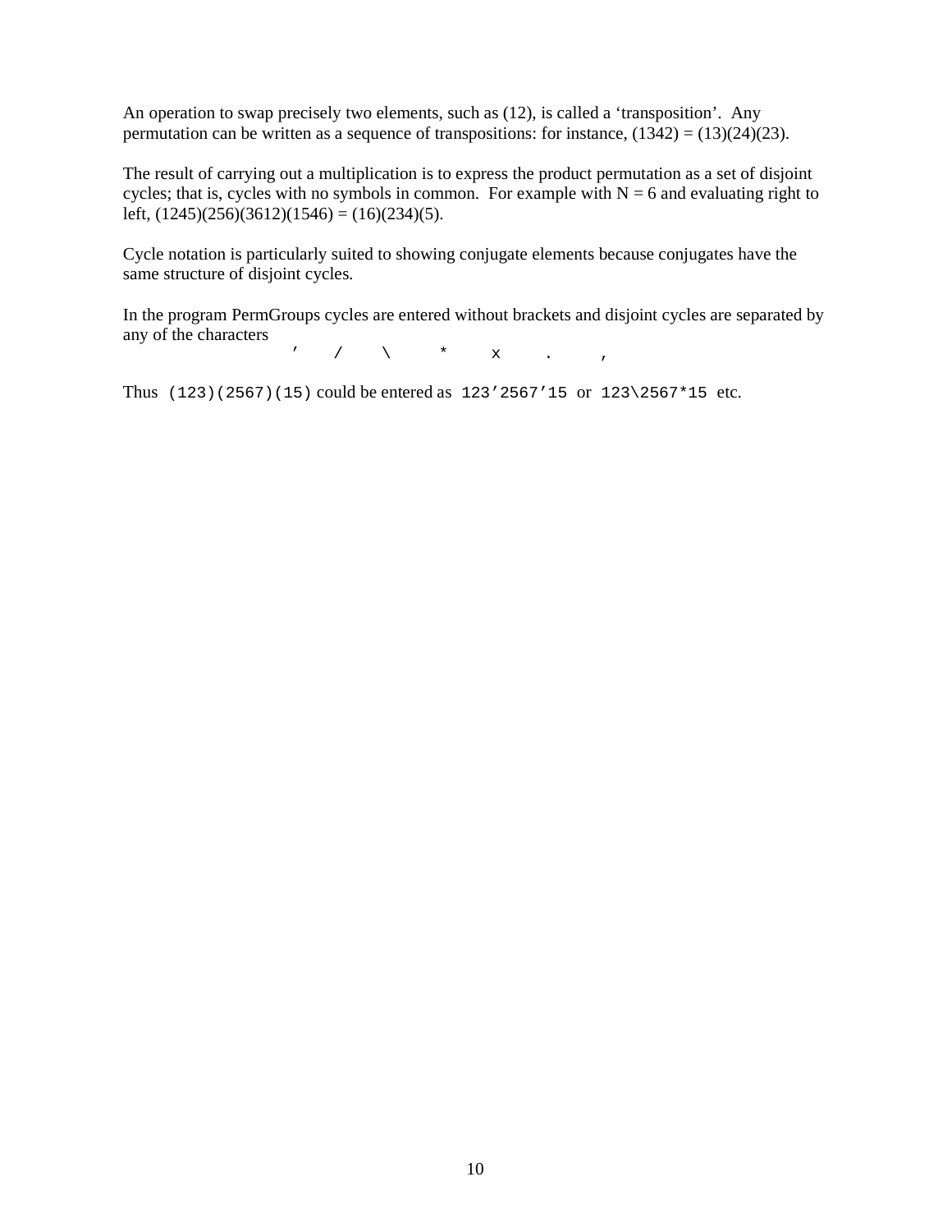An operation to swap precisely two elements, such as (12), is called a ‘transposition’. Any permutation can be written as a sequence of transpositions: for instance, (1342) = (13)(24)(23).

The result of carrying out a multiplication is to express the product permutation as a set of disjoint cycles; that is, cycles with no symbols in common. For example with N = 6 and evaluating right to left, (1245)(256)(3612)(1546) = (16)(234)(5).

Cycle notation is particularly suited to showing conjugate elements because conjugates have the same structure of disjoint cycles.

In the program PermGroups cycles are entered without brackets and disjoint cycles are separated by any of the characters

```
’    /    \    *    x    .    ,
```

Thus `(123)(2567)(15)` could be entered as `123’2567’15` or `123\2567*15` etc.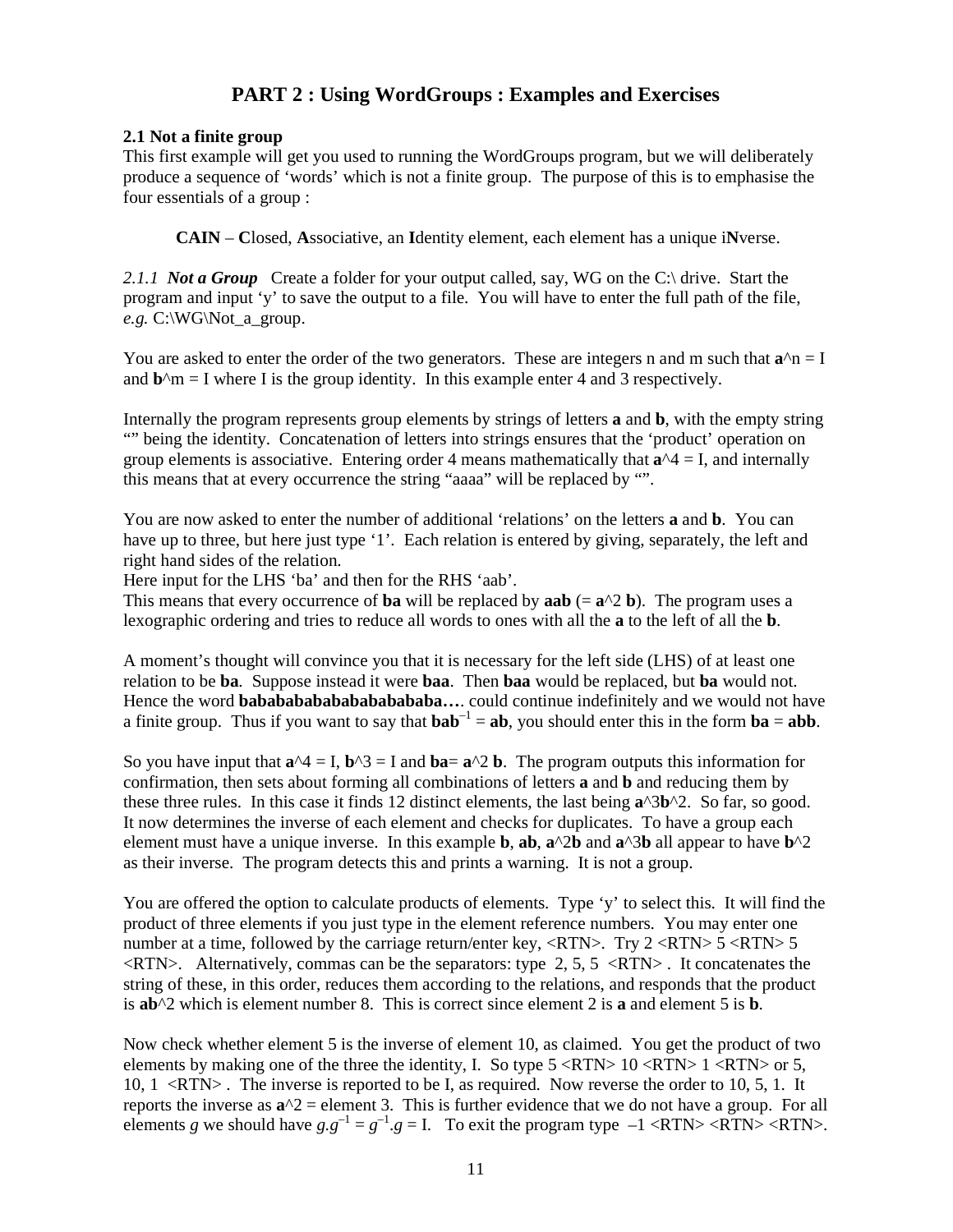# PART 2 : Using WordGroups : Examples and Exercises

**2.1 Not a finite group**

This first example will get you used to running the WordGroups program, but we will deliberately produce a sequence of 'words' which is not a finite group. The purpose of this is to emphasise the four essentials of a group :

> **CAIN** – **C**losed, **A**ssociative, an **I**dentity element, each element has a unique i**N**verse.

*2.1.1* ***Not a Group*** Create a folder for your output called, say, WG on the C:\ drive. Start the program and input 'y' to save the output to a file. You will have to enter the full path of the file, *e.g.* C:\WG\Not_a_group.

You are asked to enter the order of the two generators. These are integers n and m such that **a**^n = I and **b**^m = I where I is the group identity. In this example enter 4 and 3 respectively.

Internally the program represents group elements by strings of letters **a** and **b**, with the empty string "" being the identity. Concatenation of letters into strings ensures that the 'product' operation on group elements is associative. Entering order 4 means mathematically that **a**^4 = I, and internally this means that at every occurrence the string "aaaa" will be replaced by "".

You are now asked to enter the number of additional 'relations' on the letters **a** and **b**. You can have up to three, but here just type '1'. Each relation is entered by giving, separately, the left and right hand sides of the relation.
Here input for the LHS 'ba' and then for the RHS 'aab'.
This means that every occurrence of **ba** will be replaced by **aab** (= **a**^2 **b**). The program uses a lexographic ordering and tries to reduce all words to ones with all the **a** to the left of all the **b**.

A moment's thought will convince you that it is necessary for the left side (LHS) of at least one relation to be **ba**. Suppose instead it were **baa**. Then **baa** would be replaced, but **ba** would not. Hence the word **babababababababababa….** could continue indefinitely and we would not have a finite group. Thus if you want to say that **bab**$^{-1}$ = **ab**, you should enter this in the form **ba** = **abb**.

So you have input that **a**^4 = I, **b**^3 = I and **ba**= **a**^2 **b**. The program outputs this information for confirmation, then sets about forming all combinations of letters **a** and **b** and reducing them by these three rules. In this case it finds 12 distinct elements, the last being **a**^3**b**^2. So far, so good. It now determines the inverse of each element and checks for duplicates. To have a group each element must have a unique inverse. In this example **b**, **ab**, **a**^2**b** and **a**^3**b** all appear to have **b**^2 as their inverse. The program detects this and prints a warning. It is not a group.

You are offered the option to calculate products of elements. Type 'y' to select this. It will find the product of three elements if you just type in the element reference numbers. You may enter one number at a time, followed by the carriage return/enter key, <RTN>. Try 2 <RTN> 5 <RTN> 5 <RTN>. Alternatively, commas can be the separators: type 2, 5, 5 <RTN> . It concatenates the string of these, in this order, reduces them according to the relations, and responds that the product is **ab**^2 which is element number 8. This is correct since element 2 is **a** and element 5 is **b**.

Now check whether element 5 is the inverse of element 10, as claimed. You get the product of two elements by making one of the three the identity, I. So type 5 <RTN> 10 <RTN> 1 <RTN> or 5, 10, 1 <RTN> . The inverse is reported to be I, as required. Now reverse the order to 10, 5, 1. It reports the inverse as **a**^2 = element 3. This is further evidence that we do not have a group. For all elements $g$ we should have $g.g^{-1} = g^{-1}.g$ = I. To exit the program type –1 <RTN> <RTN> <RTN>.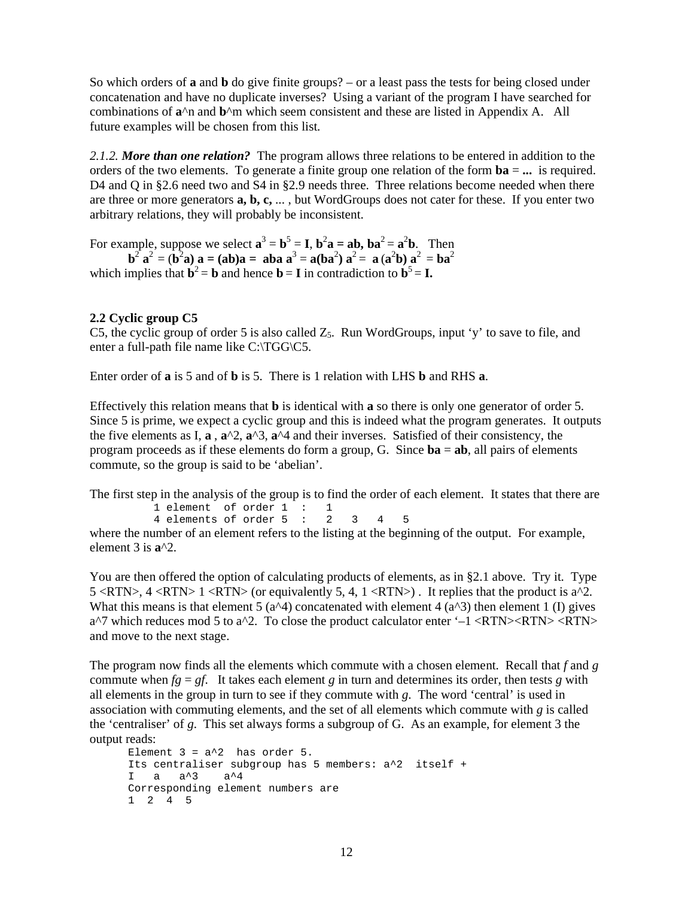So which orders of **a** and **b** do give finite groups? – or a least pass the tests for being closed under concatenation and have no duplicate inverses? Using a variant of the program I have searched for combinations of **a**^n and **b**^m which seem consistent and these are listed in Appendix A. All future examples will be chosen from this list.

*2.1.2.* ***More than one relation?*** The program allows three relations to be entered in addition to the orders of the two elements. To generate a finite group one relation of the form **ba** = **...** is required. D4 and Q in §2.6 need two and S4 in §2.9 needs three. Three relations become needed when there are three or more generators **a, b, c,** ... , but WordGroups does not cater for these. If you enter two arbitrary relations, they will probably be inconsistent.

For example, suppose we select $\mathbf{a}^3 = \mathbf{b}^5 = \mathbf{I}$, $\mathbf{b}^2\mathbf{a} = \mathbf{ab}$, $\mathbf{ba}^2 = \mathbf{a}^2\mathbf{b}$. Then

$$\mathbf{b}^2\,\mathbf{a}^2 = (\mathbf{b}^2\mathbf{a})\,\mathbf{a} = (\mathbf{ab})\mathbf{a} = \mathbf{aba}\,\mathbf{a}^3 = \mathbf{a}(\mathbf{ba}^2)\,\mathbf{a}^2 = \mathbf{a}\,(\mathbf{a}^2\mathbf{b})\,\mathbf{a}^2 = \mathbf{ba}^2$$

which implies that $\mathbf{b}^2 = \mathbf{b}$ and hence $\mathbf{b} = \mathbf{I}$ in contradiction to $\mathbf{b}^5 = \mathbf{I}$.

**2.2 Cyclic group C5**

C5, the cyclic group of order 5 is also called $Z_5$. Run WordGroups, input 'y' to save to file, and enter a full-path file name like C:\TGG\C5.

Enter order of **a** is 5 and of **b** is 5. There is 1 relation with LHS **b** and RHS **a**.

Effectively this relation means that **b** is identical with **a** so there is only one generator of order 5. Since 5 is prime, we expect a cyclic group and this is indeed what the program generates. It outputs the five elements as I, **a** , **a**^2, **a**^3, **a**^4 and their inverses. Satisfied of their consistency, the program proceeds as if these elements do form a group, G. Since **ba** = **ab**, all pairs of elements commute, so the group is said to be 'abelian'.

The first step in the analysis of the group is to find the order of each element. It states that there are

```
1 element  of order 1  :   1
4 elements of order 5  :   2   3   4   5
```

where the number of an element refers to the listing at the beginning of the output. For example, element 3 is **a**^2.

You are then offered the option of calculating products of elements, as in §2.1 above. Try it. Type 5 <RTN>, 4 <RTN> 1 <RTN> (or equivalently 5, 4, 1 <RTN>) . It replies that the product is a^2. What this means is that element 5 (a^4) concatenated with element 4 (a^3) then element 1 (I) gives a^7 which reduces mod 5 to a^2. To close the product calculator enter '–1 <RTN><RTN> <RTN> and move to the next stage.

The program now finds all the elements which commute with a chosen element. Recall that *f* and *g* commute when *fg* = *gf*. It takes each element *g* in turn and determines its order, then tests *g* with all elements in the group in turn to see if they commute with *g*. The word 'central' is used in association with commuting elements, and the set of all elements which commute with *g* is called the 'centraliser' of *g*. This set always forms a subgroup of G. As an example, for element 3 the output reads:

```
Element 3 = a^2  has order 5.
Its centraliser subgroup has 5 members: a^2  itself +
I   a   a^3    a^4
Corresponding element numbers are
1  2  4  5
```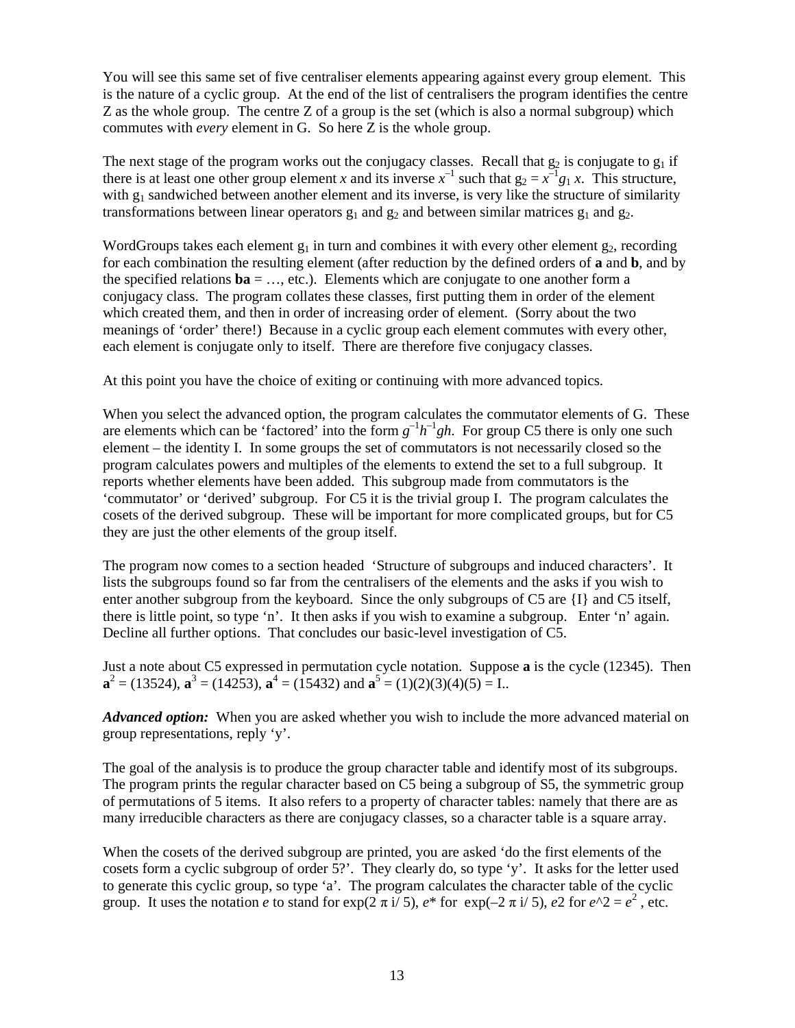You will see this same set of five centraliser elements appearing against every group element. This is the nature of a cyclic group. At the end of the list of centralisers the program identifies the centre Z as the whole group. The centre Z of a group is the set (which is also a normal subgroup) which commutes with *every* element in G. So here Z is the whole group.

The next stage of the program works out the conjugacy classes. Recall that $g_2$ is conjugate to $g_1$ if there is at least one other group element $x$ and its inverse $x^{-1}$ such that $g_2 = x^{-1}g_1 x$. This structure, with $g_1$ sandwiched between another element and its inverse, is very like the structure of similarity transformations between linear operators $g_1$ and $g_2$ and between similar matrices $g_1$ and $g_2$.

WordGroups takes each element $g_1$ in turn and combines it with every other element $g_2$, recording for each combination the resulting element (after reduction by the defined orders of **a** and **b**, and by the specified relations **ba** = …, etc.). Elements which are conjugate to one another form a conjugacy class. The program collates these classes, first putting them in order of the element which created them, and then in order of increasing order of element. (Sorry about the two meanings of 'order' there!) Because in a cyclic group each element commutes with every other, each element is conjugate only to itself. There are therefore five conjugacy classes.

At this point you have the choice of exiting or continuing with more advanced topics.

When you select the advanced option, the program calculates the commutator elements of G. These are elements which can be 'factored' into the form $g^{-1}h^{-1}gh$. For group C5 there is only one such element – the identity I. In some groups the set of commutators is not necessarily closed so the program calculates powers and multiples of the elements to extend the set to a full subgroup. It reports whether elements have been added. This subgroup made from commutators is the 'commutator' or 'derived' subgroup. For C5 it is the trivial group I. The program calculates the cosets of the derived subgroup. These will be important for more complicated groups, but for C5 they are just the other elements of the group itself.

The program now comes to a section headed 'Structure of subgroups and induced characters'. It lists the subgroups found so far from the centralisers of the elements and the asks if you wish to enter another subgroup from the keyboard. Since the only subgroups of C5 are {I} and C5 itself, there is little point, so type 'n'. It then asks if you wish to examine a subgroup. Enter 'n' again. Decline all further options. That concludes our basic-level investigation of C5.

Just a note about C5 expressed in permutation cycle notation. Suppose **a** is the cycle (12345). Then $\mathbf{a}^2$ = (13524), $\mathbf{a}^3$ = (14253), $\mathbf{a}^4$ = (15432) and $\mathbf{a}^5$ = (1)(2)(3)(4)(5) = I..

***Advanced option:*** When you are asked whether you wish to include the more advanced material on group representations, reply 'y'.

The goal of the analysis is to produce the group character table and identify most of its subgroups. The program prints the regular character based on C5 being a subgroup of S5, the symmetric group of permutations of 5 items. It also refers to a property of character tables: namely that there are as many irreducible characters as there are conjugacy classes, so a character table is a square array.

When the cosets of the derived subgroup are printed, you are asked 'do the first elements of the cosets form a cyclic subgroup of order 5?'. They clearly do, so type 'y'. It asks for the letter used to generate this cyclic group, so type 'a'. The program calculates the character table of the cyclic group. It uses the notation $e$ to stand for $\exp(2\pi i/5)$, $e^*$ for $\exp(-2\pi i/5)$, $e2$ for $e$^2 = $e^2$, etc.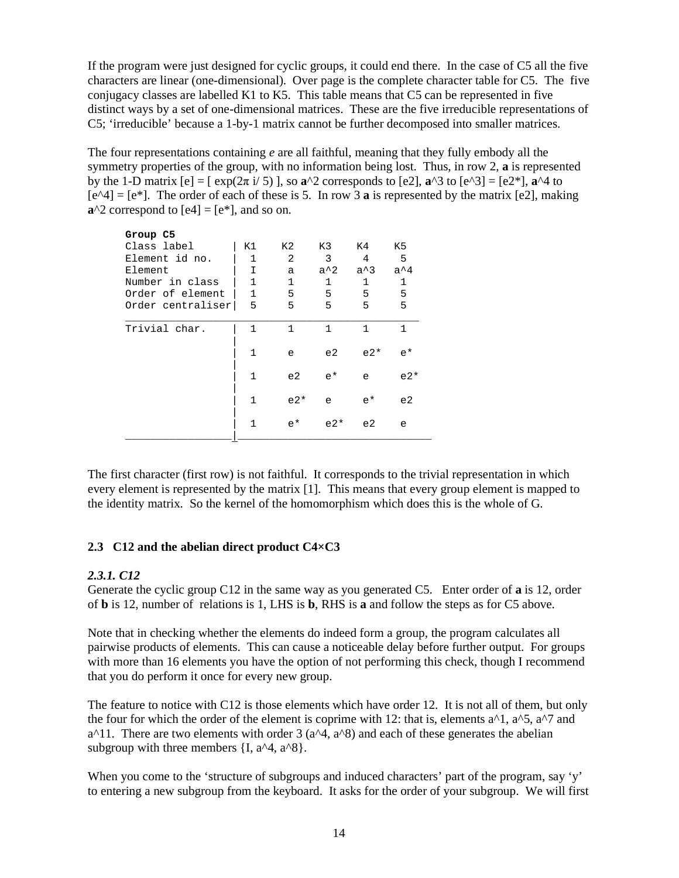If the program were just designed for cyclic groups, it could end there. In the case of C5 all the five characters are linear (one-dimensional). Over page is the complete character table for C5. The five conjugacy classes are labelled K1 to K5. This table means that C5 can be represented in five distinct ways by a set of one-dimensional matrices. These are the five irreducible representations of C5; 'irreducible' because a 1-by-1 matrix cannot be further decomposed into smaller matrices.

The four representations containing *e* are all faithful, meaning that they fully embody all the symmetry properties of the group, with no information being lost. Thus, in row 2, **a** is represented by the 1-D matrix [e] = [ $\exp(2\pi i/5)$ ], so **a**^2 corresponds to [e2], **a**^3 to [e^3] = [e2*], **a**^4 to [e^4] = [e*]. The order of each of these is 5. In row 3 **a** is represented by the matrix [e2], making **a**^2 correspond to [e4] = [e*], and so on.

```
Group C5
Class label       | K1    K2    K3    K4    K5
Element id no.    |  1     2     3     4     5
Element           |  I     a    a^2   a^3   a^4
Number in class   |  1     1     1     1     1
Order of element  |  1     5     5     5     5
Order centraliser|  5     5     5     5     5
__________________________________________________
Trivial char.     |  1     1     1     1     1
                  |
                  |  1     e     e2    e2*   e*
                  |
                  |  1     e2    e*    e     e2*
                  |
                  |  1     e2*   e     e*    e2
                  |
                  |  1     e*    e2*   e2    e
__________________|________________________________
```

The first character (first row) is not faithful. It corresponds to the trivial representation in which every element is represented by the matrix [1]. This means that every group element is mapped to the identity matrix. So the kernel of the homomorphism which does this is the whole of G.

### 2.3 C12 and the abelian direct product C4×C3

#### *2.3.1. C12*

Generate the cyclic group C12 in the same way as you generated C5. Enter order of **a** is 12, order of **b** is 12, number of relations is 1, LHS is **b**, RHS is **a** and follow the steps as for C5 above.

Note that in checking whether the elements do indeed form a group, the program calculates all pairwise products of elements. This can cause a noticeable delay before further output. For groups with more than 16 elements you have the option of not performing this check, though I recommend that you do perform it once for every new group.

The feature to notice with C12 is those elements which have order 12. It is not all of them, but only the four for which the order of the element is coprime with 12: that is, elements a^1, a^5, a^7 and a^11. There are two elements with order 3 (a^4, a^8) and each of these generates the abelian subgroup with three members {I, a^4, a^8}.

When you come to the 'structure of subgroups and induced characters' part of the program, say 'y' to entering a new subgroup from the keyboard. It asks for the order of your subgroup. We will first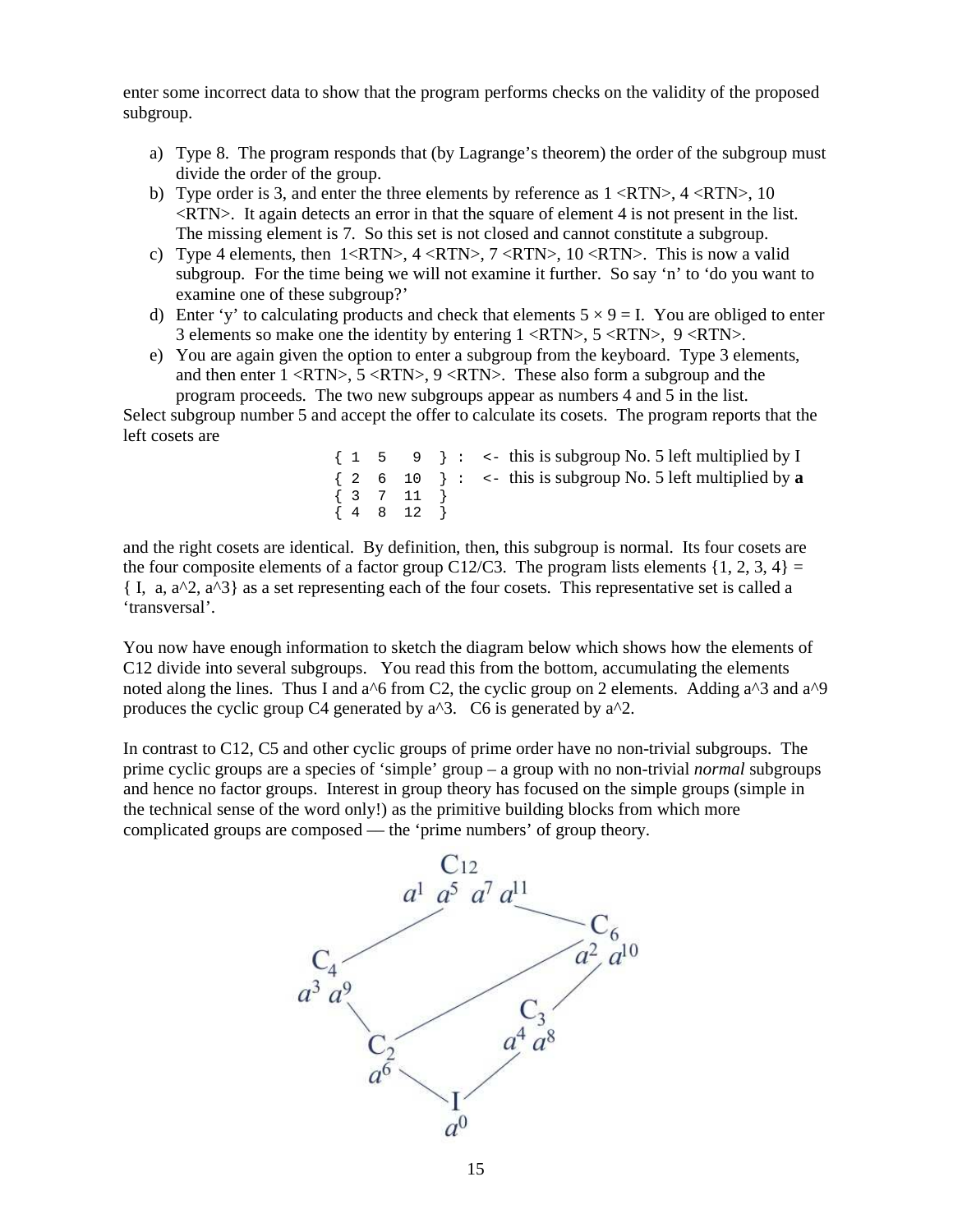enter some incorrect data to show that the program performs checks on the validity of the proposed subgroup.

a) Type 8. The program responds that (by Lagrange's theorem) the order of the subgroup must divide the order of the group.
b) Type order is 3, and enter the three elements by reference as 1 <RTN>, 4 <RTN>, 10 <RTN>. It again detects an error in that the square of element 4 is not present in the list. The missing element is 7. So this set is not closed and cannot constitute a subgroup.
c) Type 4 elements, then 1<RTN>, 4 <RTN>, 7 <RTN>, 10 <RTN>. This is now a valid subgroup. For the time being we will not examine it further. So say 'n' to 'do you want to examine one of these subgroup?'
d) Enter 'y' to calculating products and check that elements $5 \times 9 = I$. You are obliged to enter 3 elements so make one the identity by entering 1 <RTN>, 5 <RTN>, 9 <RTN>.
e) You are again given the option to enter a subgroup from the keyboard. Type 3 elements, and then enter 1 <RTN>, 5 <RTN>, 9 <RTN>. These also form a subgroup and the program proceeds. The two new subgroups appear as numbers 4 and 5 in the list.

Select subgroup number 5 and accept the offer to calculate its cosets. The program reports that the left cosets are

```
{ 1  5   9  } :  <-  this is subgroup No. 5 left multiplied by I
{ 2  6  10  } :  <-  this is subgroup No. 5 left multiplied by a
{ 3  7  11  }
{ 4  8  12  }
```

and the right cosets are identical. By definition, then, this subgroup is normal. Its four cosets are the four composite elements of a factor group C12/C3. The program lists elements {1, 2, 3, 4} = { I, a, a^2, a^3} as a set representing each of the four cosets. This representative set is called a 'transversal'.

You now have enough information to sketch the diagram below which shows how the elements of C12 divide into several subgroups. You read this from the bottom, accumulating the elements noted along the lines. Thus I and a^6 from C2, the cyclic group on 2 elements. Adding a^3 and a^9 produces the cyclic group C4 generated by a^3. C6 is generated by a^2.

In contrast to C12, C5 and other cyclic groups of prime order have no non-trivial subgroups. The prime cyclic groups are a species of 'simple' group – a group with no non-trivial *normal* subgroups and hence no factor groups. Interest in group theory has focused on the simple groups (simple in the technical sense of the word only!) as the primitive building blocks from which more complicated groups are composed — the 'prime numbers' of group theory.

$C_{12}$: $a^1\ a^5\ a^7\ a^{11}$

$C_4$: $a^3\ a^9$ — $C_6$: $a^2\ a^{10}$

$C_2$: $a^6$ — $C_3$: $a^4\ a^8$

$I$: $a^0$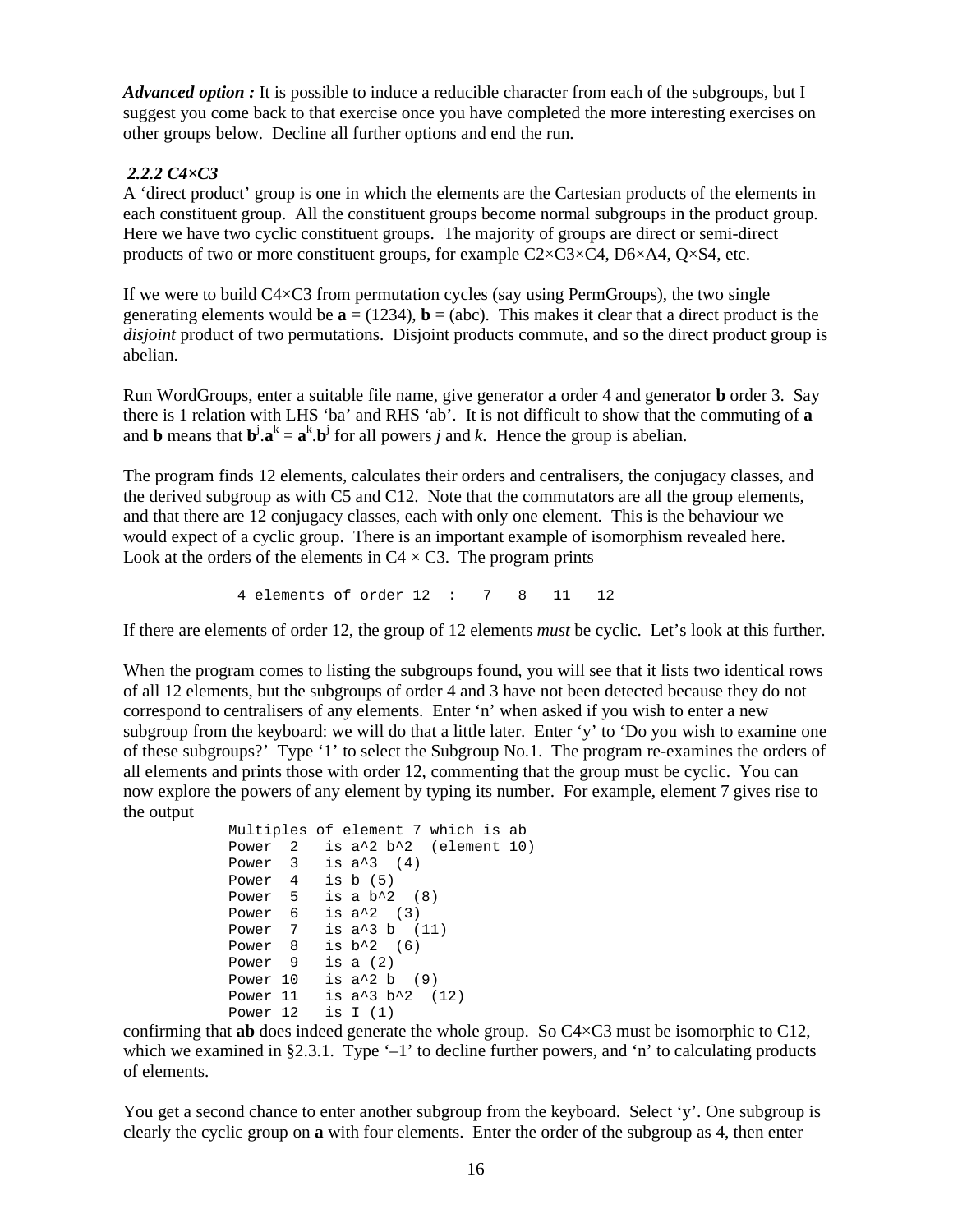***Advanced option :*** It is possible to induce a reducible character from each of the subgroups, but I suggest you come back to that exercise once you have completed the more interesting exercises on other groups below. Decline all further options and end the run.

### *2.2.2 C4×C3*

A 'direct product' group is one in which the elements are the Cartesian products of the elements in each constituent group. All the constituent groups become normal subgroups in the product group. Here we have two cyclic constituent groups. The majority of groups are direct or semi-direct products of two or more constituent groups, for example C2×C3×C4, D6×A4, Q×S4, etc.

If we were to build C4×C3 from permutation cycles (say using PermGroups), the two single generating elements would be **a** = (1234), **b** = (abc). This makes it clear that a direct product is the *disjoint* product of two permutations. Disjoint products commute, and so the direct product group is abelian.

Run WordGroups, enter a suitable file name, give generator **a** order 4 and generator **b** order 3. Say there is 1 relation with LHS 'ba' and RHS 'ab'. It is not difficult to show that the commuting of **a** and **b** means that $\mathbf{b}^j.\mathbf{a}^k = \mathbf{a}^k.\mathbf{b}^j$ for all powers $j$ and $k$. Hence the group is abelian.

The program finds 12 elements, calculates their orders and centralisers, the conjugacy classes, and the derived subgroup as with C5 and C12. Note that the commutators are all the group elements, and that there are 12 conjugacy classes, each with only one element. This is the behaviour we would expect of a cyclic group. There is an important example of isomorphism revealed here. Look at the orders of the elements in C4 × C3. The program prints

```
4 elements of order 12  :   7   8   11   12
```

If there are elements of order 12, the group of 12 elements *must* be cyclic. Let's look at this further.

When the program comes to listing the subgroups found, you will see that it lists two identical rows of all 12 elements, but the subgroups of order 4 and 3 have not been detected because they do not correspond to centralisers of any elements. Enter 'n' when asked if you wish to enter a new subgroup from the keyboard: we will do that a little later. Enter 'y' to 'Do you wish to examine one of these subgroups?' Type '1' to select the Subgroup No.1. The program re-examines the orders of all elements and prints those with order 12, commenting that the group must be cyclic. You can now explore the powers of any element by typing its number. For example, element 7 gives rise to the output

```
Multiples of element 7 which is ab
Power  2   is a^2 b^2  (element 10)
Power  3   is a^3  (4)
Power  4   is b (5)
Power  5   is a b^2  (8)
Power  6   is a^2  (3)
Power  7   is a^3 b  (11)
Power  8   is b^2  (6)
Power  9   is a (2)
Power 10   is a^2 b  (9)
Power 11   is a^3 b^2  (12)
Power 12   is I (1)
```

confirming that **ab** does indeed generate the whole group. So C4×C3 must be isomorphic to C12, which we examined in §2.3.1. Type '–1' to decline further powers, and 'n' to calculating products of elements.

You get a second chance to enter another subgroup from the keyboard. Select 'y'. One subgroup is clearly the cyclic group on **a** with four elements. Enter the order of the subgroup as 4, then enter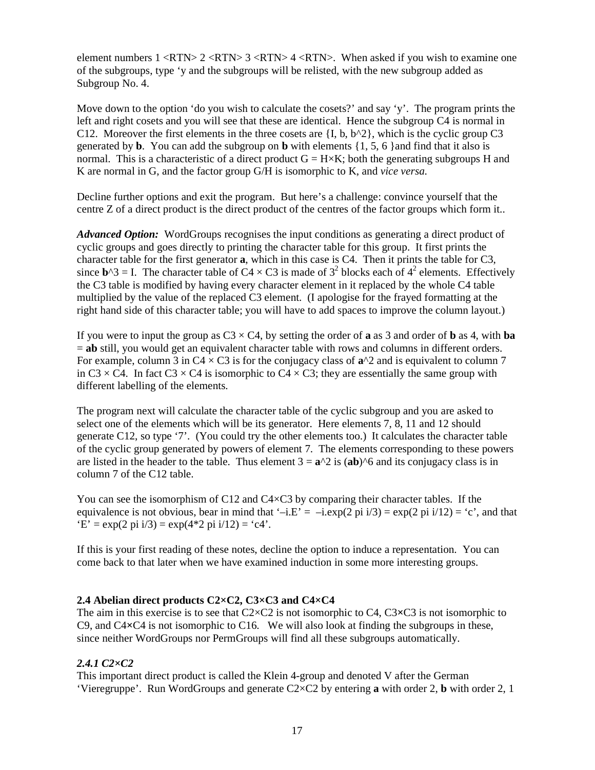element numbers 1 <RTN> 2 <RTN> 3 <RTN> 4 <RTN>. When asked if you wish to examine one of the subgroups, type 'y and the subgroups will be relisted, with the new subgroup added as Subgroup No. 4.

Move down to the option 'do you wish to calculate the cosets?' and say 'y'. The program prints the left and right cosets and you will see that these are identical. Hence the subgroup C4 is normal in C12. Moreover the first elements in the three cosets are {I, b, b^2}, which is the cyclic group C3 generated by **b**. You can add the subgroup on **b** with elements {1, 5, 6 }and find that it also is normal. This is a characteristic of a direct product G = H×K; both the generating subgroups H and K are normal in G, and the factor group G/H is isomorphic to K, and *vice versa*.

Decline further options and exit the program. But here's a challenge: convince yourself that the centre Z of a direct product is the direct product of the centres of the factor groups which form it..

***Advanced Option:*** WordGroups recognises the input conditions as generating a direct product of cyclic groups and goes directly to printing the character table for this group. It first prints the character table for the first generator **a**, which in this case is C4. Then it prints the table for C3, since **b**^3 = I. The character table of C4 × C3 is made of $3^2$ blocks each of $4^2$ elements. Effectively the C3 table is modified by having every character element in it replaced by the whole C4 table multiplied by the value of the replaced C3 element. (I apologise for the frayed formatting at the right hand side of this character table; you will have to add spaces to improve the column layout.)

If you were to input the group as C3 × C4, by setting the order of **a** as 3 and order of **b** as 4, with **ba** = **ab** still, you would get an equivalent character table with rows and columns in different orders. For example, column 3 in C4 × C3 is for the conjugacy class of **a**^2 and is equivalent to column 7 in C3 × C4. In fact C3 × C4 is isomorphic to C4 × C3; they are essentially the same group with different labelling of the elements.

The program next will calculate the character table of the cyclic subgroup and you are asked to select one of the elements which will be its generator. Here elements 7, 8, 11 and 12 should generate C12, so type '7'. (You could try the other elements too.) It calculates the character table of the cyclic group generated by powers of element 7. The elements corresponding to these powers are listed in the header to the table. Thus element 3 = **a**^2 is (**ab**)^6 and its conjugacy class is in column 7 of the C12 table.

You can see the isomorphism of C12 and C4×C3 by comparing their character tables. If the equivalence is not obvious, bear in mind that '–i.E' = –i.exp(2 pi i/3) = exp(2 pi i/12) = 'c', and that 'E' = exp(2 pi i/3) = exp(4*2 pi i/12) = 'c4'.

If this is your first reading of these notes, decline the option to induce a representation. You can come back to that later when we have examined induction in some more interesting groups.

### 2.4 Abelian direct products C2×C2, C3×C3 and C4×C4

The aim in this exercise is to see that C2×C2 is not isomorphic to C4, C3×C3 is not isomorphic to C9, and C4×C4 is not isomorphic to C16. We will also look at finding the subgroups in these, since neither WordGroups nor PermGroups will find all these subgroups automatically.

#### *2.4.1 C2×C2*

This important direct product is called the Klein 4-group and denoted V after the German 'Vieregruppe'. Run WordGroups and generate C2×C2 by entering **a** with order 2, **b** with order 2, 1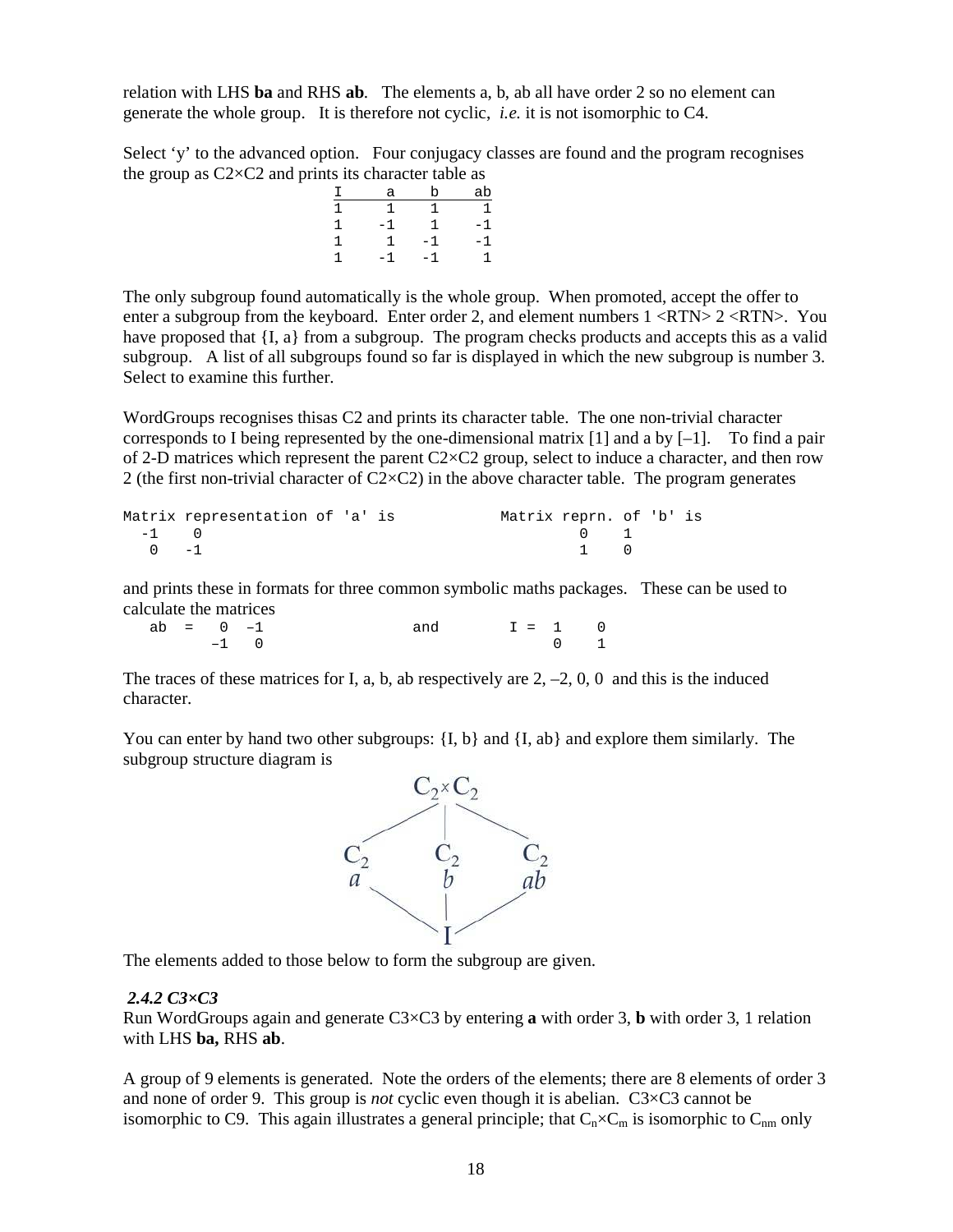relation with LHS **ba** and RHS **ab**. The elements a, b, ab all have order 2 so no element can generate the whole group. It is therefore not cyclic, *i.e.* it is not isomorphic to C4.

Select 'y' to the advanced option. Four conjugacy classes are found and the program recognises the group as C2×C2 and prints its character table as

| I | a | b | ab |
|---|---|---|---|
| 1 | 1 | 1 | 1 |
| 1 | -1 | 1 | -1 |
| 1 | 1 | -1 | -1 |
| 1 | -1 | -1 | 1 |

The only subgroup found automatically is the whole group. When promoted, accept the offer to enter a subgroup from the keyboard. Enter order 2, and element numbers 1 <RTN> 2 <RTN>. You have proposed that {I, a} from a subgroup. The program checks products and accepts this as a valid subgroup. A list of all subgroups found so far is displayed in which the new subgroup is number 3. Select to examine this further.

WordGroups recognises thisas C2 and prints its character table. The one non-trivial character corresponds to I being represented by the one-dimensional matrix [1] and a by [–1]. To find a pair of 2-D matrices which represent the parent C2×C2 group, select to induce a character, and then row 2 (the first non-trivial character of C2×C2) in the above character table. The program generates

```
Matrix representation of 'a' is           Matrix reprn. of 'b' is
  -1    0                                          0    1
   0   -1                                          1    0
```

and prints these in formats for three common symbolic maths packages. These can be used to calculate the matrices

```
   ab  =   0  –1                 and        I =  1    0
          –1   0                                 0    1
```

The traces of these matrices for I, a, b, ab respectively are 2, –2, 0, 0 and this is the induced character.

You can enter by hand two other subgroups: {I, b} and {I, ab} and explore them similarly. The subgroup structure diagram is

```
              C2×C2
            /   |   \
         C2     C2     C2
         a      b      ab
            \   |   /
                I
```

The elements added to those below to form the subgroup are given.

### *2.4.2 C3×C3*

Run WordGroups again and generate C3×C3 by entering **a** with order 3, **b** with order 3, 1 relation with LHS **ba,** RHS **ab**.

A group of 9 elements is generated. Note the orders of the elements; there are 8 elements of order 3 and none of order 9. This group is *not* cyclic even though it is abelian. C3×C3 cannot be isomorphic to C9. This again illustrates a general principle; that $C_n \times C_m$ is isomorphic to $C_{nm}$ only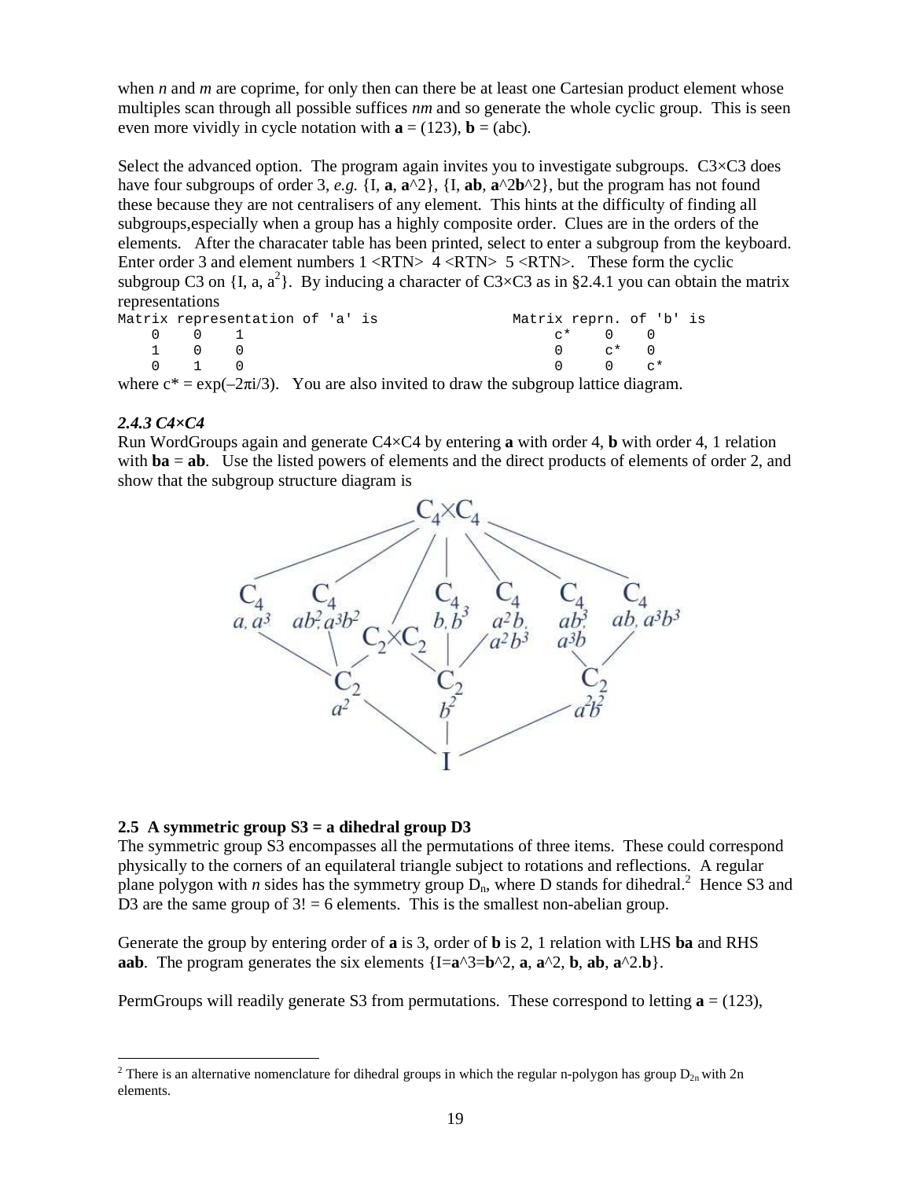when $n$ and $m$ are coprime, for only then can there be at least one Cartesian product element whose multiples scan through all possible suffices $nm$ and so generate the whole cyclic group. This is seen even more vividly in cycle notation with **a** = (123), **b** = (abc).

Select the advanced option. The program again invites you to investigate subgroups. C3×C3 does have four subgroups of order 3, *e.g.* {I, **a**, **a**^2}, {I, **ab**, **a**^2**b**^2}, but the program has not found these because they are not centralisers of any element. This hints at the difficulty of finding all subgroups,especially when a group has a highly composite order. Clues are in the orders of the elements. After the characater table has been printed, select to enter a subgroup from the keyboard. Enter order 3 and element numbers 1 <RTN> 4 <RTN> 5 <RTN>. These form the cyclic subgroup C3 on {I, a, $a^2$}. By inducing a character of C3×C3 as in §2.4.1 you can obtain the matrix representations

```
Matrix representation of 'a' is              Matrix reprn. of 'b' is
    0    0    1                                   c*    0    0
    1    0    0                                   0     c*   0
    0    1    0                                   0     0    c*
```

where $c^* = \exp(-2\pi i/3)$. You are also invited to draw the subgroup lattice diagram.

### *2.4.3 C4×C4*

Run WordGroups again and generate C4×C4 by entering **a** with order 4, **b** with order 4, 1 relation with **ba** = **ab**. Use the listed powers of elements and the direct products of elements of order 2, and show that the subgroup structure diagram is

$$
\begin{array}{c}
C_4\times C_4 \\
C_4\ (a, a^3) \quad C_4\ (ab^2, a^3b^2) \quad C_2\times C_2 \quad C_4\ (b, b^3) \quad C_4\ (a^2b, a^2b^3) \quad C_4\ (ab^3, a^3b) \quad C_4\ (ab, a^3b^3) \\
C_2\ (a^2) \quad C_2\ (b^2) \quad C_2\ (a^2b^2) \\
I
\end{array}
$$

## 2.5 A symmetric group S3 = a dihedral group D3

The symmetric group S3 encompasses all the permutations of three items. These could correspond physically to the corners of an equilateral triangle subject to rotations and reflections. A regular plane polygon with $n$ sides has the symmetry group $D_n$, where D stands for dihedral.[2] Hence S3 and D3 are the same group of 3! = 6 elements. This is the smallest non-abelian group.

Generate the group by entering order of **a** is 3, order of **b** is 2, 1 relation with LHS **ba** and RHS **aab**. The program generates the six elements {I=**a**^3=**b**^2, **a**, **a**^2, **b**, **ab**, **a**^2.**b**}.

PermGroups will readily generate S3 from permutations. These correspond to letting **a** = (123),

---

[2] There is an alternative nomenclature for dihedral groups in which the regular n-polygon has group $D_{2n}$ with 2n elements.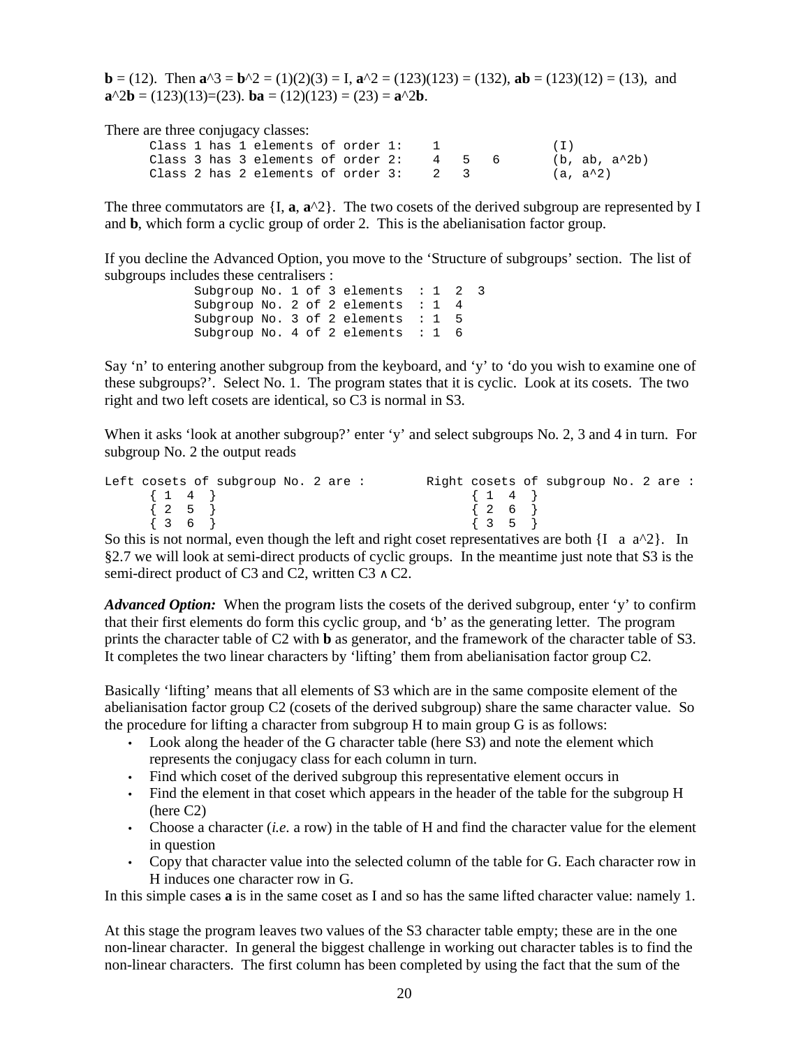**b** = (12). Then **a**^3 = **b**^2 = (1)(2)(3) = I, **a**^2 = (123)(123) = (132), **ab** = (123)(12) = (13), and **a**^2**b** = (123)(13)=(23). **ba** = (12)(123) = (23) = **a**^2**b**.

There are three conjugacy classes:

```
      Class 1 has 1 elements of order 1:    1               (I)
      Class 3 has 3 elements of order 2:    4   5   6       (b, ab, a^2b)
      Class 2 has 2 elements of order 3:    2   3           (a, a^2)
```

The three commutators are {I, **a**, **a**^2}. The two cosets of the derived subgroup are represented by I and **b**, which form a cyclic group of order 2. This is the abelianisation factor group.

If you decline the Advanced Option, you move to the 'Structure of subgroups' section. The list of subgroups includes these centralisers :

```
            Subgroup No. 1 of 3 elements  : 1  2  3
            Subgroup No. 2 of 2 elements  : 1  4
            Subgroup No. 3 of 2 elements  : 1  5
            Subgroup No. 4 of 2 elements  : 1  6
```

Say 'n' to entering another subgroup from the keyboard, and 'y' to 'do you wish to examine one of these subgroups?'. Select No. 1. The program states that it is cyclic. Look at its cosets. The two right and two left cosets are identical, so C3 is normal in S3.

When it asks 'look at another subgroup?' enter 'y' and select subgroups No. 2, 3 and 4 in turn. For subgroup No. 2 the output reads

```
Left cosets of subgroup No. 2 are :        Right cosets of subgroup No. 2 are :
      { 1  4  }                                  { 1  4  }
      { 2  5  }                                  { 2  6  }
      { 3  6  }                                  { 3  5  }
```

So this is not normal, even though the left and right coset representatives are both {I a a^2}. In §2.7 we will look at semi-direct products of cyclic groups. In the meantime just note that S3 is the semi-direct product of C3 and C2, written C3 ∧ C2.

***Advanced Option:*** When the program lists the cosets of the derived subgroup, enter 'y' to confirm that their first elements do form this cyclic group, and 'b' as the generating letter. The program prints the character table of C2 with **b** as generator, and the framework of the character table of S3. It completes the two linear characters by 'lifting' them from abelianisation factor group C2.

Basically 'lifting' means that all elements of S3 which are in the same composite element of the abelianisation factor group C2 (cosets of the derived subgroup) share the same character value. So the procedure for lifting a character from subgroup H to main group G is as follows:

- Look along the header of the G character table (here S3) and note the element which represents the conjugacy class for each column in turn.
- Find which coset of the derived subgroup this representative element occurs in
- Find the element in that coset which appears in the header of the table for the subgroup H (here C2)
- Choose a character (*i.e.* a row) in the table of H and find the character value for the element in question
- Copy that character value into the selected column of the table for G. Each character row in H induces one character row in G.

In this simple cases **a** is in the same coset as I and so has the same lifted character value: namely 1.

At this stage the program leaves two values of the S3 character table empty; these are in the one non-linear character. In general the biggest challenge in working out character tables is to find the non-linear characters. The first column has been completed by using the fact that the sum of the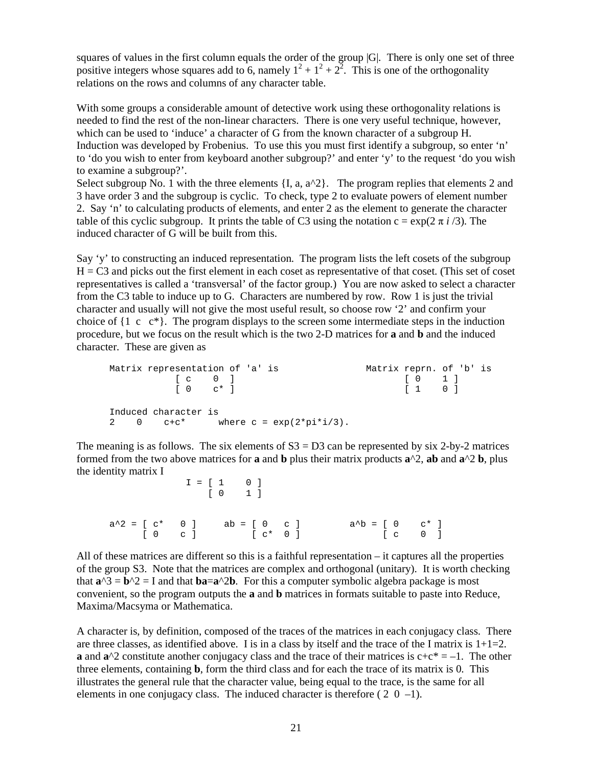squares of values in the first column equals the order of the group |G|. There is only one set of three positive integers whose squares add to 6, namely $1^2 + 1^2 + 2^2$. This is one of the orthogonality relations on the rows and columns of any character table.

With some groups a considerable amount of detective work using these orthogonality relations is needed to find the rest of the non-linear characters. There is one very useful technique, however, which can be used to 'induce' a character of G from the known character of a subgroup H. Induction was developed by Frobenius. To use this you must first identify a subgroup, so enter 'n' to 'do you wish to enter from keyboard another subgroup?' and enter 'y' to the request 'do you wish to examine a subgroup?'.

Select subgroup No. 1 with the three elements {I, a, a^2}. The program replies that elements 2 and 3 have order 3 and the subgroup is cyclic. To check, type 2 to evaluate powers of element number 2. Say 'n' to calculating products of elements, and enter 2 as the element to generate the character table of this cyclic subgroup. It prints the table of C3 using the notation c = exp(2 π *i* /3). The induced character of G will be built from this.

Say 'y' to constructing an induced representation. The program lists the left cosets of the subgroup H = C3 and picks out the first element in each coset as representative of that coset. (This set of coset representatives is called a 'transversal' of the factor group.) You are now asked to select a character from the C3 table to induce up to G. Characters are numbered by row. Row 1 is just the trivial character and usually will not give the most useful result, so choose row '2' and confirm your choice of {1 c c*}. The program displays to the screen some intermediate steps in the induction procedure, but we focus on the result which is the two 2-D matrices for **a** and **b** and the induced character. These are given as

```
Matrix representation of 'a' is               Matrix reprn. of 'b' is
            [ c    0  ]                                [ 0    1 ]
            [ 0    c* ]                                [ 1    0 ]

Induced character is
2    0    c+c*      where c = exp(2*pi*i/3).
```

The meaning is as follows. The six elements of S3 = D3 can be represented by six 2-by-2 matrices formed from the two above matrices for **a** and **b** plus their matrix products **a**^2, **ab** and **a**^2 **b**, plus the identity matrix I

```
              I = [ 1    0 ]
                  [ 0    1 ]


a^2 = [ c*   0 ]     ab = [ 0   c ]         a^b = [ 0    c* ]
      [ 0    c ]          [ c*  0 ]               [ c    0  ]
```

All of these matrices are different so this is a faithful representation – it captures all the properties of the group S3. Note that the matrices are complex and orthogonal (unitary). It is worth checking that **a**^3 = **b**^2 = I and that **ba**=**a**^2**b**. For this a computer symbolic algebra package is most convenient, so the program outputs the **a** and **b** matrices in formats suitable to paste into Reduce, Maxima/Macsyma or Mathematica.

A character is, by definition, composed of the traces of the matrices in each conjugacy class. There are three classes, as identified above. I is in a class by itself and the trace of the I matrix is 1+1=2. **a** and **a**^2 constitute another conjugacy class and the trace of their matrices is c+c* = –1. The other three elements, containing **b**, form the third class and for each the trace of its matrix is 0. This illustrates the general rule that the character value, being equal to the trace, is the same for all elements in one conjugacy class. The induced character is therefore ( 2 0 –1).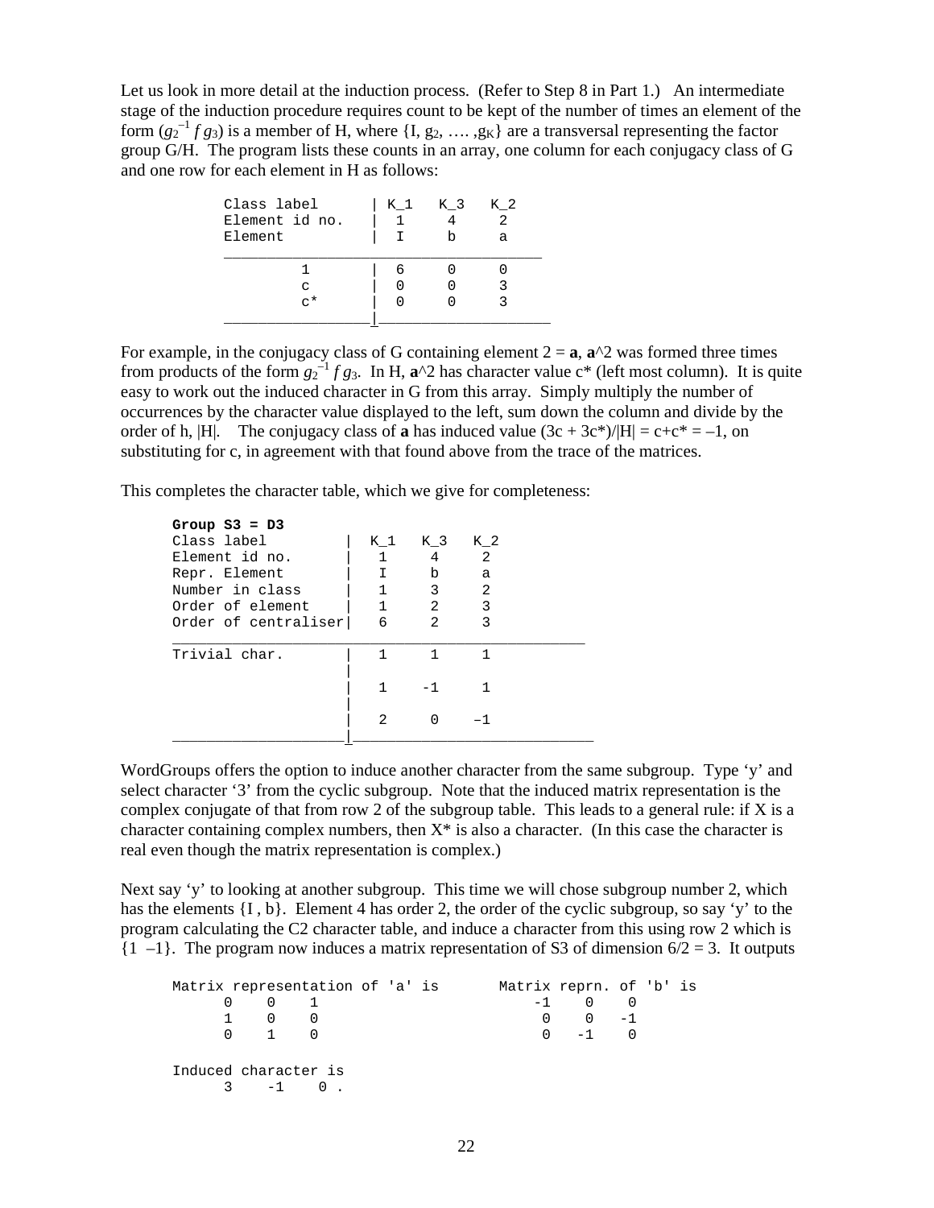Let us look in more detail at the induction process. (Refer to Step 8 in Part 1.) An intermediate stage of the induction procedure requires count to be kept of the number of times an element of the form ($g_2^{-1} f g_3$) is a member of H, where {I, $g_2$, …. ,$g_K$} are a transversal representing the factor group G/H. The program lists these counts in an array, one column for each conjugacy class of G and one row for each element in H as follows:

```
Class label      | K_1   K_3   K_2
Element id no.   |  1     4     2
Element          |  I     b     a
_____________________________________
        1        |  6     0     0
        c        |  0     0     3
        c*       |  0     0     3
_________________|___________________
```

For example, in the conjugacy class of G containing element 2 = **a**, **a**^2 was formed three times from products of the form $g_2^{-1} f g_3$. In H, **a**^2 has character value c* (left most column). It is quite easy to work out the induced character in G from this array. Simply multiply the number of occurrences by the character value displayed to the left, sum down the column and divide by the order of h, |H|. The conjugacy class of **a** has induced value (3c + 3c*)/|H| = c+c* = –1, on substituting for c, in agreement with that found above from the trace of the matrices.

This completes the character table, which we give for completeness:

```
Group S3 = D3
Class label          |  K_1   K_3   K_2
Element id no.       |   1     4     2
Repr. Element        |   I     b     a
Number in class      |   1     3     2
Order of element     |   1     2     3
Order of centraliser|   6     2     3
_______________________________________________
Trivial char.        |   1     1     1
                     |
                     |   1    -1     1
                     |
                     |   2     0    –1
_____________________|_________________________
```

WordGroups offers the option to induce another character from the same subgroup. Type ‘y’ and select character ‘3’ from the cyclic subgroup. Note that the induced matrix representation is the complex conjugate of that from row 2 of the subgroup table. This leads to a general rule: if X is a character containing complex numbers, then X* is also a character. (In this case the character is real even though the matrix representation is complex.)

Next say ‘y’ to looking at another subgroup. This time we will chose subgroup number 2, which has the elements {I , b}. Element 4 has order 2, the order of the cyclic subgroup, so say ‘y’ to the program calculating the C2 character table, and induce a character from this using row 2 which is {1 –1}. The program now induces a matrix representation of S3 of dimension 6/2 = 3. It outputs

```
Matrix representation of 'a' is       Matrix reprn. of 'b' is
      0    0    1                         -1    0    0
      1    0    0                          0    0   -1
      0    1    0                          0   -1    0

Induced character is
      3    -1    0 .
```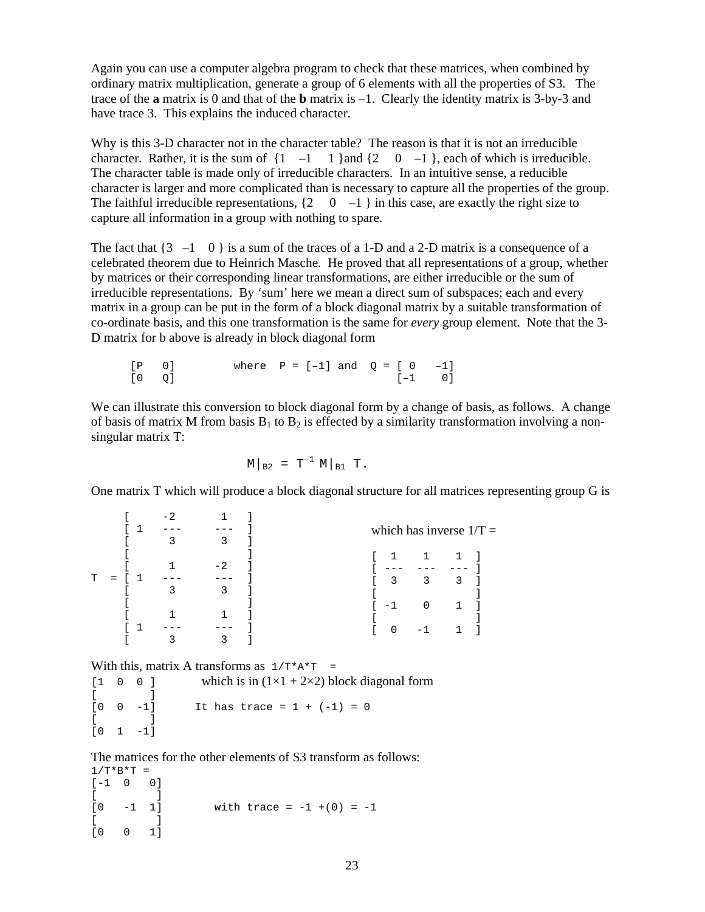Again you can use a computer algebra program to check that these matrices, when combined by ordinary matrix multiplication, generate a group of 6 elements with all the properties of S3. The trace of the **a** matrix is 0 and that of the **b** matrix is –1. Clearly the identity matrix is 3-by-3 and have trace 3. This explains the induced character.

Why is this 3-D character not in the character table? The reason is that it is not an irreducible character. Rather, it is the sum of {1 –1 1 }and {2 0 –1 }, each of which is irreducible. The character table is made only of irreducible characters. In an intuitive sense, a reducible character is larger and more complicated than is necessary to capture all the properties of the group. The faithful irreducible representations, {2 0 –1 } in this case, are exactly the right size to capture all information in a group with nothing to spare.

The fact that {3 –1 0 } is a sum of the traces of a 1-D and a 2-D matrix is a consequence of a celebrated theorem due to Heinrich Masche. He proved that all representations of a group, whether by matrices or their corresponding linear transformations, are either irreducible or the sum of irreducible representations. By 'sum' here we mean a direct sum of subspaces; each and every matrix in a group can be put in the form of a block diagonal matrix by a suitable transformation of co-ordinate basis, and this one transformation is the same for *every* group element. Note that the 3-D matrix for b above is already in block diagonal form

$$\begin{bmatrix} P & 0 \\ 0 & Q \end{bmatrix} \qquad \text{where } P = [-1] \text{ and } Q = \begin{bmatrix} 0 & -1 \\ -1 & 0 \end{bmatrix}$$

We can illustrate this conversion to block diagonal form by a change of basis, as follows. A change of basis of matrix M from basis $B_1$ to $B_2$ is effected by a similarity transformation involving a non-singular matrix T:

$$M|_{B2} = T^{-1} M|_{B1} T.$$

One matrix T which will produce a block diagonal structure for all matrices representing group G is

$$T = \begin{bmatrix} 1 & \frac{-2}{3} & \frac{1}{3} \\ 1 & \frac{1}{3} & \frac{-2}{3} \\ 1 & \frac{1}{3} & \frac{1}{3} \end{bmatrix}$$

which has inverse 1/T =

$$\begin{bmatrix} \frac{1}{3} & \frac{1}{3} & \frac{1}{3} \\ -1 & 0 & 1 \\ 0 & -1 & 1 \end{bmatrix}$$

With this, matrix A transforms as `1/T*A*T =`

$$\begin{bmatrix} 1 & 0 & 0 \\ 0 & 0 & -1 \\ 0 & 1 & -1 \end{bmatrix}$$

which is in (1×1 + 2×2) block diagonal form

It has trace = 1 + (-1) = 0

The matrices for the other elements of S3 transform as follows:

`1/T*B*T =`

$$\begin{bmatrix} -1 & 0 & 0 \\ 0 & -1 & 1 \\ 0 & 0 & 1 \end{bmatrix}$$

with trace = -1 +(0) = -1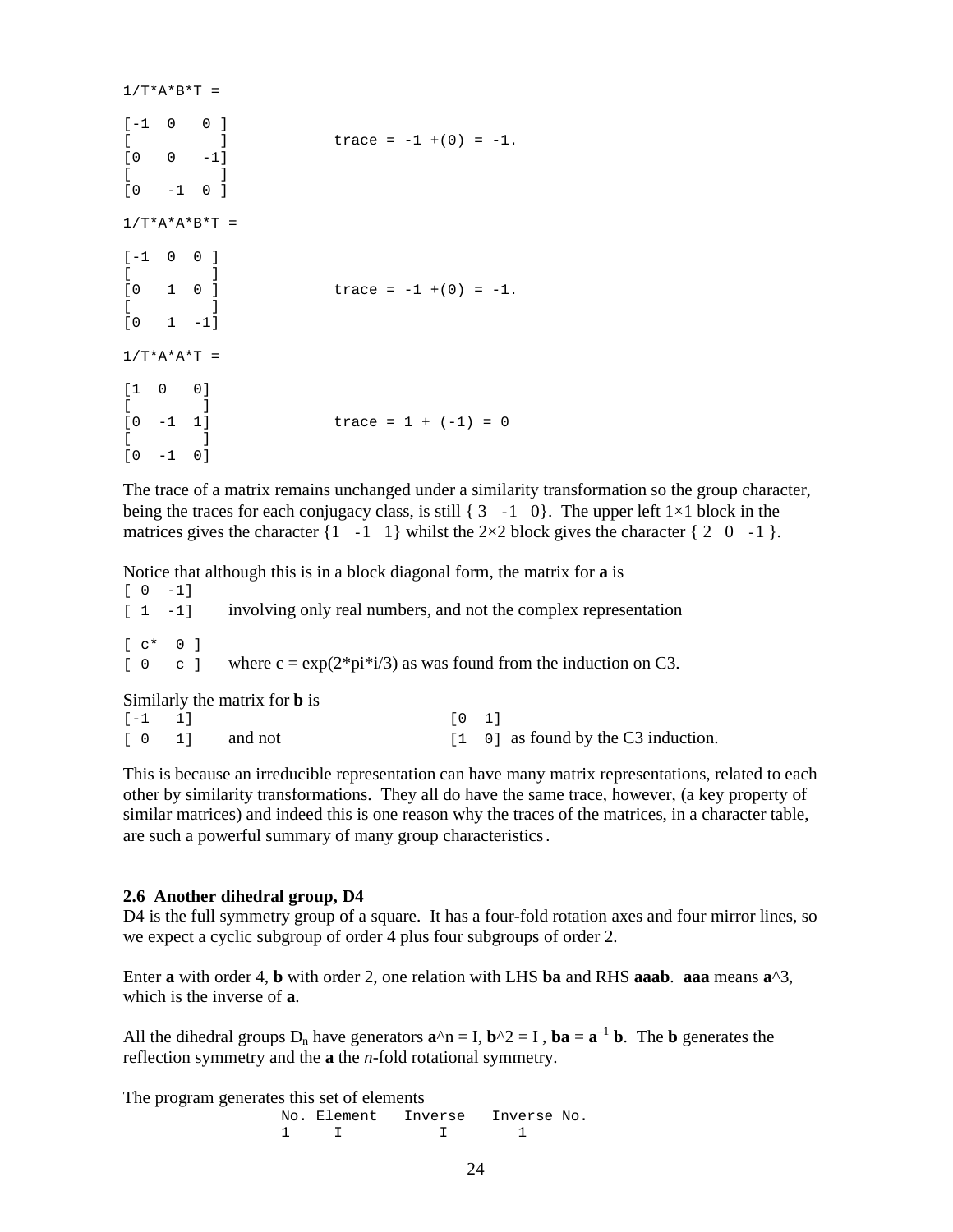```
1/T*A*B*T =

[-1  0   0 ]
[          ]            trace = -1 +(0) = -1.
[0   0   -1]
[          ]
[0   -1  0 ]

1/T*A*A*B*T =

[-1  0  0 ]
[         ]
[0   1  0 ]             trace = -1 +(0) = -1.
[         ]
[0   1  -1]

1/T*A*A*T =

[1  0   0]
[        ]
[0  -1  1]              trace = 1 + (-1) = 0
[        ]
[0  -1  0]
```

The trace of a matrix remains unchanged under a similarity transformation so the group character, being the traces for each conjugacy class, is still { 3 -1 0}. The upper left 1×1 block in the matrices gives the character {1 -1 1} whilst the 2×2 block gives the character { 2 0 -1 }.

Notice that although this is in a block diagonal form, the matrix for **a** is

```
[ 0  -1]
[ 1  -1]
```

involving only real numbers, and not the complex representation

```
[ c*  0 ]
[ 0   c ]
```

where c = exp(2*pi*i/3) as was found from the induction on C3.

Similarly the matrix for **b** is

```
[-1  1]
[ 0  1]
```

and not

```
[0  1]
[1  0]
```

as found by the C3 induction.

This is because an irreducible representation can have many matrix representations, related to each other by similarity transformations. They all do have the same trace, however, (a key property of similar matrices) and indeed this is one reason why the traces of the matrices, in a character table, are such a powerful summary of many group characteristics.

### 2.6 Another dihedral group, D4

D4 is the full symmetry group of a square. It has a four-fold rotation axes and four mirror lines, so we expect a cyclic subgroup of order 4 plus four subgroups of order 2.

Enter **a** with order 4, **b** with order 2, one relation with LHS **ba** and RHS **aaab**. **aaa** means **a**^3, which is the inverse of **a**.

All the dihedral groups $D_n$ have generators **a**^n = I, **b**^2 = I , **ba** = $\mathbf{a}^{-1}$ **b**. The **b** generates the reflection symmetry and the **a** the *n*-fold rotational symmetry.

The program generates this set of elements

```
No. Element   Inverse   Inverse No.
1     I          I         1
```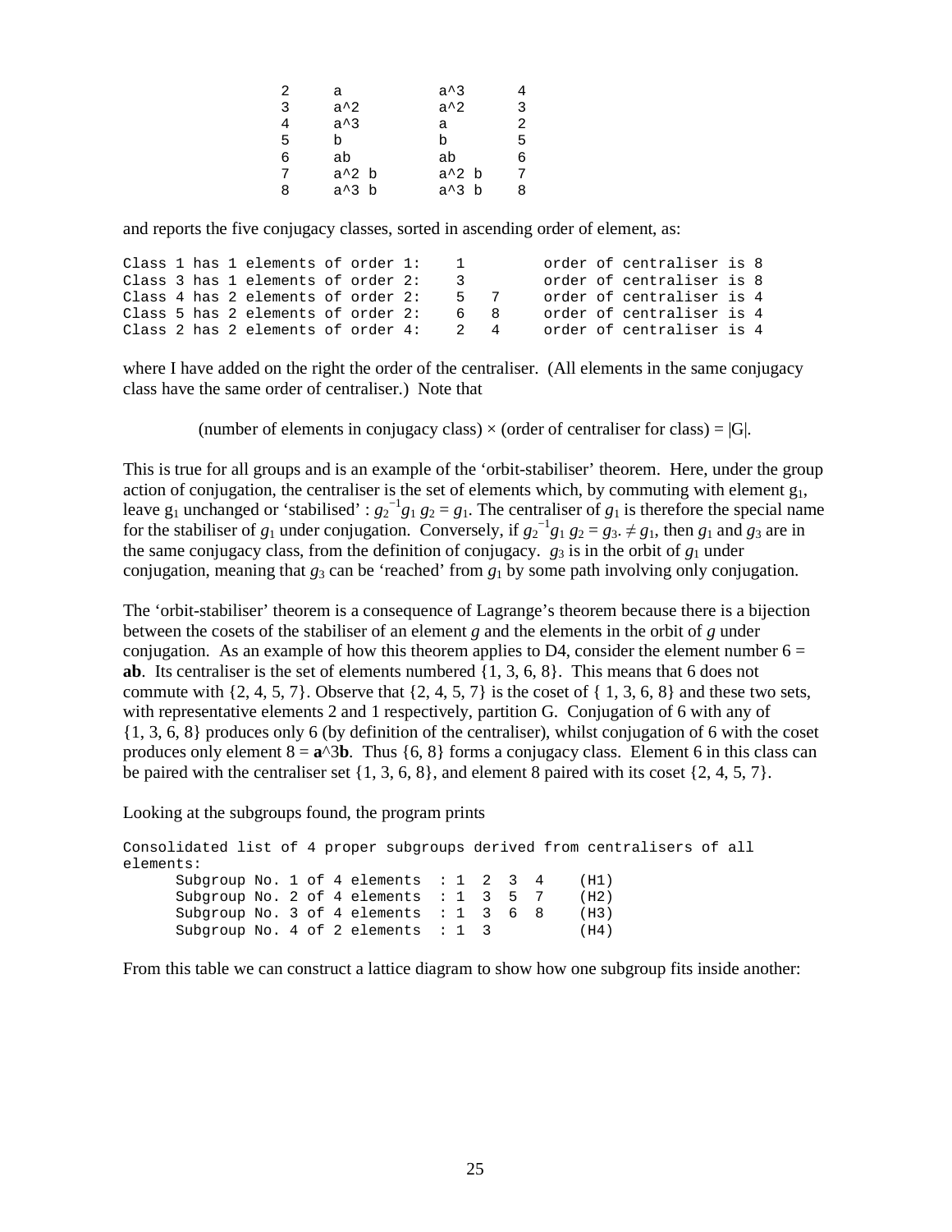```
2      a          a^3       4
3      a^2        a^2       3
4      a^3        a         2
5      b          b         5
6      ab         ab        6
7      a^2 b      a^2 b     7
8      a^3 b      a^3 b     8
```

and reports the five conjugacy classes, sorted in ascending order of element, as:

```
Class 1 has 1 elements of order 1:    1         order of centraliser is 8
Class 3 has 1 elements of order 2:    3         order of centraliser is 8
Class 4 has 2 elements of order 2:    5   7     order of centraliser is 4
Class 5 has 2 elements of order 2:    6   8     order of centraliser is 4
Class 2 has 2 elements of order 4:    2   4     order of centraliser is 4
```

where I have added on the right the order of the centraliser. (All elements in the same conjugacy class have the same order of centraliser.) Note that

(number of elements in conjugacy class) × (order of centraliser for class) = |G|.

This is true for all groups and is an example of the 'orbit-stabiliser' theorem. Here, under the group action of conjugation, the centraliser is the set of elements which, by commuting with element $g_1$, leave $g_1$ unchanged or 'stabilised' : $g_2^{-1}g_1\,g_2 = g_1$. The centraliser of $g_1$ is therefore the special name for the stabiliser of $g_1$ under conjugation. Conversely, if $g_2^{-1}g_1\,g_2 = g_3. \neq g_1$, then $g_1$ and $g_3$ are in the same conjugacy class, from the definition of conjugacy. $g_3$ is in the orbit of $g_1$ under conjugation, meaning that $g_3$ can be 'reached' from $g_1$ by some path involving only conjugation.

The 'orbit-stabiliser' theorem is a consequence of Lagrange's theorem because there is a bijection between the cosets of the stabiliser of an element $g$ and the elements in the orbit of $g$ under conjugation. As an example of how this theorem applies to D4, consider the element number 6 = **ab**. Its centraliser is the set of elements numbered {1, 3, 6, 8}. This means that 6 does not commute with {2, 4, 5, 7}. Observe that {2, 4, 5, 7} is the coset of { 1, 3, 6, 8} and these two sets, with representative elements 2 and 1 respectively, partition G. Conjugation of 6 with any of {1, 3, 6, 8} produces only 6 (by definition of the centraliser), whilst conjugation of 6 with the coset produces only element 8 = **a**^3**b**. Thus {6, 8} forms a conjugacy class. Element 6 in this class can be paired with the centraliser set {1, 3, 6, 8}, and element 8 paired with its coset {2, 4, 5, 7}.

Looking at the subgroups found, the program prints

```
Consolidated list of 4 proper subgroups derived from centralisers of all
elements:
      Subgroup No. 1 of 4 elements  : 1  2  3  4    (H1)
      Subgroup No. 2 of 4 elements  : 1  3  5  7    (H2)
      Subgroup No. 3 of 4 elements  : 1  3  6  8    (H3)
      Subgroup No. 4 of 2 elements  : 1  3          (H4)
```

From this table we can construct a lattice diagram to show how one subgroup fits inside another: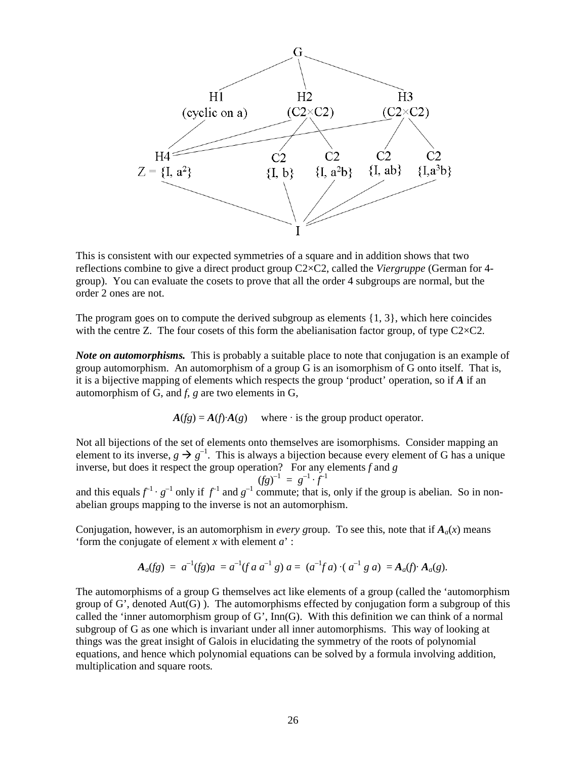G

H1 (cyclic on a) — H2 ($C2 \times C2$) — H3 ($C2 \times C2$)

H4 $Z = \{I, a^2\}$ — C2 $\{I, b\}$ — C2 $\{I, a^2b\}$ — C2 $\{I, ab\}$ — C2 $\{I, a^3b\}$

I

This is consistent with our expected symmetries of a square and in addition shows that two reflections combine to give a direct product group C2×C2, called the *Viergruppe* (German for 4-group). You can evaluate the cosets to prove that all the order 4 subgroups are normal, but the order 2 ones are not.

The program goes on to compute the derived subgroup as elements {1, 3}, which here coincides with the centre Z. The four cosets of this form the abelianisation factor group, of type C2×C2.

***Note on automorphisms.*** This is probably a suitable place to note that conjugation is an example of group automorphism. An automorphism of a group G is an isomorphism of G onto itself. That is, it is a bijective mapping of elements which respects the group 'product' operation, so if $\boldsymbol{A}$ if an automorphism of G, and $f$, $g$ are two elements in G,

$$\boldsymbol{A}(fg) = \boldsymbol{A}(f)\cdot\boldsymbol{A}(g) \quad \text{where } \cdot \text{ is the group product operator.}$$

Not all bijections of the set of elements onto themselves are isomorphisms. Consider mapping an element to its inverse, $g \rightarrow g^{-1}$. This is always a bijection because every element of G has a unique inverse, but does it respect the group operation? For any elements $f$ and $g$

$$(fg)^{-1} = g^{-1} \cdot f^{-1}$$

and this equals $f^{-1} \cdot g^{-1}$ only if $f^{-1}$ and $g^{-1}$ commute; that is, only if the group is abelian. So in non-abelian groups mapping to the inverse is not an automorphism.

Conjugation, however, is an automorphism in *every g*roup. To see this, note that if $\boldsymbol{A}_a(x)$ means 'form the conjugate of element $x$ with element $a$' :

$$\boldsymbol{A}_a(fg) = a^{-1}(fg)a = a^{-1}(f\, a\, a^{-1}\, g)\, a = (a^{-1}f\, a) \cdot (\, a^{-1}\, g\, a) = \boldsymbol{A}_a(f)\cdot \boldsymbol{A}_a(g).$$

The automorphisms of a group G themselves act like elements of a group (called the 'automorphism group of G', denoted Aut(G) ). The automorphisms effected by conjugation form a subgroup of this called the 'inner automorphism group of G', Inn(G). With this definition we can think of a normal subgroup of G as one which is invariant under all inner automorphisms. This way of looking at things was the great insight of Galois in elucidating the symmetry of the roots of polynomial equations, and hence which polynomial equations can be solved by a formula involving addition, multiplication and square roots.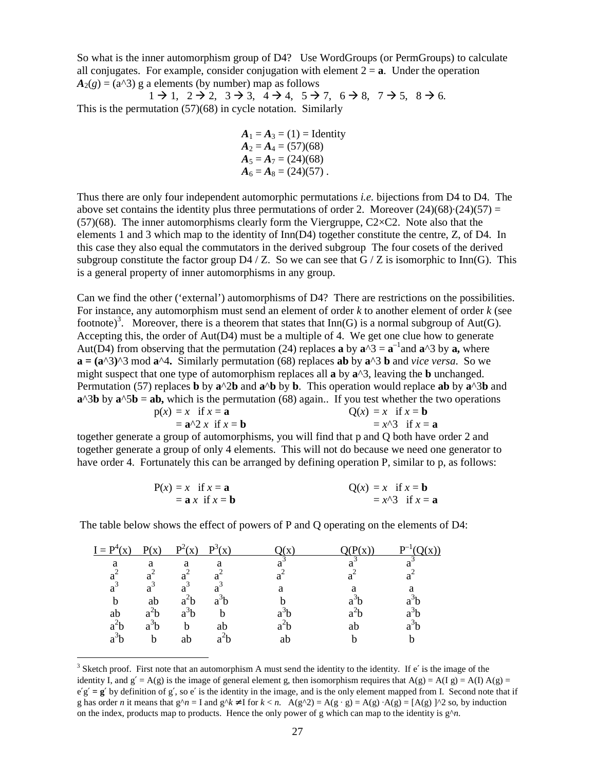So what is the inner automorphism group of D4? Use WordGroups (or PermGroups) to calculate all conjugates. For example, consider conjugation with element 2 = **a**. Under the operation $\boldsymbol{A}_2(g) = (a^3)\, g\, a$ elements (by number) map as follows

$$1 \rightarrow 1,\quad 2 \rightarrow 2,\quad 3 \rightarrow 3,\quad 4 \rightarrow 4,\quad 5 \rightarrow 7,\quad 6 \rightarrow 8,\quad 7 \rightarrow 5,\quad 8 \rightarrow 6.$$

This is the permutation (57)(68) in cycle notation. Similarly

$$\boldsymbol{A}_1 = \boldsymbol{A}_3 = (1) = \text{Identity}$$
$$\boldsymbol{A}_2 = \boldsymbol{A}_4 = (57)(68)$$
$$\boldsymbol{A}_5 = \boldsymbol{A}_7 = (24)(68)$$
$$\boldsymbol{A}_6 = \boldsymbol{A}_8 = (24)(57)\,.$$

Thus there are only four independent automorphic permutations *i.e.* bijections from D4 to D4. The above set contains the identity plus three permutations of order 2. Moreover (24)(68)·(24)(57) = (57)(68). The inner automorphisms clearly form the Viergruppe, C2×C2. Note also that the elements 1 and 3 which map to the identity of Inn(D4) together constitute the centre, Z, of D4. In this case they also equal the commutators in the derived subgroup The four cosets of the derived subgroup constitute the factor group D4 / Z. So we can see that G / Z is isomorphic to Inn(G). This is a general property of inner automorphisms in any group.

Can we find the other ('external') automorphisms of D4? There are restrictions on the possibilities. For instance, any automorphism must send an element of order $k$ to another element of order $k$ (see footnote)[3]. Moreover, there is a theorem that states that Inn(G) is a normal subgroup of Aut(G). Accepting this, the order of Aut(D4) must be a multiple of 4. We get one clue how to generate Aut(D4) from observing that the permutation (24) replaces **a** by $\mathbf{a}^3 = \mathbf{a}^{-1}$ and $\mathbf{a}^3$ by **a,** where $\mathbf{a} = (\mathbf{a}^3)^3 \bmod \mathbf{a}^4$. Similarly permutation (68) replaces **ab** by $\mathbf{a}^3\,\mathbf{b}$ and *vice versa*. So we might suspect that one type of automorphism replaces all **a** by $\mathbf{a}^3$, leaving the **b** unchanged. Permutation (57) replaces **b** by $\mathbf{a}^2\mathbf{b}$ and $\mathbf{a}^3\mathbf{b}$ by **b**. This operation would replace **ab** by $\mathbf{a}^3\mathbf{b}$ and $\mathbf{a}^3\mathbf{b}$ by $\mathbf{a}^5\mathbf{b} = \mathbf{ab}$, which is the permutation (68) again.. If you test whether the two operations

$$\mathrm{p}(x) = x \;\text{ if } x = \mathbf{a} \qquad\qquad \mathrm{Q}(x) = x \;\text{ if } x = \mathbf{b}$$
$$\quad\;\; = \mathbf{a}^2\, x \;\text{ if } x = \mathbf{b} \qquad\qquad\quad\;\; = x^3 \;\text{ if } x = \mathbf{a}$$

together generate a group of automorphisms, you will find that p and Q both have order 2 and together generate a group of only 4 elements. This will not do because we need one generator to have order 4. Fortunately this can be arranged by defining operation P, similar to p, as follows:

$$\mathrm{P}(x) = x \;\text{ if } x = \mathbf{a} \qquad\qquad \mathrm{Q}(x) = x \;\text{ if } x = \mathbf{b}$$
$$\quad\;\; = \mathbf{a}\, x \;\text{ if } x = \mathbf{b} \qquad\qquad\quad\;\; = x^3 \;\text{ if } x = \mathbf{a}$$

The table below shows the effect of powers of P and Q operating on the elements of D4:

| $I = P^4(x)$ | $P(x)$ | $P^2(x)$ | $P^3(x)$ | $Q(x)$ | $Q(P(x))$ | $P^{-1}(Q(x))$ |
|---|---|---|---|---|---|---|
| $a$ | $a$ | $a$ | $a$ | $a^3$ | $a^3$ | $a^3$ |
| $a^2$ | $a^2$ | $a^2$ | $a^2$ | $a^2$ | $a^2$ | $a^2$ |
| $a^3$ | $a^3$ | $a^3$ | $a^3$ | $a$ | $a$ | $a$ |
| $b$ | $ab$ | $a^2b$ | $a^3b$ | $b$ | $a^3b$ | $a^3b$ |
| $ab$ | $a^2b$ | $a^3b$ | $b$ | $a^3b$ | $a^2b$ | $a^3b$ |
| $a^2b$ | $a^3b$ | $b$ | $ab$ | $a^2b$ | $ab$ | $a^3b$ |
| $a^3b$ | $b$ | $ab$ | $a^2b$ | $ab$ | $b$ | $b$ |

[3] Sketch proof. First note that an automorphism A must send the identity to the identity. If e′ is the image of the identity I, and g′ = A(g) is the image of general element g, then isomorphism requires that A(g) = A(I g) = A(I) A(g) = e′g′ = **g′** by definition of g′, so e′ is the identity in the image, and is the only element mapped from I. Second note that if g has order $n$ it means that $g^n = I$ and $g^k \neq I$ for $k < n$. $A(g^2) = A(g \cdot g) = A(g) \cdot A(g) = [A(g)]^2$ so, by induction on the index, products map to products. Hence the only power of g which can map to the identity is $g^n$.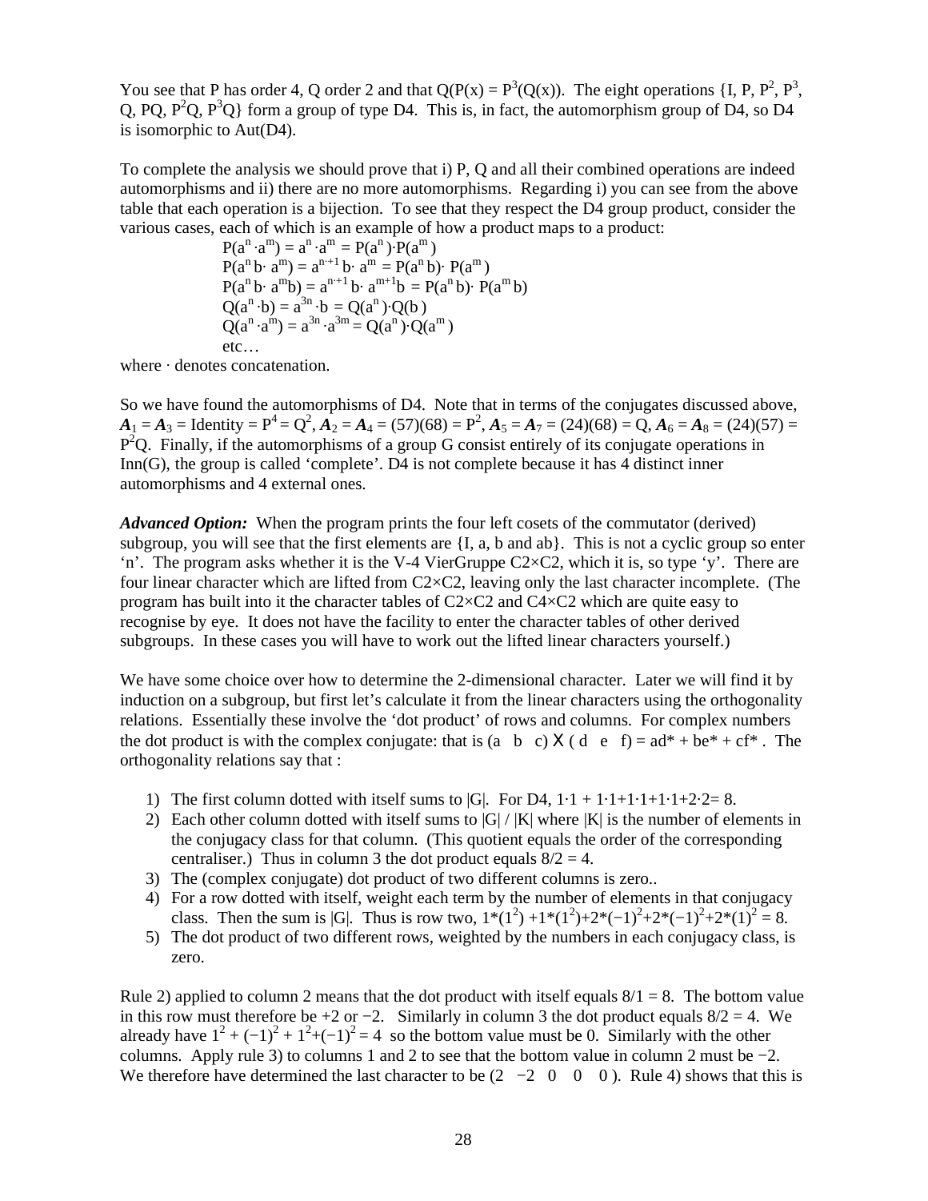You see that P has order 4, Q order 2 and that $Q(P(x) = P^3(Q(x))$. The eight operations {I, P, $P^2$, $P^3$, Q, PQ, $P^2Q$, $P^3Q$} form a group of type D4. This is, in fact, the automorphism group of D4, so D4 is isomorphic to Aut(D4).

To complete the analysis we should prove that i) P, Q and all their combined operations are indeed automorphisms and ii) there are no more automorphisms. Regarding i) you can see from the above table that each operation is a bijection. To see that they respect the D4 group product, consider the various cases, each of which is an example of how a product maps to a product:

$$P(a^n \cdot a^m) = a^n \cdot a^m = P(a^n) \cdot P(a^m)$$
$$P(a^n b \cdot a^m) = a^{n+1} b \cdot a^m = P(a^n b) \cdot P(a^m)$$
$$P(a^n b \cdot a^m b) = a^{n+1} b \cdot a^{m+1} b = P(a^n b) \cdot P(a^m b)$$
$$Q(a^n \cdot b) = a^{3n} \cdot b = Q(a^n) \cdot Q(b)$$
$$Q(a^n \cdot a^m) = a^{3n} \cdot a^{3m} = Q(a^n) \cdot Q(a^m)$$

etc…

where · denotes concatenation.

So we have found the automorphisms of D4. Note that in terms of the conjugates discussed above, $\boldsymbol{A}_1 = \boldsymbol{A}_3$ = Identity = $P^4 = Q^2$, $\boldsymbol{A}_2 = \boldsymbol{A}_4$ = (57)(68) = $P^2$, $\boldsymbol{A}_5 = \boldsymbol{A}_7$ = (24)(68) = Q, $\boldsymbol{A}_6 = \boldsymbol{A}_8$ = (24)(57) = $P^2Q$. Finally, if the automorphisms of a group G consist entirely of its conjugate operations in Inn(G), the group is called 'complete'. D4 is not complete because it has 4 distinct inner automorphisms and 4 external ones.

***Advanced Option:*** When the program prints the four left cosets of the commutator (derived) subgroup, you will see that the first elements are {I, a, b and ab}. This is not a cyclic group so enter 'n'. The program asks whether it is the V-4 VierGruppe C2×C2, which it is, so type 'y'. There are four linear character which are lifted from C2×C2, leaving only the last character incomplete. (The program has built into it the character tables of C2×C2 and C4×C2 which are quite easy to recognise by eye. It does not have the facility to enter the character tables of other derived subgroups. In these cases you will have to work out the lifted linear characters yourself.)

We have some choice over how to determine the 2-dimensional character. Later we will find it by induction on a subgroup, but first let's calculate it from the linear characters using the orthogonality relations. Essentially these involve the 'dot product' of rows and columns. For complex numbers the dot product is with the complex conjugate: that is $(a \;\; b \;\; c) \times (d \;\; e \;\; f) = ad^* + be^* + cf^*$. The orthogonality relations say that :

1) The first column dotted with itself sums to |G|. For D4, $1\cdot1 + 1\cdot1+1\cdot1+1\cdot1+2\cdot2= 8$.
2) Each other column dotted with itself sums to |G| / |K| where |K| is the number of elements in the conjugacy class for that column. (This quotient equals the order of the corresponding centraliser.) Thus in column 3 the dot product equals 8/2 = 4.
3) The (complex conjugate) dot product of two different columns is zero..
4) For a row dotted with itself, weight each term by the number of elements in that conjugacy class. Then the sum is |G|. Thus is row two, $1*(1^2) +1*(1^2)+2*(-1)^2+2*(-1)^2+2*(1)^2 = 8$.
5) The dot product of two different rows, weighted by the numbers in each conjugacy class, is zero.

Rule 2) applied to column 2 means that the dot product with itself equals 8/1 = 8. The bottom value in this row must therefore be +2 or −2. Similarly in column 3 the dot product equals 8/2 = 4. We already have $1^2 + (-1)^2 + 1^2+(-1)^2 = 4$ so the bottom value must be 0. Similarly with the other columns. Apply rule 3) to columns 1 and 2 to see that the bottom value in column 2 must be −2. We therefore have determined the last character to be (2 −2 0 0 0 ). Rule 4) shows that this is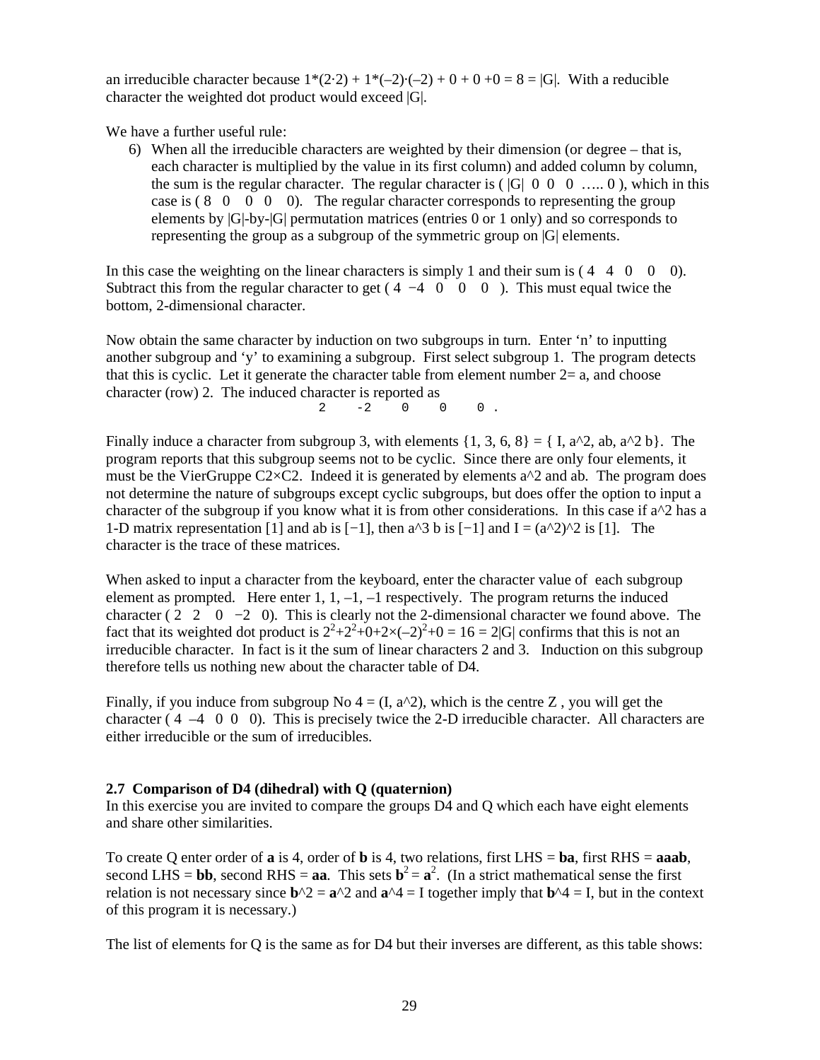an irreducible character because $1*(2\cdot2) + 1*(–2)\cdot(–2) + 0 + 0 +0 = 8 = |G|$. With a reducible character the weighted dot product would exceed |G|.

We have a further useful rule:

6) When all the irreducible characters are weighted by their dimension (or degree – that is, each character is multiplied by the value in its first column) and added column by column, the sum is the regular character. The regular character is ( |G| 0 0 0 ….. 0 ), which in this case is ( 8 0 0 0 0). The regular character corresponds to representing the group elements by |G|-by-|G| permutation matrices (entries 0 or 1 only) and so corresponds to representing the group as a subgroup of the symmetric group on |G| elements.

In this case the weighting on the linear characters is simply 1 and their sum is ( 4 4 0 0 0). Subtract this from the regular character to get ( 4 −4 0 0 0 ). This must equal twice the bottom, 2-dimensional character.

Now obtain the same character by induction on two subgroups in turn. Enter 'n' to inputting another subgroup and 'y' to examining a subgroup. First select subgroup 1. The program detects that this is cyclic. Let it generate the character table from element number 2= a, and choose character (row) 2. The induced character is reported as

```
2    -2    0    0    0 .
```

Finally induce a character from subgroup 3, with elements {1, 3, 6, 8} = { I, a^2, ab, a^2 b}. The program reports that this subgroup seems not to be cyclic. Since there are only four elements, it must be the VierGruppe C2×C2. Indeed it is generated by elements a^2 and ab. The program does not determine the nature of subgroups except cyclic subgroups, but does offer the option to input a character of the subgroup if you know what it is from other considerations. In this case if a^2 has a 1-D matrix representation [1] and ab is [−1], then a^3 b is [−1] and I = (a^2)^2 is [1]. The character is the trace of these matrices.

When asked to input a character from the keyboard, enter the character value of each subgroup element as prompted. Here enter 1, 1, –1, –1 respectively. The program returns the induced character ( 2 2 0 −2 0). This is clearly not the 2-dimensional character we found above. The fact that its weighted dot product is $2^2+2^2+0+2\times(–2)^2+0 = 16 = 2|G|$ confirms that this is not an irreducible character. In fact is it the sum of linear characters 2 and 3. Induction on this subgroup therefore tells us nothing new about the character table of D4.

Finally, if you induce from subgroup No 4 = (I, a^2), which is the centre Z , you will get the character ( 4 –4 0 0 0). This is precisely twice the 2-D irreducible character. All characters are either irreducible or the sum of irreducibles.

**2.7 Comparison of D4 (dihedral) with Q (quaternion)**

In this exercise you are invited to compare the groups D4 and Q which each have eight elements and share other similarities.

To create Q enter order of **a** is 4, order of **b** is 4, two relations, first LHS = **ba**, first RHS = **aaab**, second LHS = **bb**, second RHS = **aa**. This sets $\mathbf{b}^2 = \mathbf{a}^2$. (In a strict mathematical sense the first relation is not necessary since **b**^2 = **a**^2 and **a**^4 = I together imply that **b**^4 = I, but in the context of this program it is necessary.)

The list of elements for Q is the same as for D4 but their inverses are different, as this table shows: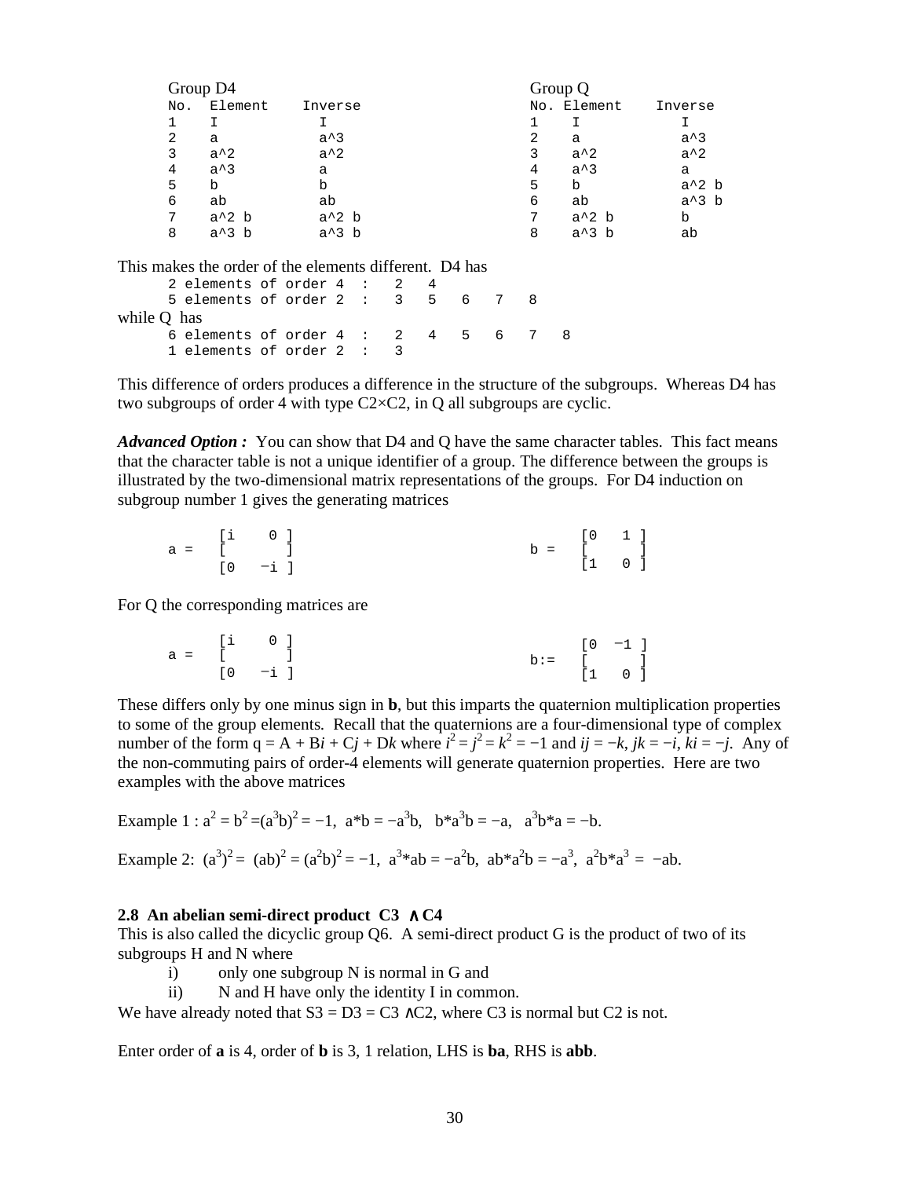| Group D4 | | | | Group Q | | |
|---|---|---|---|---|---|---|
| No. | Element | Inverse | | No. | Element | Inverse |
| 1 | I | I | | 1 | I | I |
| 2 | a | a^3 | | 2 | a | a^3 |
| 3 | a^2 | a^2 | | 3 | a^2 | a^2 |
| 4 | a^3 | a | | 4 | a^3 | a |
| 5 | b | b | | 5 | b | a^2 b |
| 6 | ab | ab | | 6 | ab | a^3 b |
| 7 | a^2 b | a^2 b | | 7 | a^2 b | b |
| 8 | a^3 b | a^3 b | | 8 | a^3 b | ab |

This makes the order of the elements different. D4 has

```
2 elements of order 4  :   2   4
5 elements of order 2  :   3   5   6   7   8
```

while Q has

```
6 elements of order 4  :   2   4   5   6   7   8
1 elements of order 2  :   3
```

This difference of orders produces a difference in the structure of the subgroups. Whereas D4 has two subgroups of order 4 with type C2×C2, in Q all subgroups are cyclic.

***Advanced Option :*** You can show that D4 and Q have the same character tables. This fact means that the character table is not a unique identifier of a group. The difference between the groups is illustrated by the two-dimensional matrix representations of the groups. For D4 induction on subgroup number 1 gives the generating matrices

$$a = \begin{bmatrix} i & 0 \\ 0 & -i \end{bmatrix} \qquad b = \begin{bmatrix} 0 & 1 \\ 1 & 0 \end{bmatrix}$$

For Q the corresponding matrices are

$$a = \begin{bmatrix} i & 0 \\ 0 & -i \end{bmatrix} \qquad b := \begin{bmatrix} 0 & -1 \\ 1 & 0 \end{bmatrix}$$

These differs only by one minus sign in **b**, but this imparts the quaternion multiplication properties to some of the group elements. Recall that the quaternions are a four-dimensional type of complex number of the form q = A + B$i$ + C$j$ + D$k$ where $i^2 = j^2 = k^2 = -1$ and $ij = -k$, $jk = -i$, $ki = -j$. Any of the non-commuting pairs of order-4 elements will generate quaternion properties. Here are two examples with the above matrices

Example 1 : $a^2 = b^2 = (a^3b)^2 = -1$, $a*b = -a^3b$, $b*a^3b = -a$, $a^3b*a = -b$.

Example 2: $(a^3)^2 = (ab)^2 = (a^2b)^2 = -1$, $a^3*ab = -a^2b$, $ab*a^2b = -a^3$, $a^2b*a^3 = -ab$.

**2.8 An abelian semi-direct product C3 ∧ C4**

This is also called the dicyclic group Q6. A semi-direct product G is the product of two of its subgroups H and N where

i) only one subgroup N is normal in G and
ii) N and H have only the identity I in common.

We have already noted that S3 = D3 = C3 ∧C2, where C3 is normal but C2 is not.

Enter order of **a** is 4, order of **b** is 3, 1 relation, LHS is **ba**, RHS is **abb**.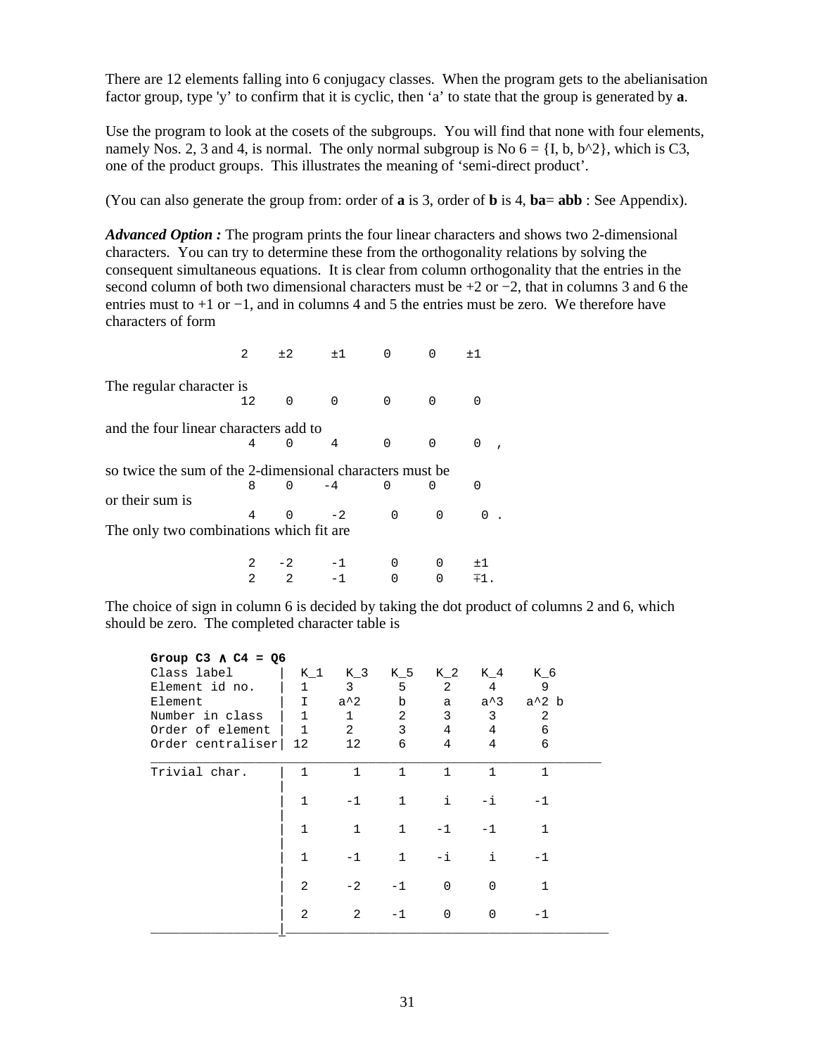There are 12 elements falling into 6 conjugacy classes. When the program gets to the abelianisation factor group, type 'y' to confirm that it is cyclic, then 'a' to state that the group is generated by **a**.

Use the program to look at the cosets of the subgroups. You will find that none with four elements, namely Nos. 2, 3 and 4, is normal. The only normal subgroup is No 6 = {I, b, b^2}, which is C3, one of the product groups. This illustrates the meaning of 'semi-direct product'.

(You can also generate the group from: order of **a** is 3, order of **b** is 4, **ba**= **abb** : See Appendix).

***Advanced Option :*** The program prints the four linear characters and shows two 2-dimensional characters. You can try to determine these from the orthogonality relations by solving the consequent simultaneous equations. It is clear from column orthogonality that the entries in the second column of both two dimensional characters must be +2 or −2, that in columns 3 and 6 the entries must to +1 or −1, and in columns 4 and 5 the entries must be zero. We therefore have characters of form

```
2    ±2    ±1    0    0    ±1
```

The regular character is

```
12    0    0    0    0    0
```

and the four linear characters add to

```
4    0    4    0    0    0  ,
```

so twice the sum of the 2-dimensional characters must be

```
8    0    -4    0    0    0
```

or their sum is

```
4    0    -2    0    0    0 .
```

The only two combinations which fit are

```
2   -2    -1    0    0    ±1
2    2    -1    0    0    ∓1.
```

The choice of sign in column 6 is decided by taking the dot product of columns 2 and 6, which should be zero. The completed character table is

**Group C3 ∧ C4 = Q6**

| Class label | K_1 | K_3 | K_5 | K_2 | K_4 | K_6 |
|---|---|---|---|---|---|---|
| Element id no. | 1 | 3 | 5 | 2 | 4 | 9 |
| Element | I | a^2 | b | a | a^3 | a^2 b |
| Number in class | 1 | 1 | 2 | 3 | 3 | 2 |
| Order of element | 1 | 2 | 3 | 4 | 4 | 6 |
| Order centraliser | 12 | 12 | 6 | 4 | 4 | 6 |
| Trivial char. | 1 | 1 | 1 | 1 | 1 | 1 |
| | 1 | -1 | 1 | i | -i | -1 |
| | 1 | 1 | 1 | -1 | -1 | 1 |
| | 1 | -1 | 1 | -i | i | -1 |
| | 2 | -2 | -1 | 0 | 0 | 1 |
| | 2 | 2 | -1 | 0 | 0 | -1 |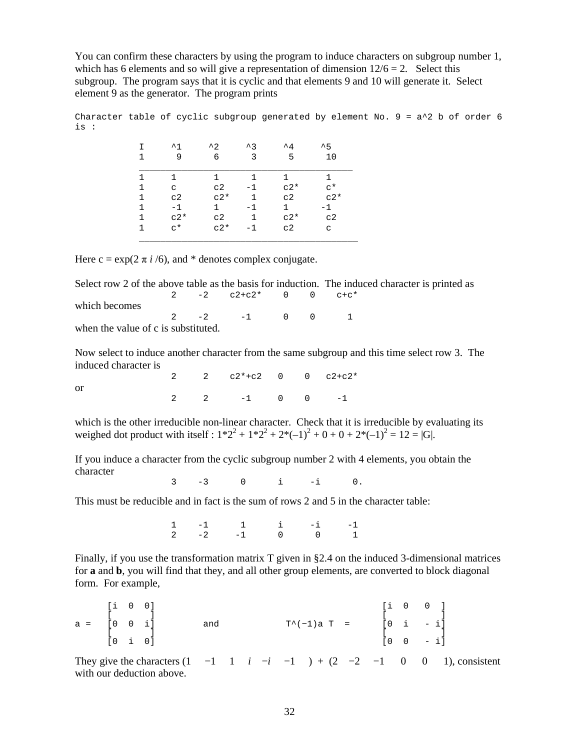You can confirm these characters by using the program to induce characters on subgroup number 1, which has 6 elements and so will give a representation of dimension 12/6 = 2. Select this subgroup. The program says that it is cyclic and that elements 9 and 10 will generate it. Select element 9 as the generator. The program prints

```
Character table of cyclic subgroup generated by element No. 9 = a^2 b of order 6
is :

          I     ^1     ^2     ^3     ^4     ^5
          1      9      6      3      5     10
          ______________________________________
          1     1      1      1     1       1
          1     c      c2    -1     c2*     c*
          1     c2     c2*    1     c2      c2*
          1     -1     1     -1     1      -1
          1     c2*    c2     1     c2*     c2
          1     c*     c2*   -1     c2      c
          _______________________________________
```

Here c = exp(2 π *i* /6), and * denotes complex conjugate.

Select row 2 of the above table as the basis for induction. The induced character is printed as

```
2    -2    c2+c2*    0    0    c+c*
```

which becomes

```
2    -2      -1      0    0      1
```

when the value of c is substituted.

Now select to induce another character from the same subgroup and this time select row 3. The induced character is

```
2     2    c2*+c2   0    0   c2+c2*
```

or

```
2     2      -1     0    0     -1
```

which is the other irreducible non-linear character. Check that it is irreducible by evaluating its weighed dot product with itself : $1{*}2^2 + 1{*}2^2 + 2{*}(-1)^2 + 0 + 0 + 2{*}(-1)^2 = 12 = |G|$.

If you induce a character from the cyclic subgroup number 2 with 4 elements, you obtain the character

```
3    -3      0      i     -i      0.
```

This must be reducible and in fact is the sum of rows 2 and 5 in the character table:

```
1    -1      1      i     -i     -1
2    -2     -1      0      0      1
```

Finally, if you use the transformation matrix T given in §2.4 on the induced 3-dimensional matrices for **a** and **b**, you will find that they, and all other group elements, are converted to block diagonal form. For example,

```
     [i  0  0]                                        [i  0   0  ]
     [       ]                                        [          ]
a =  [0  0  i]        and          T^(-1)a T  =       [0  i   - i]
     [       ]                                        [          ]
     [0  i  0]                                        [0  0   - i]
```

They give the characters (1 −1 1 *i* −*i* −1 ) + (2 −2 −1 0 0 1), consistent with our deduction above.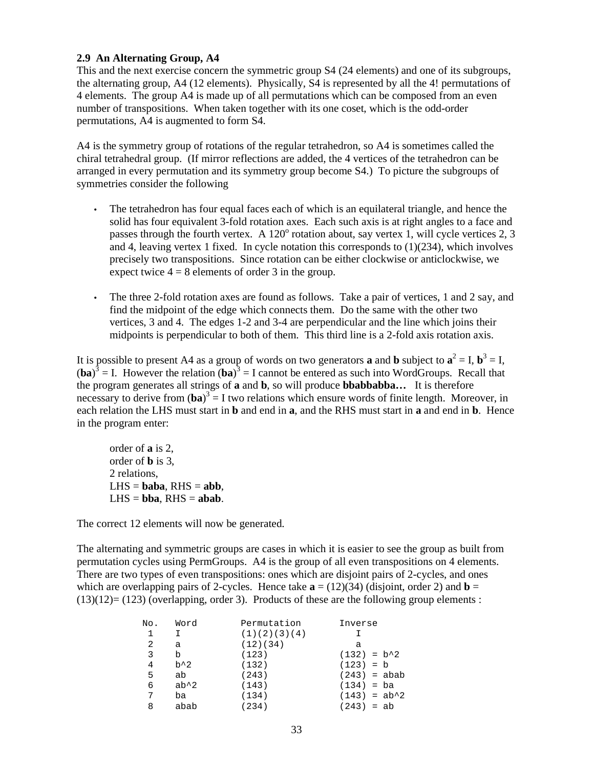### 2.9 An Alternating Group, A4

This and the next exercise concern the symmetric group S4 (24 elements) and one of its subgroups, the alternating group, A4 (12 elements). Physically, S4 is represented by all the 4! permutations of 4 elements. The group A4 is made up of all permutations which can be composed from an even number of transpositions. When taken together with its one coset, which is the odd-order permutations, A4 is augmented to form S4.

A4 is the symmetry group of rotations of the regular tetrahedron, so A4 is sometimes called the chiral tetrahedral group. (If mirror reflections are added, the 4 vertices of the tetrahedron can be arranged in every permutation and its symmetry group become S4.) To picture the subgroups of symmetries consider the following

- The tetrahedron has four equal faces each of which is an equilateral triangle, and hence the solid has four equivalent 3-fold rotation axes. Each such axis is at right angles to a face and passes through the fourth vertex. A $120^o$ rotation about, say vertex 1, will cycle vertices 2, 3 and 4, leaving vertex 1 fixed. In cycle notation this corresponds to (1)(234), which involves precisely two transpositions. Since rotation can be either clockwise or anticlockwise, we expect twice 4 = 8 elements of order 3 in the group.

- The three 2-fold rotation axes are found as follows. Take a pair of vertices, 1 and 2 say, and find the midpoint of the edge which connects them. Do the same with the other two vertices, 3 and 4. The edges 1-2 and 3-4 are perpendicular and the line which joins their midpoints is perpendicular to both of them. This third line is a 2-fold axis rotation axis.

It is possible to present A4 as a group of words on two generators **a** and **b** subject to $\mathbf{a}^2 = I$, $\mathbf{b}^3 = I$, $(\mathbf{ba})^3 = I$. However the relation $(\mathbf{ba})^3 = I$ cannot be entered as such into WordGroups. Recall that the program generates all strings of **a** and **b**, so will produce **bbabbabba…** It is therefore necessary to derive from $(\mathbf{ba})^3 = I$ two relations which ensure words of finite length. Moreover, in each relation the LHS must start in **b** and end in **a**, and the RHS must start in **a** and end in **b**. Hence in the program enter:

> order of **a** is 2,
> order of **b** is 3,
> 2 relations,
> LHS = **baba**, RHS = **abb**,
> LHS = **bba**, RHS = **abab**.

The correct 12 elements will now be generated.

The alternating and symmetric groups are cases in which it is easier to see the group as built from permutation cycles using PermGroups. A4 is the group of all even transpositions on 4 elements. There are two types of even transpositions: ones which are disjoint pairs of 2-cycles, and ones which are overlapping pairs of 2-cycles. Hence take **a** = (12)(34) (disjoint, order 2) and **b** = (13)(12)= (123) (overlapping, order 3). Products of these are the following group elements :

| No. | Word | Permutation | Inverse |
|---|---|---|---|
| 1 | I | (1)(2)(3)(4) | I |
| 2 | a | (12)(34) | a |
| 3 | b | (123) | (132) = b^2 |
| 4 | b^2 | (132) | (123) = b |
| 5 | ab | (243) | (243) = abab |
| 6 | ab^2 | (143) | (134) = ba |
| 7 | ba | (134) | (143) = ab^2 |
| 8 | abab | (234) | (243) = ab |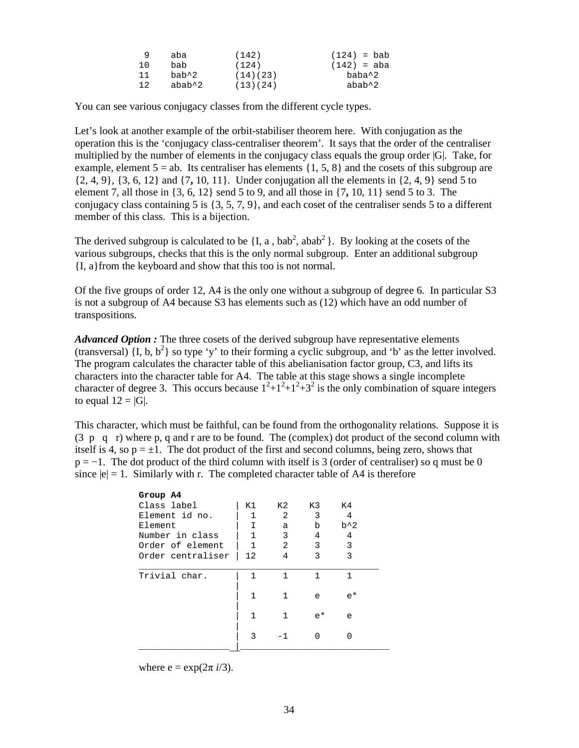```
 9    aba        (142)          (124) = bab
10    bab        (124)          (142) = aba
11    bab^2      (14)(23)          baba^2
12    abab^2     (13)(24)          abab^2
```

You can see various conjugacy classes from the different cycle types.

Let's look at another example of the orbit-stabiliser theorem here. With conjugation as the operation this is the 'conjugacy class-centraliser theorem'. It says that the order of the centraliser multiplied by the number of elements in the conjugacy class equals the group order |G|. Take, for example, element 5 = ab. Its centraliser has elements {1, 5, 8} and the cosets of this subgroup are {2, 4, 9}, {3, 6, 12} and {7, 10, 11}. Under conjugation all the elements in {2, 4, 9} send 5 to element 7, all those in {3, 6, 12} send 5 to 9, and all those in {7, 10, 11} send 5 to 3. The conjugacy class containing 5 is {3, 5, 7, 9}, and each coset of the centraliser sends 5 to a different member of this class. This is a bijection.

The derived subgroup is calculated to be {I, a , $bab^2$, $abab^2$ }. By looking at the cosets of the various subgroups, checks that this is the only normal subgroup. Enter an additional subgroup {I, a}from the keyboard and show that this too is not normal.

Of the five groups of order 12, A4 is the only one without a subgroup of degree 6. In particular S3 is not a subgroup of A4 because S3 has elements such as (12) which have an odd number of transpositions.

***Advanced Option :*** The three cosets of the derived subgroup have representative elements (transversal) {I, b, $b^2$} so type 'y' to their forming a cyclic subgroup, and 'b' as the letter involved. The program calculates the character table of this abelianisation factor group, C3, and lifts its characters into the character table for A4. The table at this stage shows a single incomplete character of degree 3. This occurs because $1^2+1^2+1^2+3^2$ is the only combination of square integers to equal 12 = |G|.

This character, which must be faithful, can be found from the orthogonality relations. Suppose it is (3 p q r) where p, q and r are to be found. The (complex) dot product of the second column with itself is 4, so p = ±1. The dot product of the first and second columns, being zero, shows that p = −1. The dot product of the third column with itself is 3 (order of centraliser) so q must be 0 since |e| = 1. Similarly with r. The completed character table of A4 is therefore

**Group A4**

| Class label | K1 | K2 | K3 | K4 |
|---|---|---|---|---|
| Element id no. | 1 | 2 | 3 | 4 |
| Element | I | a | b | b^2 |
| Number in class | 1 | 3 | 4 | 4 |
| Order of element | 1 | 2 | 3 | 3 |
| Order centraliser | 12 | 4 | 3 | 3 |
| Trivial char. | 1 | 1 | 1 | 1 |
| | 1 | 1 | e | e* |
| | 1 | 1 | e* | e |
| | 3 | -1 | 0 | 0 |

where e = exp(2π *i*/3).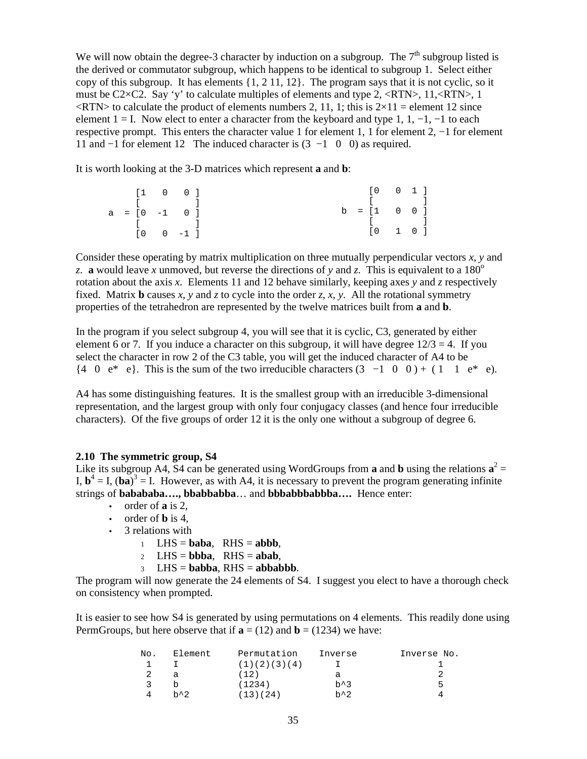We will now obtain the degree-3 character by induction on a subgroup. The 7[th] subgroup listed is the derived or commutator subgroup, which happens to be identical to subgroup 1. Select either copy of this subgroup. It has elements {1, 2 11, 12}. The program says that it is not cyclic, so it must be C2×C2. Say 'y' to calculate multiples of elements and type 2, <RTN>, 11,<RTN>, 1 <RTN> to calculate the product of elements numbers 2, 11, 1; this is 2×11 = element 12 since element 1 = I. Now elect to enter a character from the keyboard and type 1, 1, −1, −1 to each respective prompt. This enters the character value 1 for element 1, 1 for element 2, −1 for element 11 and −1 for element 12 The induced character is (3 −1 0 0) as required.

It is worth looking at the 3-D matrices which represent **a** and **b**:

$$a = \begin{bmatrix} 1 & 0 & 0 \\ 0 & -1 & 0 \\ 0 & 0 & -1 \end{bmatrix} \qquad b = \begin{bmatrix} 0 & 0 & 1 \\ 1 & 0 & 0 \\ 0 & 1 & 0 \end{bmatrix}$$

Consider these operating by matrix multiplication on three mutually perpendicular vectors *x*, *y* and *z*. **a** would leave *x* unmoved, but reverse the directions of *y* and *z*. This is equivalent to a 180$^o$ rotation about the axis *x*. Elements 11 and 12 behave similarly, keeping axes *y* and *z* respectively fixed. Matrix **b** causes *x*, *y* and *z* to cycle into the order *z*, *x*, *y*. All the rotational symmetry properties of the tetrahedron are represented by the twelve matrices built from **a** and **b**.

In the program if you select subgroup 4, you will see that it is cyclic, C3, generated by either element 6 or 7. If you induce a character on this subgroup, it will have degree 12/3 = 4. If you select the character in row 2 of the C3 table, you will get the induced character of A4 to be {4 0 e* e}. This is the sum of the two irreducible characters (3 −1 0 0 ) + ( 1 1 e* e).

A4 has some distinguishing features. It is the smallest group with an irreducible 3-dimensional representation, and the largest group with only four conjugacy classes (and hence four irreducible characters). Of the five groups of order 12 it is the only one without a subgroup of degree 6.

### 2.10 The symmetric group, S4

Like its subgroup A4, S4 can be generated using WordGroups from **a** and **b** using the relations $\mathbf{a}^2$ = I, $\mathbf{b}^4$ = I, $(\mathbf{ba})^3$ = I. However, as with A4, it is necessary to prevent the program generating infinite strings of **babababa….**, **bbabbabba**… and **bbbabbbabbba….** Hence enter:

- order of **a** is 2,
- order of **b** is 4,
- 3 relations with
    1. LHS = **baba**, RHS = **abbb**,
    2. LHS = **bbba**, RHS = **abab**,
    3. LHS = **babba**, RHS = **abbabbb**.

The program will now generate the 24 elements of S4. I suggest you elect to have a thorough check on consistency when prompted.

It is easier to see how S4 is generated by using permutations on 4 elements. This readily done using PermGroups, but here observe that if **a** = (12) and **b** = (1234) we have:

| No. | Element | Permutation | Inverse | Inverse No. |
|---|---|---|---|---|
| 1 | I | (1)(2)(3)(4) | I | 1 |
| 2 | a | (12) | a | 2 |
| 3 | b | (1234) | b^3 | 5 |
| 4 | b^2 | (13)(24) | b^2 | 4 |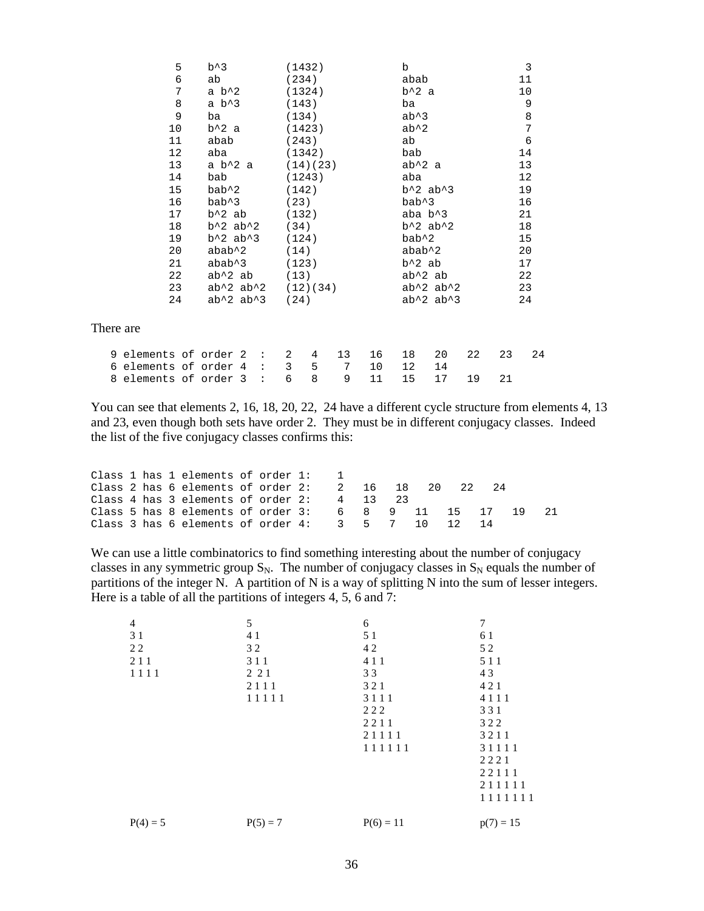```
  5    b^3        (1432)         b              3
  6    ab         (234)          abab          11
  7    a b^2      (1324)         b^2 a         10
  8    a b^3      (143)          ba             9
  9    ba         (134)          ab^3           8
 10    b^2 a      (1423)         ab^2           7
 11    abab       (243)          ab             6
 12    aba        (1342)         bab           14
 13    a b^2 a    (14)(23)       ab^2 a        13
 14    bab        (1243)         aba           12
 15    bab^2      (142)          b^2 ab^3      19
 16    bab^3      (23)           bab^3         16
 17    b^2 ab     (132)          aba b^3       21
 18    b^2 ab^2   (34)           b^2 ab^2      18
 19    b^2 ab^3   (124)          bab^2         15
 20    abab^2     (14)           abab^2        20
 21    abab^3     (123)          b^2 ab        17
 22    ab^2 ab    (13)           ab^2 ab       22
 23    ab^2 ab^2  (12)(34)       ab^2 ab^2     23
 24    ab^2 ab^3  (24)           ab^2 ab^3     24
```

There are

```
9 elements of order 2  :   2   4   13   16   18   20   22   23   24
6 elements of order 4  :   3   5    7   10   12   14
8 elements of order 3  :   6   8    9   11   15   17   19   21
```

You can see that elements 2, 16, 18, 20, 22, 24 have a different cycle structure from elements 4, 13 and 23, even though both sets have order 2. They must be in different conjugacy classes. Indeed the list of the five conjugacy classes confirms this:

```
Class 1 has 1 elements of order 1:    1
Class 2 has 6 elements of order 2:    2   16   18   20   22   24
Class 4 has 3 elements of order 2:    4   13   23
Class 5 has 8 elements of order 3:    6   8   9   11   15   17   19   21
Class 3 has 6 elements of order 4:    3   5   7   10   12   14
```

We can use a little combinatorics to find something interesting about the number of conjugacy classes in any symmetric group $S_N$. The number of conjugacy classes in $S_N$ equals the number of partitions of the integer N. A partition of N is a way of splitting N into the sum of lesser integers. Here is a table of all the partitions of integers 4, 5, 6 and 7:

| 4 | 5 | 6 | 7 |
|---|---|---|---|
| 3 1 | 4 1 | 5 1 | 6 1 |
| 2 2 | 3 2 | 4 2 | 5 2 |
| 2 1 1 | 3 1 1 | 4 1 1 | 5 1 1 |
| 1 1 1 1 | 2 2 1 | 3 3 | 4 3 |
| | 2 1 1 1 | 3 2 1 | 4 2 1 |
| | 1 1 1 1 1 | 3 1 1 1 | 4 1 1 1 |
| | | 2 2 2 | 3 3 1 |
| | | 2 2 1 1 | 3 2 2 |
| | | 2 1 1 1 1 | 3 2 1 1 |
| | | 1 1 1 1 1 1 | 3 1 1 1 1 |
| | | | 2 2 2 1 |
| | | | 2 2 1 1 1 |
| | | | 2 1 1 1 1 1 |
| | | | 1 1 1 1 1 1 1 |
| P(4) = 5 | P(5) = 7 | P(6) = 11 | p(7) = 15 |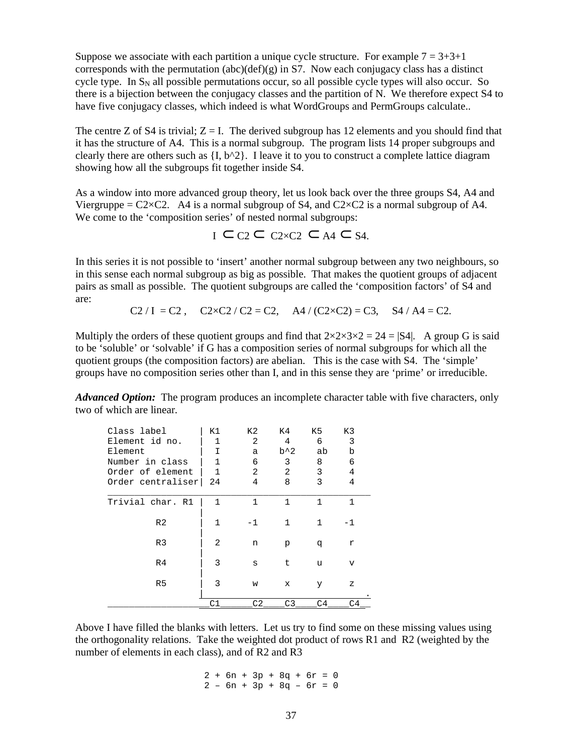Suppose we associate with each partition a unique cycle structure. For example 7 = 3+3+1 corresponds with the permutation (abc)(def)(g) in S7. Now each conjugacy class has a distinct cycle type. In $S_N$ all possible permutations occur, so all possible cycle types will also occur. So there is a bijection between the conjugacy classes and the partition of N. We therefore expect S4 to have five conjugacy classes, which indeed is what WordGroups and PermGroups calculate..

The centre Z of S4 is trivial; Z = I. The derived subgroup has 12 elements and you should find that it has the structure of A4. This is a normal subgroup. The program lists 14 proper subgroups and clearly there are others such as {I, b^2}. I leave it to you to construct a complete lattice diagram showing how all the subgroups fit together inside S4.

As a window into more advanced group theory, let us look back over the three groups S4, A4 and Viergruppe = C2×C2. A4 is a normal subgroup of S4, and C2×C2 is a normal subgroup of A4. We come to the 'composition series' of nested normal subgroups:

$$I \subset C2 \subset C2\times C2 \subset A4 \subset S4.$$

In this series it is not possible to 'insert' another normal subgroup between any two neighbours, so in this sense each normal subgroup as big as possible. That makes the quotient groups of adjacent pairs as small as possible. The quotient subgroups are called the 'composition factors' of S4 and are:

$$C2 / I = C2, \quad C2\times C2 / C2 = C2, \quad A4 / (C2\times C2) = C3, \quad S4 / A4 = C2.$$

Multiply the orders of these quotient groups and find that 2×2×3×2 = 24 = |S4|. A group G is said to be 'soluble' or 'solvable' if G has a composition series of normal subgroups for which all the quotient groups (the composition factors) are abelian. This is the case with S4. The 'simple' groups have no composition series other than I, and in this sense they are 'prime' or irreducible.

***Advanced Option:*** The program produces an incomplete character table with five characters, only two of which are linear.

```
Class label       | K1     K2    K4    K5    K3
Element id no.    |  1      2     4     6     3
Element           |  I      a    b^2    ab    b
Number in class   |  1      6     3     8     6
Order of element  |  1      2     2     3     4
Order centraliser | 24      4     8     3     4
__________________________________________________
Trivial char. R1  |  1      1     1     1     1
                  |
        R2        |  1     -1     1     1    -1
                  |
        R3        |  2      n     p     q     r
                  |
        R4        |  3      s     t     u     v
                  |
        R5        |  3      w     x     y     z
                  |_______________________________.
__________________C1_____C2____C3____C4____C4__
```

Above I have filled the blanks with letters. Let us try to find some on these missing values using the orthogonality relations. Take the weighted dot product of rows R1 and R2 (weighted by the number of elements in each class), and of R2 and R3

```
2 + 6n + 3p + 8q + 6r = 0
2 – 6n + 3p + 8q – 6r = 0
```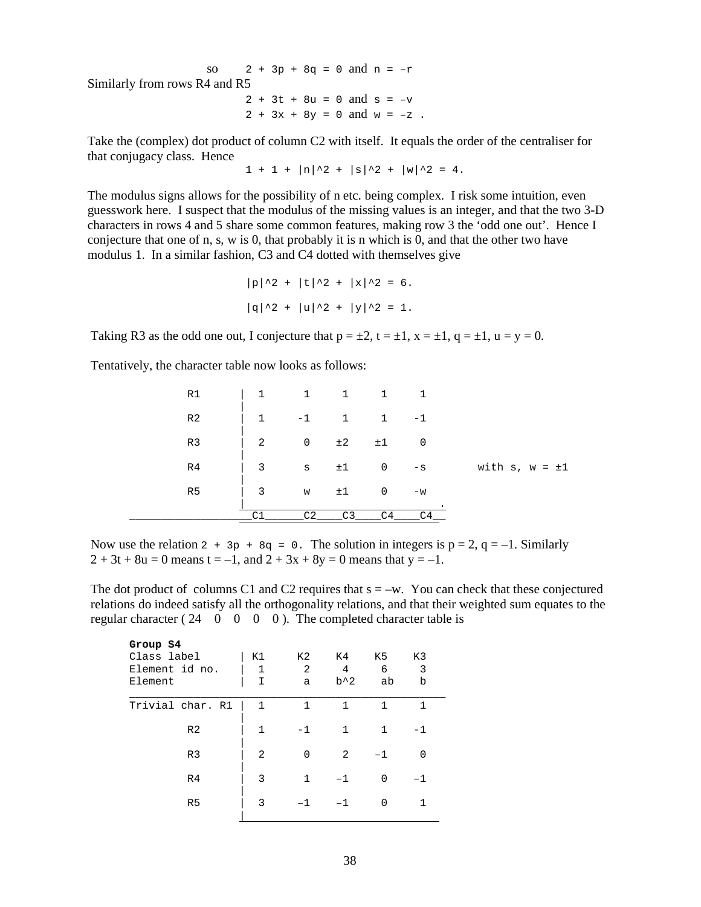so $\quad 2 + 3p + 8q = 0$ and $n = -r$

Similarly from rows R4 and R5

$$2 + 3t + 8u = 0 \text{ and } s = -v$$

$$2 + 3x + 8y = 0 \text{ and } w = -z \ .$$

Take the (complex) dot product of column C2 with itself. It equals the order of the centraliser for that conjugacy class. Hence

$$1 + 1 + |n|^2 + |s|^2 + |w|^2 = 4.$$

The modulus signs allows for the possibility of n etc. being complex. I risk some intuition, even guesswork here. I suspect that the modulus of the missing values is an integer, and that the two 3-D characters in rows 4 and 5 share some common features, making row 3 the 'odd one out'. Hence I conjecture that one of n, s, w is 0, that probably it is n which is 0, and that the other two have modulus 1. In a similar fashion, C3 and C4 dotted with themselves give

$$|p|^2 + |t|^2 + |x|^2 = 6.$$

$$|q|^2 + |u|^2 + |y|^2 = 1.$$

Taking R3 as the odd one out, I conjecture that $p = \pm 2$, $t = \pm 1$, $x = \pm 1$, $q = \pm 1$, $u = y = 0$.

Tentatively, the character table now looks as follows:

| | C1 | C2 | C3 | C4 | C4 | |
|---|---|---|---|---|---|---|
| R1 | 1 | 1 | 1 | 1 | 1 | |
| R2 | 1 | -1 | 1 | 1 | -1 | |
| R3 | 2 | 0 | ±2 | ±1 | 0 | |
| R4 | 3 | s | ±1 | 0 | -s | with s, w = ±1 |
| R5 | 3 | w | ±1 | 0 | -w | |

Now use the relation $2 + 3p + 8q = 0$. The solution in integers is $p = 2$, $q = -1$. Similarly $2 + 3t + 8u = 0$ means $t = -1$, and $2 + 3x + 8y = 0$ means that $y = -1$.

The dot product of columns C1 and C2 requires that $s = -w$. You can check that these conjectured relations do indeed satisfy all the orthogonality relations, and that their weighted sum equates to the regular character ( 24 0 0 0 0 ). The completed character table is

**Group S4**

| Class label | K1 | K2 | K4 | K5 | K3 |
|---|---|---|---|---|---|
| Element id no. | 1 | 2 | 4 | 6 | 3 |
| Element | I | a | b^2 | ab | b |
| Trivial char. R1 | 1 | 1 | 1 | 1 | 1 |
| R2 | 1 | -1 | 1 | 1 | -1 |
| R3 | 2 | 0 | 2 | –1 | 0 |
| R4 | 3 | 1 | –1 | 0 | –1 |
| R5 | 3 | –1 | –1 | 0 | 1 |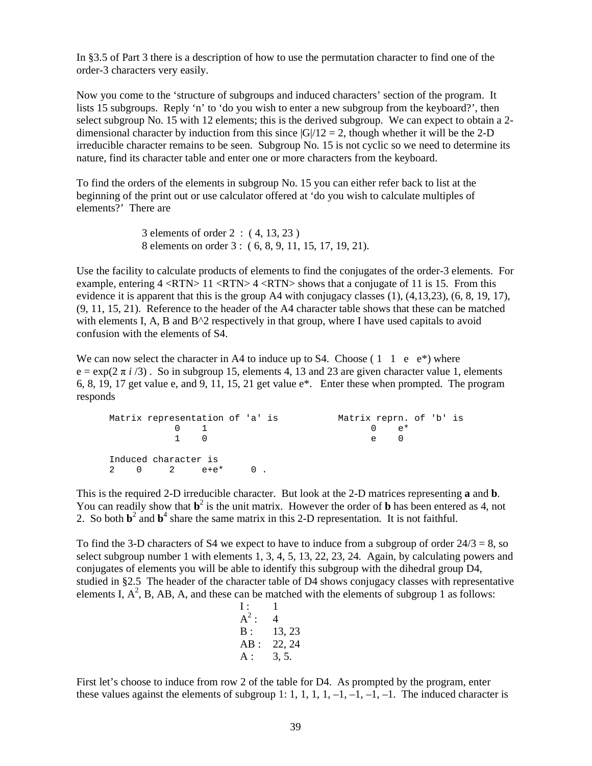In §3.5 of Part 3 there is a description of how to use the permutation character to find one of the order-3 characters very easily.

Now you come to the ‘structure of subgroups and induced characters’ section of the program. It lists 15 subgroups. Reply ‘n’ to ‘do you wish to enter a new subgroup from the keyboard?’, then select subgroup No. 15 with 12 elements; this is the derived subgroup. We can expect to obtain a 2-dimensional character by induction from this since $|G|/12 = 2$, though whether it will be the 2-D irreducible character remains to be seen. Subgroup No. 15 is not cyclic so we need to determine its nature, find its character table and enter one or more characters from the keyboard.

To find the orders of the elements in subgroup No. 15 you can either refer back to list at the beginning of the print out or use calculator offered at ‘do you wish to calculate multiples of elements?’ There are

3 elements of order 2 : ( 4, 13, 23 )
8 elements on order 3 : ( 6, 8, 9, 11, 15, 17, 19, 21).

Use the facility to calculate products of elements to find the conjugates of the order-3 elements. For example, entering 4 <RTN> 11 <RTN> 4 <RTN> shows that a conjugate of 11 is 15. From this evidence it is apparent that this is the group A4 with conjugacy classes (1), (4,13,23), (6, 8, 19, 17), (9, 11, 15, 21). Reference to the header of the A4 character table shows that these can be matched with elements I, A, B and B^2 respectively in that group, where I have used capitals to avoid confusion with the elements of S4.

We can now select the character in A4 to induce up to S4. Choose ( 1 1 e e*) where $e = \exp(2\pi i/3)$ . So in subgroup 15, elements 4, 13 and 23 are given character value 1, elements 6, 8, 19, 17 get value e, and 9, 11, 15, 21 get value e*. Enter these when prompted. The program responds

```
Matrix representation of 'a' is           Matrix reprn. of 'b' is
            0    1                                 0    e*
            1    0                                 e    0

Induced character is
2    0     2     e+e*     0 .
```

This is the required 2-D irreducible character. But look at the 2-D matrices representing **a** and **b**. You can readily show that $\mathbf{b}^2$ is the unit matrix. However the order of **b** has been entered as 4, not 2. So both $\mathbf{b}^2$ and $\mathbf{b}^4$ share the same matrix in this 2-D representation. It is not faithful.

To find the 3-D characters of S4 we expect to have to induce from a subgroup of order $24/3 = 8$, so select subgroup number 1 with elements 1, 3, 4, 5, 13, 22, 23, 24. Again, by calculating powers and conjugates of elements you will be able to identify this subgroup with the dihedral group D4, studied in §2.5 The header of the character table of D4 shows conjugacy classes with representative elements I, $A^2$, B, AB, A, and these can be matched with the elements of subgroup 1 as follows:

| | |
|---|---|
| I : | 1 |
| $A^2$ : | 4 |
| B : | 13, 23 |
| AB : | 22, 24 |
| A : | 3, 5. |

First let’s choose to induce from row 2 of the table for D4. As prompted by the program, enter these values against the elements of subgroup 1: 1, 1, 1, 1, –1, –1, –1, –1. The induced character is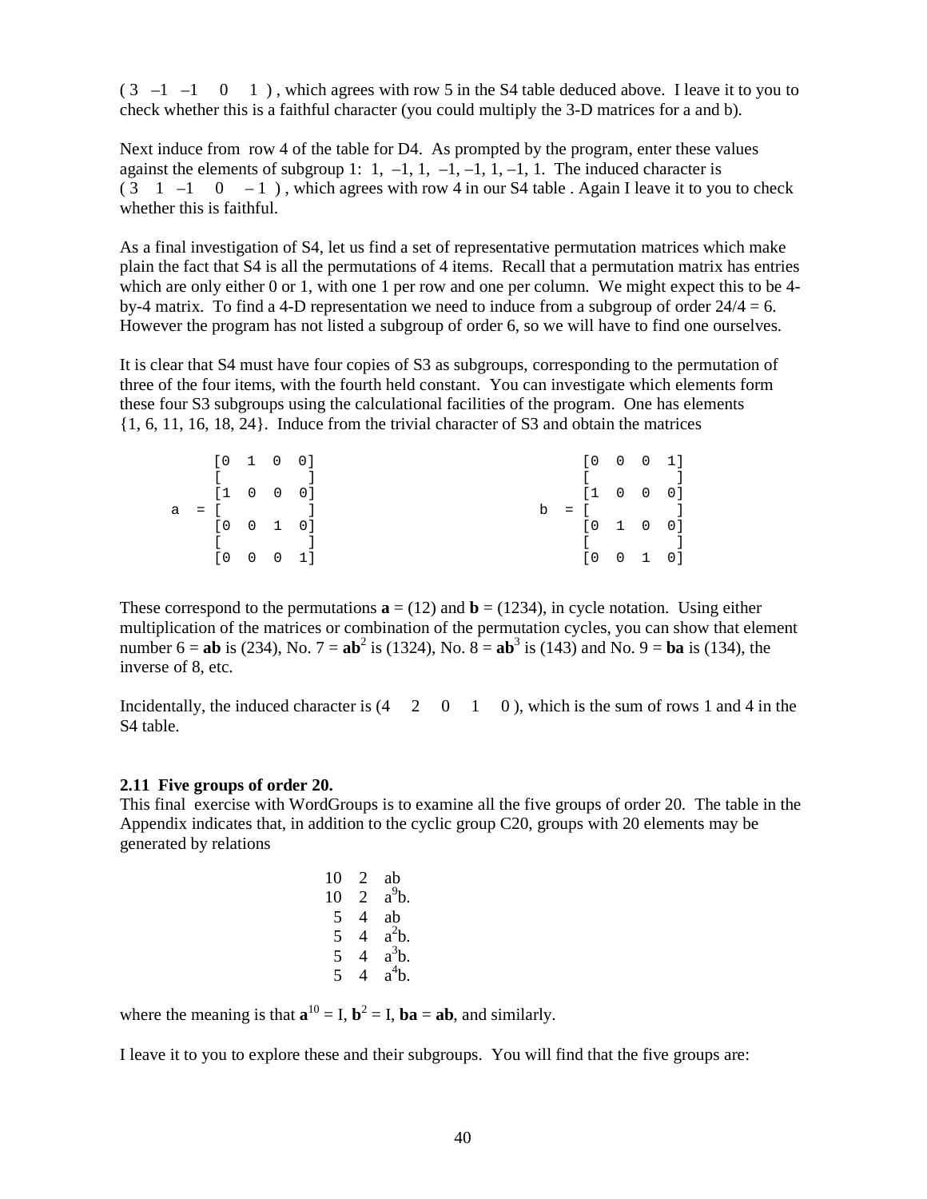( 3 –1 –1 0 1 ) , which agrees with row 5 in the S4 table deduced above. I leave it to you to check whether this is a faithful character (you could multiply the 3-D matrices for a and b).

Next induce from row 4 of the table for D4. As prompted by the program, enter these values against the elements of subgroup 1: 1, –1, 1, –1, –1, 1, –1, 1. The induced character is ( 3 1 –1 0 – 1 ) , which agrees with row 4 in our S4 table . Again I leave it to you to check whether this is faithful.

As a final investigation of S4, let us find a set of representative permutation matrices which make plain the fact that S4 is all the permutations of 4 items. Recall that a permutation matrix has entries which are only either 0 or 1, with one 1 per row and one per column. We might expect this to be 4-by-4 matrix. To find a 4-D representation we need to induce from a subgroup of order 24/4 = 6. However the program has not listed a subgroup of order 6, so we will have to find one ourselves.

It is clear that S4 must have four copies of S3 as subgroups, corresponding to the permutation of three of the four items, with the fourth held constant. You can investigate which elements form these four S3 subgroups using the calculational facilities of the program. One has elements {1, 6, 11, 16, 18, 24}. Induce from the trivial character of S3 and obtain the matrices

```
       [0  1  0  0]                      [0  0  0  1]
       [          ]                      [          ]
       [1  0  0  0]                      [1  0  0  0]
   a = [          ]                  b = [          ]
       [0  0  1  0]                      [0  1  0  0]
       [          ]                      [          ]
       [0  0  0  1]                      [0  0  1  0]
```

These correspond to the permutations **a** = (12) and **b** = (1234), in cycle notation. Using either multiplication of the matrices or combination of the permutation cycles, you can show that element number 6 = **ab** is (234), No. 7 = $\mathbf{ab}^2$ is (1324), No. 8 = $\mathbf{ab}^3$ is (143) and No. 9 = **ba** is (134), the inverse of 8, etc.

Incidentally, the induced character is (4 2 0 1 0 ), which is the sum of rows 1 and 4 in the S4 table.

### 2.11 Five groups of order 20.

This final exercise with WordGroups is to examine all the five groups of order 20. The table in the Appendix indicates that, in addition to the cyclic group C20, groups with 20 elements may be generated by relations

| | | |
|---|---|---|
| 10 | 2 | ab |
| 10 | 2 | $a^9b$. |
| 5 | 4 | ab |
| 5 | 4 | $a^2b$. |
| 5 | 4 | $a^3b$. |
| 5 | 4 | $a^4b$. |

where the meaning is that $\mathbf{a}^{10} = I$, $\mathbf{b}^2 = I$, **ba** = **ab**, and similarly.

I leave it to you to explore these and their subgroups. You will find that the five groups are: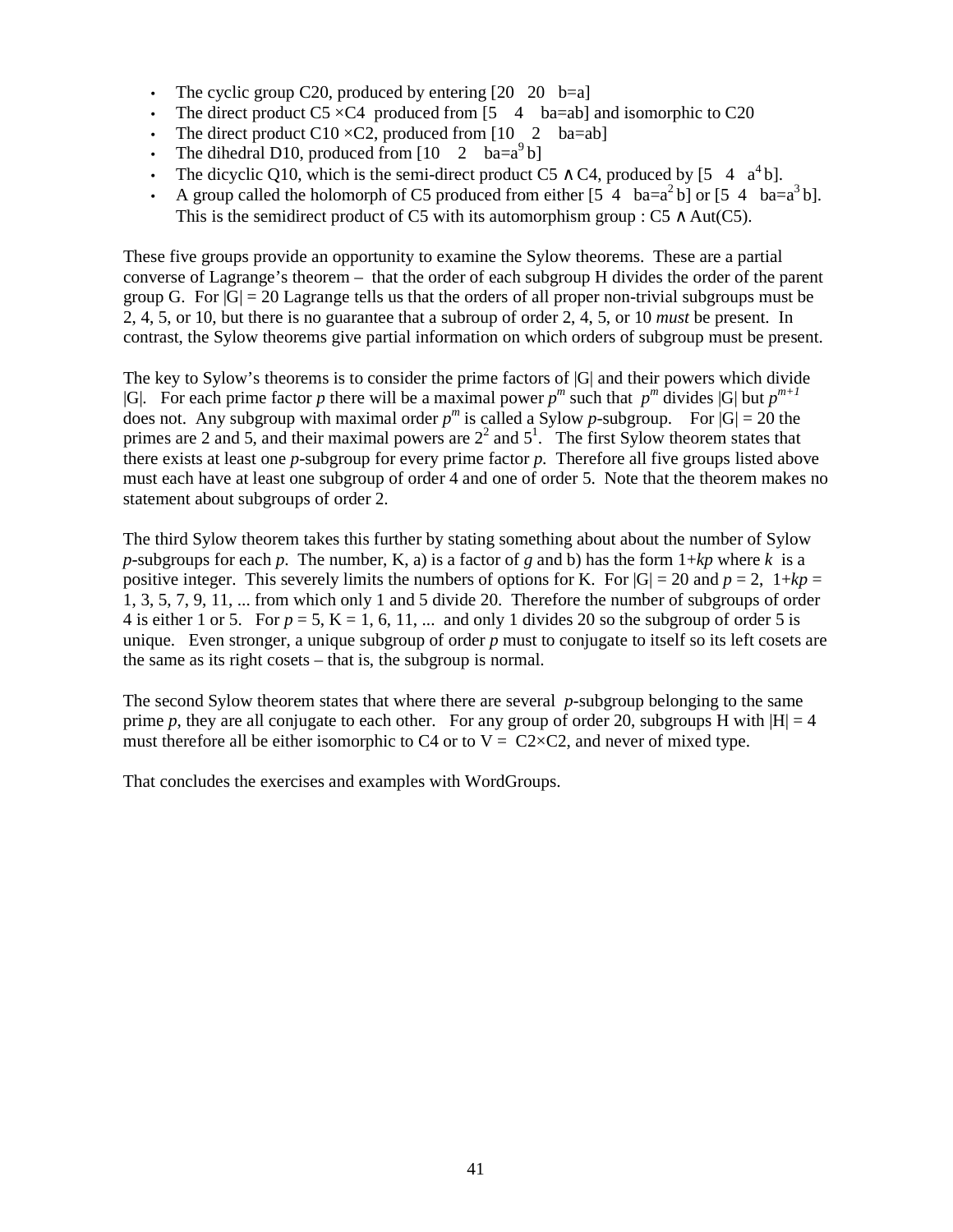- The cyclic group C20, produced by entering [20 20 b=a]
- The direct product C5 ×C4 produced from [5 4 ba=ab] and isomorphic to C20
- The direct product C10 ×C2, produced from [10 2 ba=ab]
- The dihedral D10, produced from [10 2 ba=$a^9$b]
- The dicyclic Q10, which is the semi-direct product C5 ∧ C4, produced by [5 4 $a^4$b].
- A group called the holomorph of C5 produced from either [5 4 ba=$a^2$b] or [5 4 ba=$a^3$b]. This is the semidirect product of C5 with its automorphism group : C5 ∧ Aut(C5).

These five groups provide an opportunity to examine the Sylow theorems. These are a partial converse of Lagrange's theorem – that the order of each subgroup H divides the order of the parent group G. For |G| = 20 Lagrange tells us that the orders of all proper non-trivial subgroups must be 2, 4, 5, or 10, but there is no guarantee that a subroup of order 2, 4, 5, or 10 *must* be present. In contrast, the Sylow theorems give partial information on which orders of subgroup must be present.

The key to Sylow's theorems is to consider the prime factors of |G| and their powers which divide |G|. For each prime factor *p* there will be a maximal power $p^m$ such that $p^m$ divides |G| but $p^{m+1}$ does not. Any subgroup with maximal order $p^m$ is called a Sylow *p*-subgroup. For |G| = 20 the primes are 2 and 5, and their maximal powers are $2^2$ and $5^1$. The first Sylow theorem states that there exists at least one *p*-subgroup for every prime factor *p*. Therefore all five groups listed above must each have at least one subgroup of order 4 and one of order 5. Note that the theorem makes no statement about subgroups of order 2.

The third Sylow theorem takes this further by stating something about about the number of Sylow *p*-subgroups for each *p*. The number, K, a) is a factor of *g* and b) has the form 1+*kp* where *k* is a positive integer. This severely limits the numbers of options for K. For |G| = 20 and *p* = 2, 1+*kp* = 1, 3, 5, 7, 9, 11, ... from which only 1 and 5 divide 20. Therefore the number of subgroups of order 4 is either 1 or 5. For *p* = 5, K = 1, 6, 11, ... and only 1 divides 20 so the subgroup of order 5 is unique. Even stronger, a unique subgroup of order *p* must to conjugate to itself so its left cosets are the same as its right cosets – that is, the subgroup is normal.

The second Sylow theorem states that where there are several *p*-subgroup belonging to the same prime *p*, they are all conjugate to each other. For any group of order 20, subgroups H with |H| = 4 must therefore all be either isomorphic to C4 or to V = C2×C2, and never of mixed type.

That concludes the exercises and examples with WordGroups.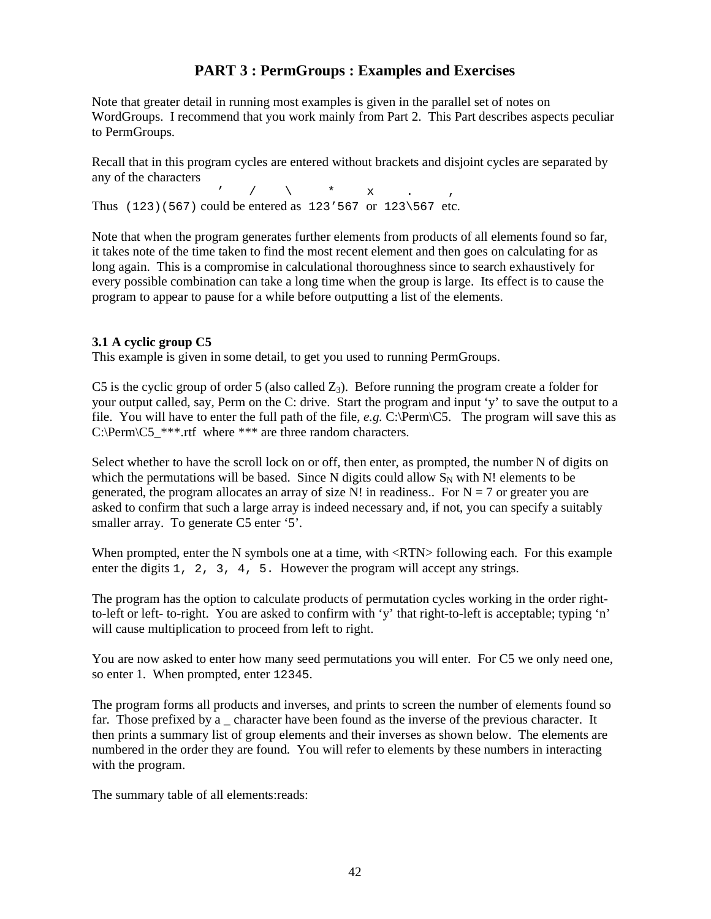# PART 3 : PermGroups : Examples and Exercises

Note that greater detail in running most examples is given in the parallel set of notes on WordGroups. I recommend that you work mainly from Part 2. This Part describes aspects peculiar to PermGroups.

Recall that in this program cycles are entered without brackets and disjoint cycles are separated by any of the characters

`’    /    \    *    x    .    ,`

Thus `(123)(567)` could be entered as `123’567` or `123\567` etc.

Note that when the program generates further elements from products of all elements found so far, it takes note of the time taken to find the most recent element and then goes on calculating for as long again. This is a compromise in calculational thoroughness since to search exhaustively for every possible combination can take a long time when the group is large. Its effect is to cause the program to appear to pause for a while before outputting a list of the elements.

### 3.1 A cyclic group C5

This example is given in some detail, to get you used to running PermGroups.

C5 is the cyclic group of order 5 (also called $Z_3$). Before running the program create a folder for your output called, say, Perm on the C: drive. Start the program and input ‘y’ to save the output to a file. You will have to enter the full path of the file, *e.g.* C:\Perm\C5. The program will save this as C:\Perm\C5_***.rtf where *** are three random characters.

Select whether to have the scroll lock on or off, then enter, as prompted, the number N of digits on which the permutations will be based. Since N digits could allow $S_N$ with N! elements to be generated, the program allocates an array of size N! in readiness.. For N = 7 or greater you are asked to confirm that such a large array is indeed necessary and, if not, you can specify a suitably smaller array. To generate C5 enter ‘5’.

When prompted, enter the N symbols one at a time, with <RTN> following each. For this example enter the digits `1, 2, 3, 4, 5.` However the program will accept any strings.

The program has the option to calculate products of permutation cycles working in the order right-to-left or left- to-right. You are asked to confirm with ‘y’ that right-to-left is acceptable; typing ‘n’ will cause multiplication to proceed from left to right.

You are now asked to enter how many seed permutations you will enter. For C5 we only need one, so enter 1. When prompted, enter `12345`.

The program forms all products and inverses, and prints to screen the number of elements found so far. Those prefixed by a _ character have been found as the inverse of the previous character. It then prints a summary list of group elements and their inverses as shown below. The elements are numbered in the order they are found. You will refer to elements by these numbers in interacting with the program.

The summary table of all elements:reads: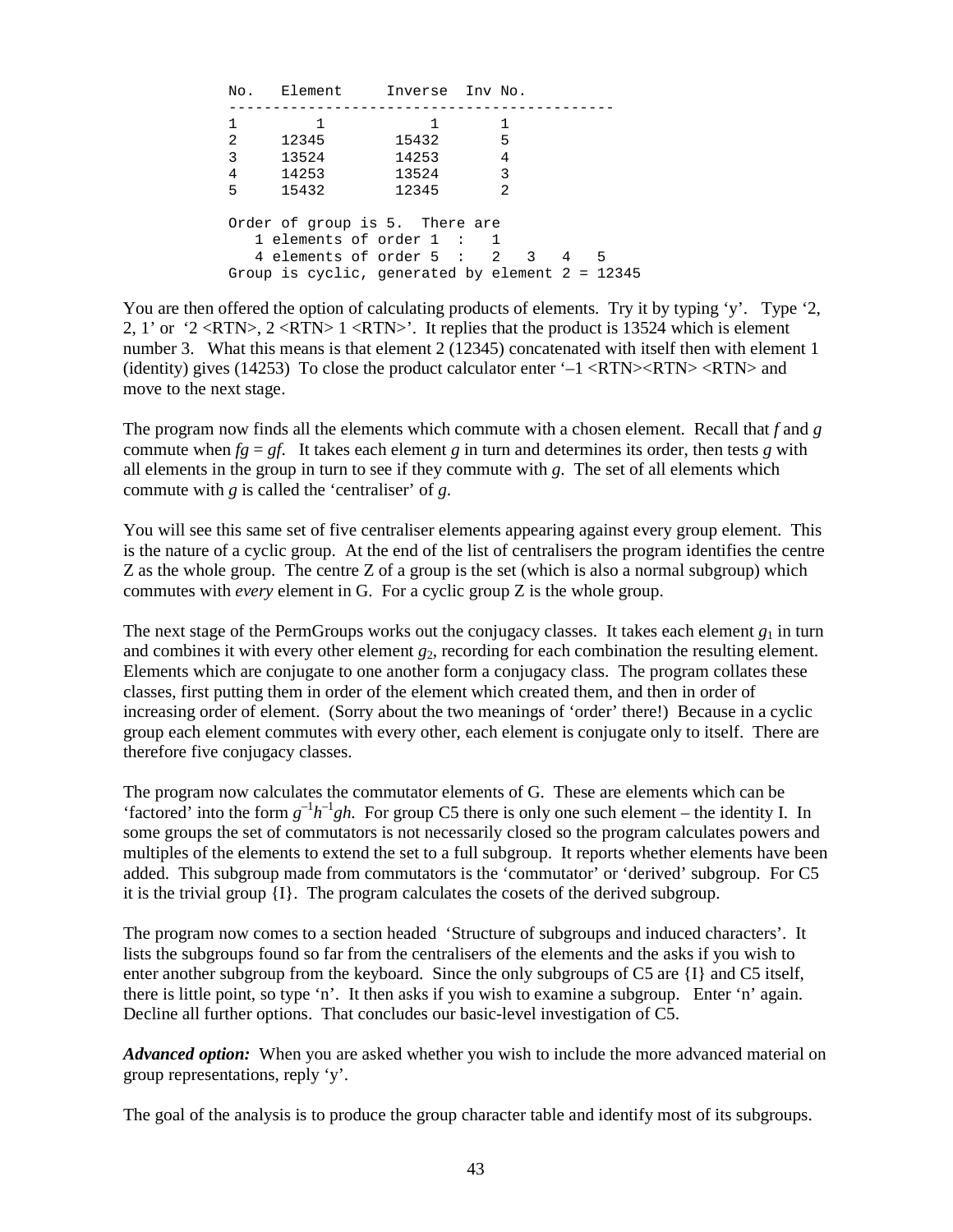```
No.   Element     Inverse  Inv No.
--------------------------------------------
1        1           1       1
2     12345       15432      5
3     13524       14253      4
4     14253       13524      3
5     15432       12345      2

Order of group is 5.  There are
   1 elements of order 1  :   1
   4 elements of order 5  :   2   3   4   5
Group is cyclic, generated by element 2 = 12345
```

You are then offered the option of calculating products of elements. Try it by typing 'y'. Type '2, 2, 1' or '2 <RTN>, 2 <RTN> 1 <RTN>'. It replies that the product is 13524 which is element number 3. What this means is that element 2 (12345) concatenated with itself then with element 1 (identity) gives (14253) To close the product calculator enter '–1 <RTN><RTN> <RTN> and move to the next stage.

The program now finds all the elements which commute with a chosen element. Recall that $f$ and $g$ commute when $fg = gf$. It takes each element $g$ in turn and determines its order, then tests $g$ with all elements in the group in turn to see if they commute with $g$. The set of all elements which commute with $g$ is called the 'centraliser' of $g$.

You will see this same set of five centraliser elements appearing against every group element. This is the nature of a cyclic group. At the end of the list of centralisers the program identifies the centre Z as the whole group. The centre Z of a group is the set (which is also a normal subgroup) which commutes with *every* element in G. For a cyclic group Z is the whole group.

The next stage of the PermGroups works out the conjugacy classes. It takes each element $g_1$ in turn and combines it with every other element $g_2$, recording for each combination the resulting element. Elements which are conjugate to one another form a conjugacy class. The program collates these classes, first putting them in order of the element which created them, and then in order of increasing order of element. (Sorry about the two meanings of 'order' there!) Because in a cyclic group each element commutes with every other, each element is conjugate only to itself. There are therefore five conjugacy classes.

The program now calculates the commutator elements of G. These are elements which can be 'factored' into the form $g^{-1}h^{-1}gh$. For group C5 there is only one such element – the identity I. In some groups the set of commutators is not necessarily closed so the program calculates powers and multiples of the elements to extend the set to a full subgroup. It reports whether elements have been added. This subgroup made from commutators is the 'commutator' or 'derived' subgroup. For C5 it is the trivial group {I}. The program calculates the cosets of the derived subgroup.

The program now comes to a section headed 'Structure of subgroups and induced characters'. It lists the subgroups found so far from the centralisers of the elements and the asks if you wish to enter another subgroup from the keyboard. Since the only subgroups of C5 are {I} and C5 itself, there is little point, so type 'n'. It then asks if you wish to examine a subgroup. Enter 'n' again. Decline all further options. That concludes our basic-level investigation of C5.

***Advanced option:*** When you are asked whether you wish to include the more advanced material on group representations, reply 'y'.

The goal of the analysis is to produce the group character table and identify most of its subgroups.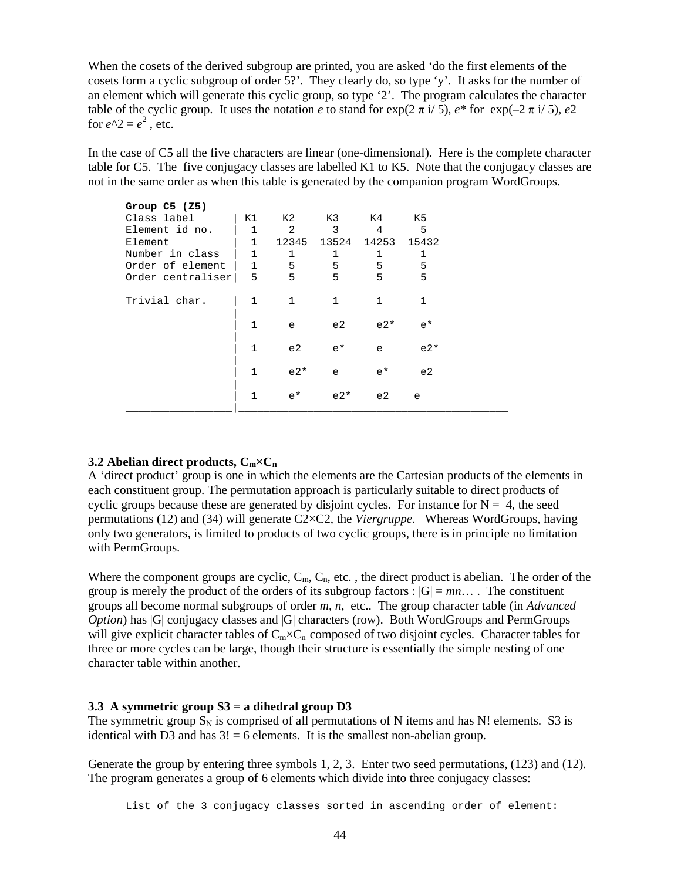When the cosets of the derived subgroup are printed, you are asked 'do the first elements of the cosets form a cyclic subgroup of order 5?'. They clearly do, so type 'y'. It asks for the number of an element which will generate this cyclic group, so type '2'. The program calculates the character table of the cyclic group. It uses the notation *e* to stand for exp(2 π i/ 5), *e** for exp(–2 π i/ 5), *e*2 for *e*^2 = $e^2$ , etc.

In the case of C5 all the five characters are linear (one-dimensional). Here is the complete character table for C5. The five conjugacy classes are labelled K1 to K5. Note that the conjugacy classes are not in the same order as when this table is generated by the companion program WordGroups.

**Group C5 (Z5)**

| Class label | K1 | K2 | K3 | K4 | K5 |
|---|---|---|---|---|---|
| Element id no. | 1 | 2 | 3 | 4 | 5 |
| Element | 1 | 12345 | 13524 | 14253 | 15432 |
| Number in class | 1 | 1 | 1 | 1 | 1 |
| Order of element | 1 | 5 | 5 | 5 | 5 |
| Order centraliser | 5 | 5 | 5 | 5 | 5 |
| Trivial char. | 1 | 1 | 1 | 1 | 1 |
| | 1 | e | e2 | e2* | e* |
| | 1 | e2 | e* | e | e2* |
| | 1 | e2* | e | e* | e2 |
| | 1 | e* | e2* | e2 | e |

### 3.2 Abelian direct products, $C_m \times C_n$

A 'direct product' group is one in which the elements are the Cartesian products of the elements in each constituent group. The permutation approach is particularly suitable to direct products of cyclic groups because these are generated by disjoint cycles. For instance for N = 4, the seed permutations (12) and (34) will generate C2×C2, the *Viergruppe.* Whereas WordGroups, having only two generators, is limited to products of two cyclic groups, there is in principle no limitation with PermGroups.

Where the component groups are cyclic, $C_m$, $C_n$, etc. , the direct product is abelian. The order of the group is merely the product of the orders of its subgroup factors : $|G| = mn\ldots$ . The constituent groups all become normal subgroups of order *m*, *n*, etc.. The group character table (in *Advanced Option*) has |G| conjugacy classes and |G| characters (row). Both WordGroups and PermGroups will give explicit character tables of $C_m \times C_n$ composed of two disjoint cycles. Character tables for three or more cycles can be large, though their structure is essentially the simple nesting of one character table within another.

### 3.3 A symmetric group S3 = a dihedral group D3

The symmetric group $S_N$ is comprised of all permutations of N items and has N! elements. S3 is identical with D3 and has 3! = 6 elements. It is the smallest non-abelian group.

Generate the group by entering three symbols 1, 2, 3. Enter two seed permutations, (123) and (12). The program generates a group of 6 elements which divide into three conjugacy classes:

```
List of the 3 conjugacy classes sorted in ascending order of element:
```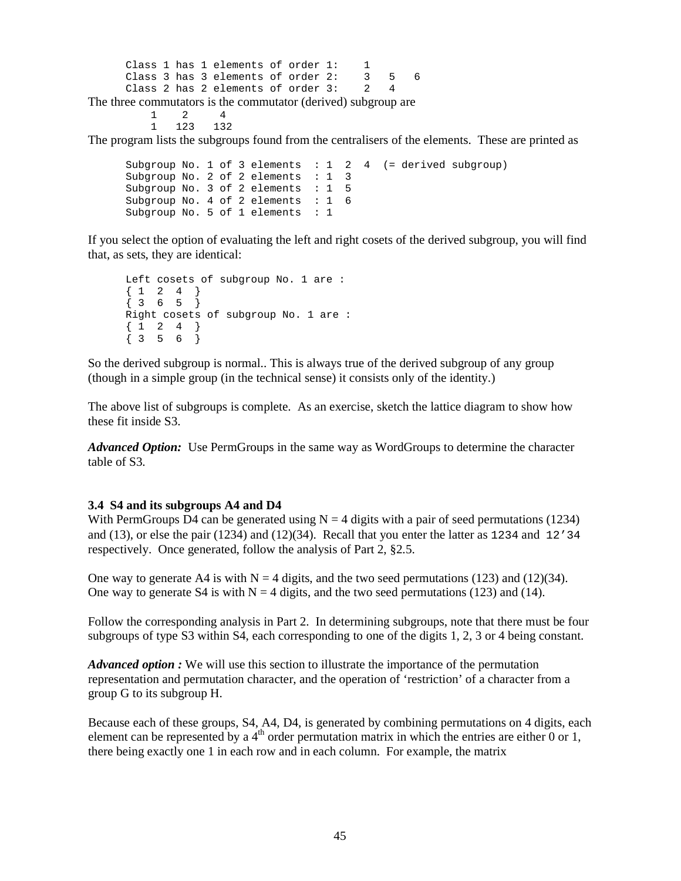```
Class 1 has 1 elements of order 1:    1
Class 3 has 3 elements of order 2:    3   5   6
Class 2 has 2 elements of order 3:    2   4
```

The three commutators is the commutator (derived) subgroup are

```
1    2     4
1   123   132
```

The program lists the subgroups found from the centralisers of the elements. These are printed as

```
Subgroup No. 1 of 3 elements  : 1  2  4  (= derived subgroup)
Subgroup No. 2 of 2 elements  : 1  3
Subgroup No. 3 of 2 elements  : 1  5
Subgroup No. 4 of 2 elements  : 1  6
Subgroup No. 5 of 1 elements  : 1
```

If you select the option of evaluating the left and right cosets of the derived subgroup, you will find that, as sets, they are identical:

```
Left cosets of subgroup No. 1 are :
{ 1  2  4  }
{ 3  6  5  }
Right cosets of subgroup No. 1 are :
{ 1  2  4  }
{ 3  5  6  }
```

So the derived subgroup is normal.. This is always true of the derived subgroup of any group (though in a simple group (in the technical sense) it consists only of the identity.)

The above list of subgroups is complete. As an exercise, sketch the lattice diagram to show how these fit inside S3.

***Advanced Option:*** Use PermGroups in the same way as WordGroups to determine the character table of S3.

### 3.4 S4 and its subgroups A4 and D4

With PermGroups D4 can be generated using N = 4 digits with a pair of seed permutations (1234) and (13), or else the pair (1234) and (12)(34). Recall that you enter the latter as `1234` and `12'34` respectively. Once generated, follow the analysis of Part 2, §2.5.

One way to generate A4 is with N = 4 digits, and the two seed permutations (123) and (12)(34). One way to generate S4 is with N = 4 digits, and the two seed permutations (123) and (14).

Follow the corresponding analysis in Part 2. In determining subgroups, note that there must be four subgroups of type S3 within S4, each corresponding to one of the digits 1, 2, 3 or 4 being constant.

***Advanced option :*** We will use this section to illustrate the importance of the permutation representation and permutation character, and the operation of 'restriction' of a character from a group G to its subgroup H.

Because each of these groups, S4, A4, D4, is generated by combining permutations on 4 digits, each element can be represented by a $4^{th}$ order permutation matrix in which the entries are either 0 or 1, there being exactly one 1 in each row and in each column. For example, the matrix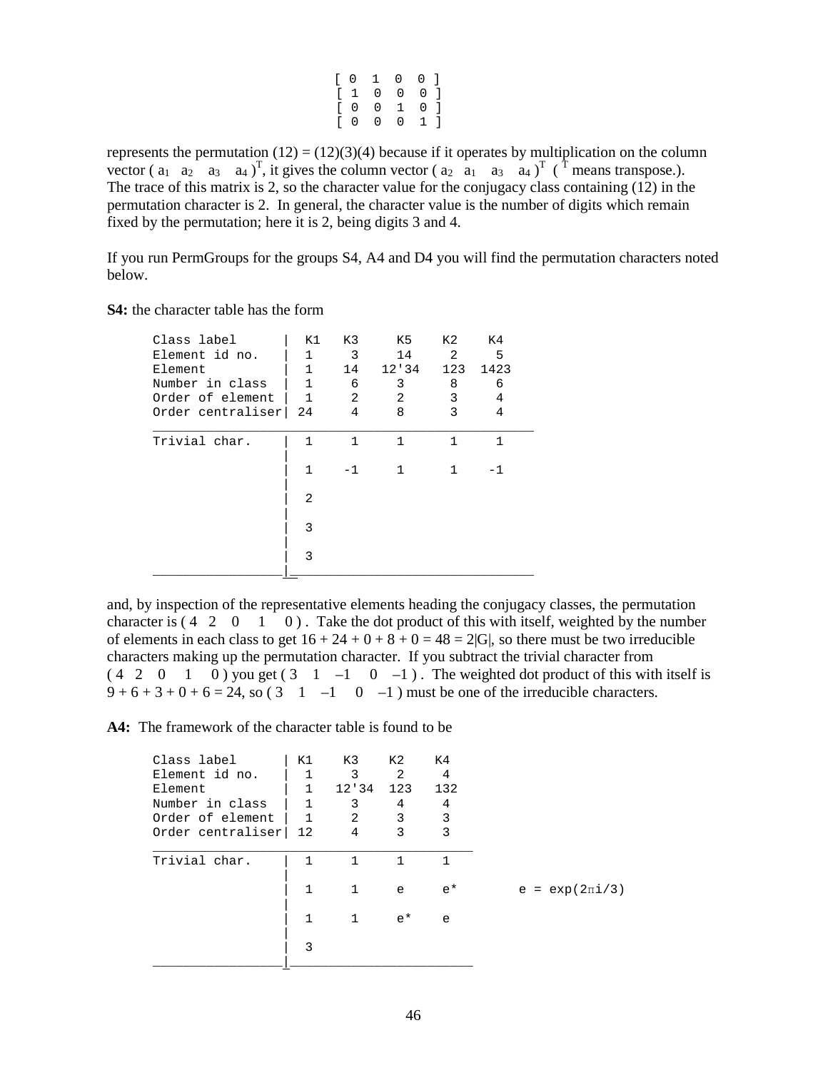$$\begin{bmatrix} 0 & 1 & 0 & 0 \\ 1 & 0 & 0 & 0 \\ 0 & 0 & 1 & 0 \\ 0 & 0 & 0 & 1 \end{bmatrix}$$

represents the permutation (12) = (12)(3)(4) because if it operates by multiplication on the column vector $(a_1 \ a_2 \ a_3 \ a_4)^T$, it gives the column vector $(a_2 \ a_1 \ a_3 \ a_4)^T$ ( $^T$ means transpose.). The trace of this matrix is 2, so the character value for the conjugacy class containing (12) in the permutation character is 2. In general, the character value is the number of digits which remain fixed by the permutation; here it is 2, being digits 3 and 4.

If you run PermGroups for the groups S4, A4 and D4 you will find the permutation characters noted below.

**S4:** the character table has the form

| Class label | K1 | K3 | K5 | K2 | K4 |
|---|---|---|---|---|---|
| Element id no. | 1 | 3 | 14 | 2 | 5 |
| Element | 1 | 14 | 12'34 | 123 | 1423 |
| Number in class | 1 | 6 | 3 | 8 | 6 |
| Order of element | 1 | 2 | 2 | 3 | 4 |
| Order centraliser | 24 | 4 | 8 | 3 | 4 |
| Trivial char. | 1 | 1 | 1 | 1 | 1 |
| | 1 | -1 | 1 | 1 | -1 |
| | 2 | | | | |
| | 3 | | | | |
| | 3 | | | | |

and, by inspection of the representative elements heading the conjugacy classes, the permutation character is ( 4 2 0 1 0 ) . Take the dot product of this with itself, weighted by the number of elements in each class to get 16 + 24 + 0 + 8 + 0 = 48 = 2|G|, so there must be two irreducible characters making up the permutation character. If you subtract the trivial character from ( 4 2 0 1 0 ) you get ( 3 1 –1 0 –1 ) . The weighted dot product of this with itself is 9 + 6 + 3 + 0 + 6 = 24, so ( 3 1 –1 0 –1 ) must be one of the irreducible characters.

**A4:** The framework of the character table is found to be

| Class label | K1 | K3 | K2 | K4 |
|---|---|---|---|---|
| Element id no. | 1 | 3 | 2 | 4 |
| Element | 1 | 12'34 | 123 | 132 |
| Number in class | 1 | 3 | 4 | 4 |
| Order of element | 1 | 2 | 3 | 3 |
| Order centraliser | 12 | 4 | 3 | 3 |
| Trivial char. | 1 | 1 | 1 | 1 |
| | 1 | 1 | e | e* |
| | 1 | 1 | e* | e |
| | 3 | | | |

$e = \exp(2\pi i/3)$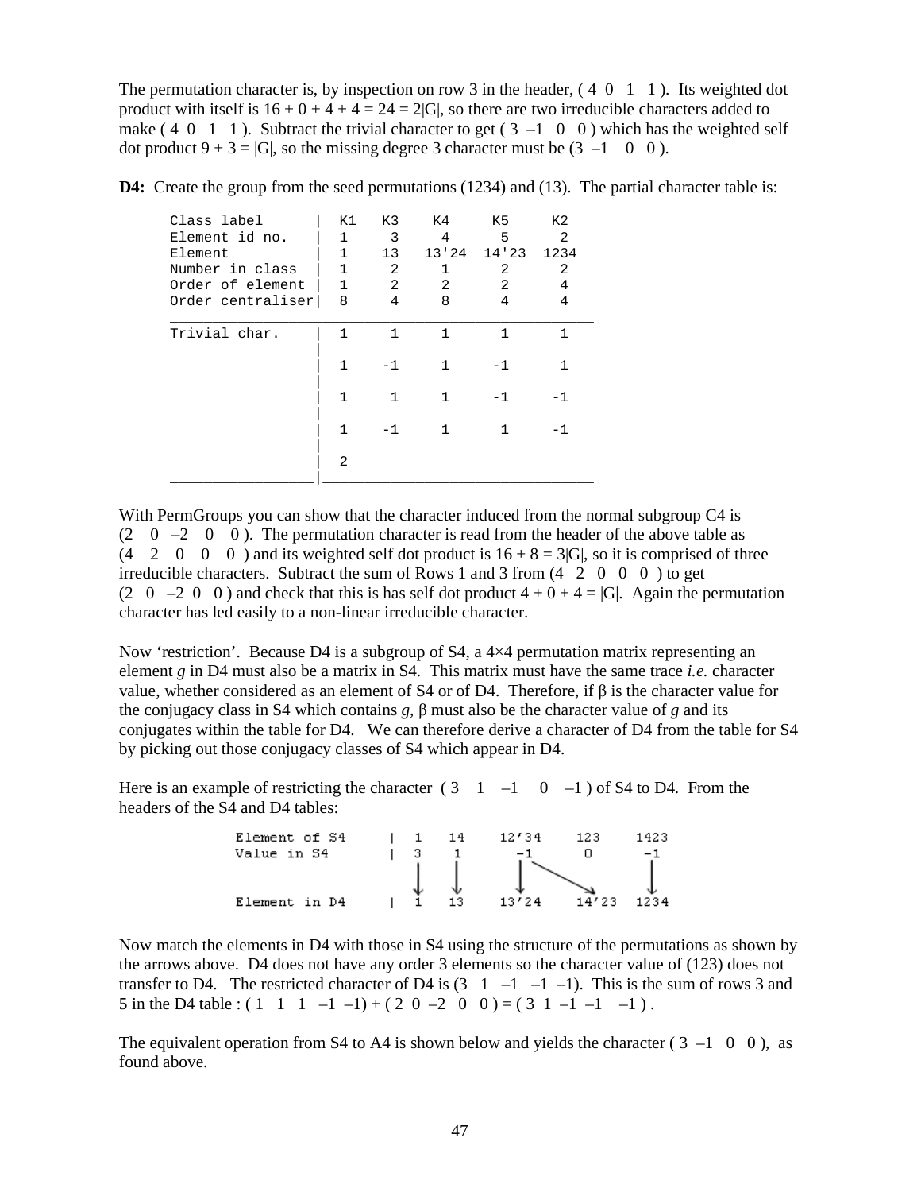The permutation character is, by inspection on row 3 in the header, ( 4 0 1 1 ). Its weighted dot product with itself is 16 + 0 + 4 + 4 = 24 = 2|G|, so there are two irreducible characters added to make ( 4 0 1 1 ). Subtract the trivial character to get ( 3 –1 0 0 ) which has the weighted self dot product 9 + 3 = |G|, so the missing degree 3 character must be (3 –1 0 0 ).

**D4:** Create the group from the seed permutations (1234) and (13). The partial character table is:

```
Class label       |  K1   K3    K4     K5     K2
Element id no.    |  1     3     4      5      2
Element           |  1    13   13'24  14'23  1234
Number in class   |  1     2     1      2      2
Order of element  |  1     2     2      2      4
Order centraliser|   8     4     8      4      4
_____________________________________________________
Trivial char.     |  1     1     1      1      1
                  |
                  |  1    -1     1     -1      1
                  |
                  |  1     1     1     -1     -1
                  |
                  |  1    -1     1      1     -1
                  |
                  |  2
__________________|__________________________________
```

With PermGroups you can show that the character induced from the normal subgroup C4 is (2 0 –2 0 0 ). The permutation character is read from the header of the above table as (4 2 0 0 0 ) and its weighted self dot product is 16 + 8 = 3|G|, so it is comprised of three irreducible characters. Subtract the sum of Rows 1 and 3 from (4 2 0 0 0 ) to get (2 0 –2 0 0 ) and check that this is has self dot product 4 + 0 + 4 = |G|. Again the permutation character has led easily to a non-linear irreducible character.

Now 'restriction'. Because D4 is a subgroup of S4, a 4×4 permutation matrix representing an element *g* in D4 must also be a matrix in S4. This matrix must have the same trace *i.e.* character value, whether considered as an element of S4 or of D4. Therefore, if β is the character value for the conjugacy class in S4 which contains *g*, β must also be the character value of *g* and its conjugates within the table for D4. We can therefore derive a character of D4 from the table for S4 by picking out those conjugacy classes of S4 which appear in D4.

Here is an example of restricting the character ( 3 1 –1 0 –1 ) of S4 to D4. From the headers of the S4 and D4 tables:

```
Element of S4     |  1    14    12'34    123    1423
Value in S4       |  3     1     -1       0      -1
                     ↓     ↓      ↓    ↘          ↓
Element in D4     |  1    13    13'24    14'23  1234
```

Now match the elements in D4 with those in S4 using the structure of the permutations as shown by the arrows above. D4 does not have any order 3 elements so the character value of (123) does not transfer to D4. The restricted character of D4 is (3 1 –1 –1 –1). This is the sum of rows 3 and 5 in the D4 table : ( 1 1 1 –1 –1) + ( 2 0 –2 0 0 ) = ( 3 1 –1 –1 –1 ) .

The equivalent operation from S4 to A4 is shown below and yields the character ( 3 –1 0 0 ), as found above.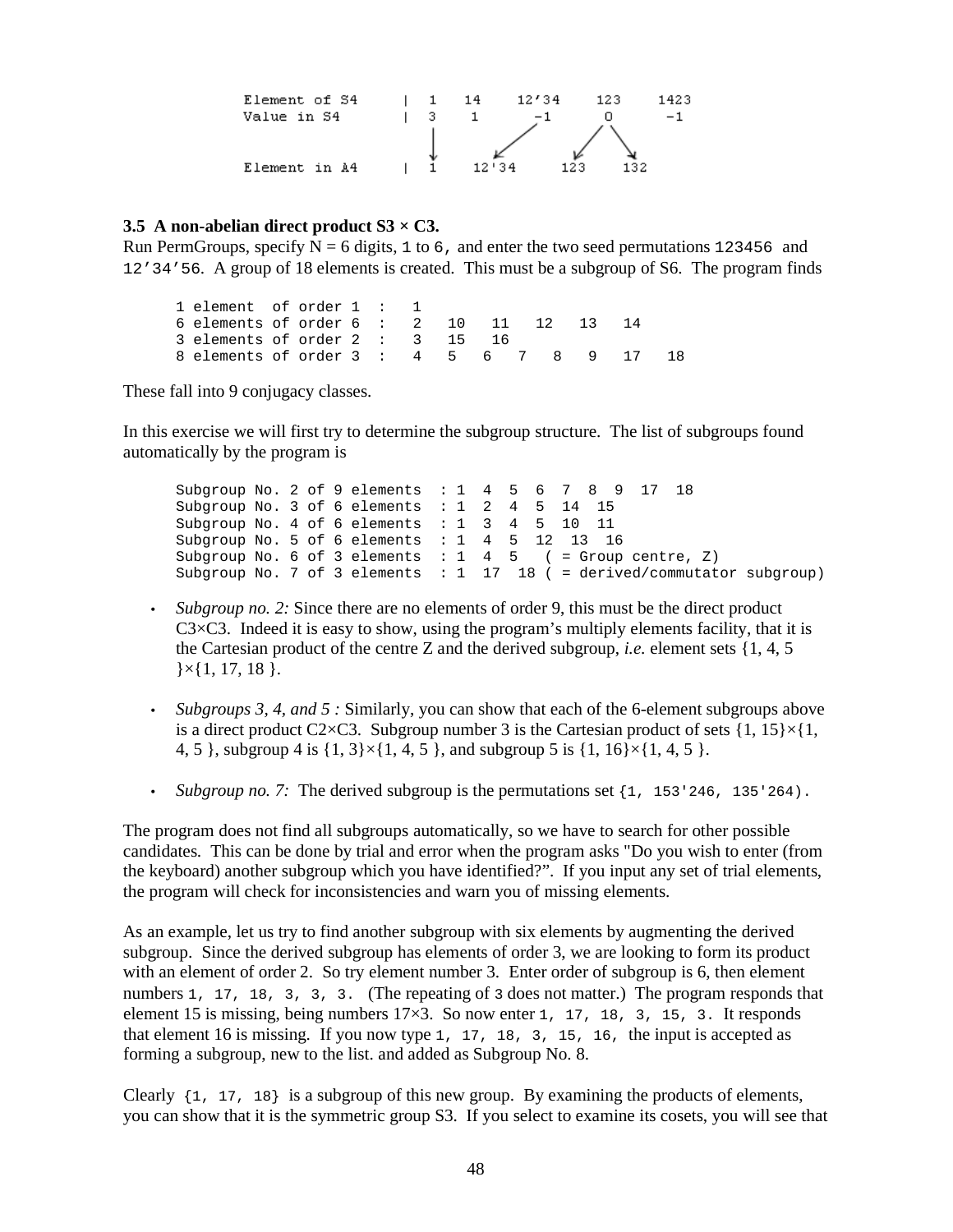```
Element of S4     |  1    14    12'34    123    1423
Value in S4       |  3    1      -1       0      -1
                     |     ↙     ↙   ↘
Element in A4     |  1   12'34     123    132
```

### 3.5 A non-abelian direct product S3 × C3.

Run PermGroups, specify N = 6 digits, `1` to `6,` and enter the two seed permutations `123456` and `12'34'56`. A group of 18 elements is created. This must be a subgroup of S6. The program finds

```
1 element  of order 1  :   1
6 elements of order 6  :   2   10   11   12   13   14
3 elements of order 2  :   3   15   16
8 elements of order 3  :   4   5   6   7   8   9   17   18
```

These fall into 9 conjugacy classes.

In this exercise we will first try to determine the subgroup structure. The list of subgroups found automatically by the program is

```
Subgroup No. 2 of 9 elements  : 1  4  5  6  7  8  9  17  18
Subgroup No. 3 of 6 elements  : 1  2  4  5  14  15
Subgroup No. 4 of 6 elements  : 1  3  4  5  10  11
Subgroup No. 5 of 6 elements  : 1  4  5  12  13  16
Subgroup No. 6 of 3 elements  : 1  4  5   ( = Group centre, Z)
Subgroup No. 7 of 3 elements  : 1  17  18 ( = derived/commutator subgroup)
```

- *Subgroup no. 2:* Since there are no elements of order 9, this must be the direct product C3×C3. Indeed it is easy to show, using the program's multiply elements facility, that it is the Cartesian product of the centre Z and the derived subgroup, *i.e.* element sets {1, 4, 5 }×{1, 17, 18 }.

- *Subgroups 3, 4, and 5 :* Similarly, you can show that each of the 6-element subgroups above is a direct product C2×C3. Subgroup number 3 is the Cartesian product of sets {1, 15}×{1, 4, 5 }, subgroup 4 is {1, 3}×{1, 4, 5 }, and subgroup 5 is {1, 16}×{1, 4, 5 }.

- *Subgroup no. 7:* The derived subgroup is the permutations set `{1, 153'246, 135'264).`

The program does not find all subgroups automatically, so we have to search for other possible candidates. This can be done by trial and error when the program asks "Do you wish to enter (from the keyboard) another subgroup which you have identified?". If you input any set of trial elements, the program will check for inconsistencies and warn you of missing elements.

As an example, let us try to find another subgroup with six elements by augmenting the derived subgroup. Since the derived subgroup has elements of order 3, we are looking to form its product with an element of order 2. So try element number 3. Enter order of subgroup is 6, then element numbers `1, 17, 18, 3, 3, 3.` (The repeating of `3` does not matter.) The program responds that element 15 is missing, being numbers 17×3. So now enter `1, 17, 18, 3, 15, 3.` It responds that element 16 is missing. If you now type `1, 17, 18, 3, 15, 16,` the input is accepted as forming a subgroup, new to the list. and added as Subgroup No. 8.

Clearly `{1, 17, 18}` is a subgroup of this new group. By examining the products of elements, you can show that it is the symmetric group S3. If you select to examine its cosets, you will see that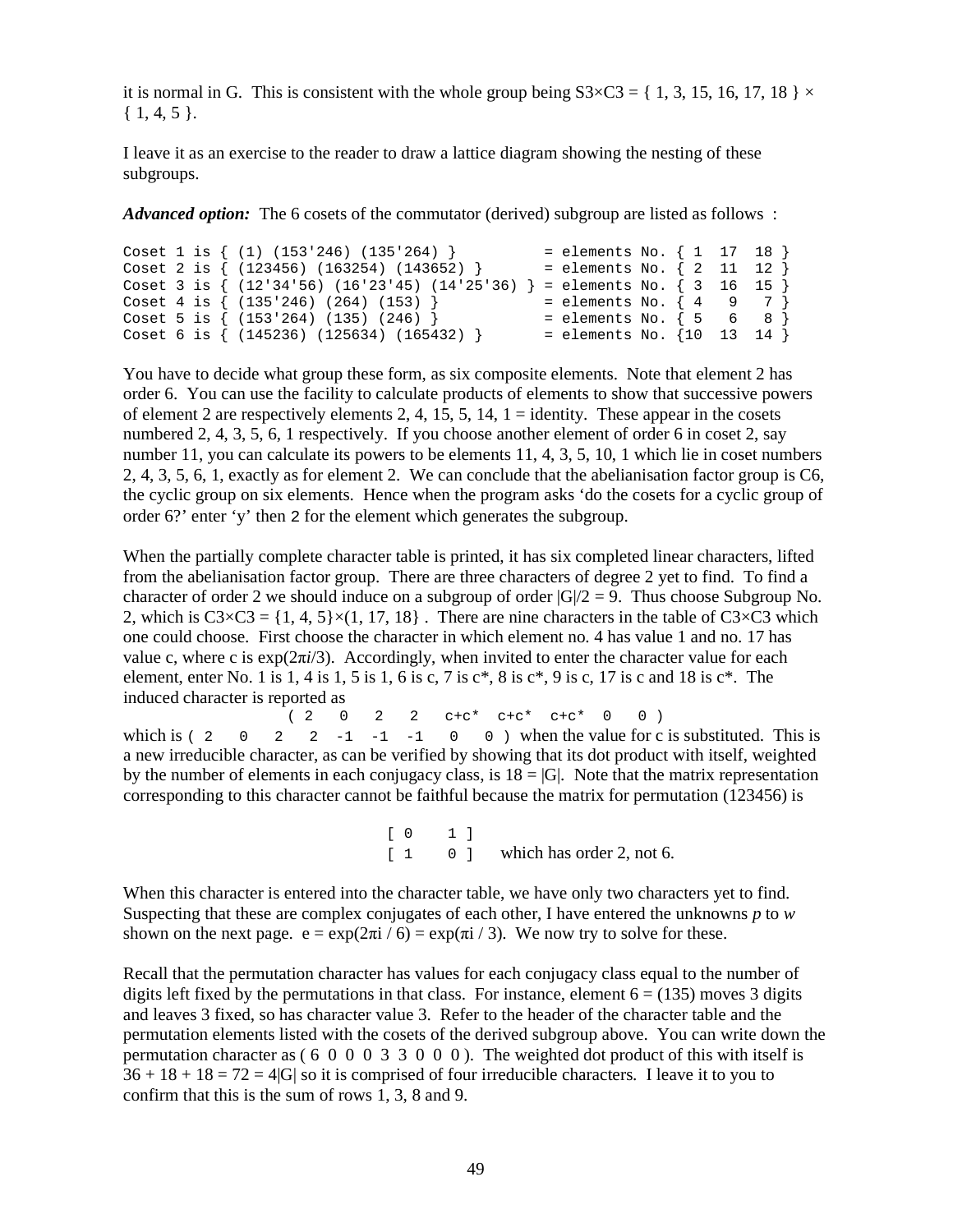it is normal in G. This is consistent with the whole group being S3×C3 = { 1, 3, 15, 16, 17, 18 } × { 1, 4, 5 }.

I leave it as an exercise to the reader to draw a lattice diagram showing the nesting of these subgroups.

***Advanced option:*** The 6 cosets of the commutator (derived) subgroup are listed as follows :

```
Coset 1 is { (1) (153'246) (135'264) }          = elements No. { 1  17  18 }
Coset 2 is { (123456) (163254) (143652) }       = elements No. { 2  11  12 }
Coset 3 is { (12'34'56) (16'23'45) (14'25'36) } = elements No. { 3  16  15 }
Coset 4 is { (135'246) (264) (153) }            = elements No. { 4   9   7 }
Coset 5 is { (153'264) (135) (246) }            = elements No. { 5   6   8 }
Coset 6 is { (145236) (125634) (165432) }       = elements No. {10  13  14 }
```

You have to decide what group these form, as six composite elements. Note that element 2 has order 6. You can use the facility to calculate products of elements to show that successive powers of element 2 are respectively elements 2, 4, 15, 5, 14, 1 = identity. These appear in the cosets numbered 2, 4, 3, 5, 6, 1 respectively. If you choose another element of order 6 in coset 2, say number 11, you can calculate its powers to be elements 11, 4, 3, 5, 10, 1 which lie in coset numbers 2, 4, 3, 5, 6, 1, exactly as for element 2. We can conclude that the abelianisation factor group is C6, the cyclic group on six elements. Hence when the program asks 'do the cosets for a cyclic group of order 6?' enter 'y' then `2` for the element which generates the subgroup.

When the partially complete character table is printed, it has six completed linear characters, lifted from the abelianisation factor group. There are three characters of degree 2 yet to find. To find a character of order 2 we should induce on a subgroup of order $|G|/2 = 9$. Thus choose Subgroup No. 2, which is C3×C3 = {1, 4, 5}×(1, 17, 18} . There are nine characters in the table of C3×C3 which one could choose. First choose the character in which element no. 4 has value 1 and no. 17 has value c, where c is $\exp(2\pi i/3)$. Accordingly, when invited to enter the character value for each element, enter No. 1 is 1, 4 is 1, 5 is 1, 6 is c, 7 is c*, 8 is c*, 9 is c, 17 is c and 18 is c*. The induced character is reported as

```
( 2   0   2   2   c+c*  c+c*  c+c*  0   0 )
```

which is `( 2   0   2   2  -1  -1  -1   0   0 )` when the value for c is substituted. This is a new irreducible character, as can be verified by showing that its dot product with itself, weighted by the number of elements in each conjugacy class, is $18 = |G|$. Note that the matrix representation corresponding to this character cannot be faithful because the matrix for permutation (123456) is

```
[ 0    1 ]
[ 1    0 ]
```

which has order 2, not 6.

When this character is entered into the character table, we have only two characters yet to find. Suspecting that these are complex conjugates of each other, I have entered the unknowns *p* to *w* shown on the next page. $e = \exp(2\pi i / 6) = \exp(\pi i / 3)$. We now try to solve for these.

Recall that the permutation character has values for each conjugacy class equal to the number of digits left fixed by the permutations in that class. For instance, element 6 = (135) moves 3 digits and leaves 3 fixed, so has character value 3. Refer to the header of the character table and the permutation elements listed with the cosets of the derived subgroup above. You can write down the permutation character as ( 6 0 0 0 3 3 0 0 0 ). The weighted dot product of this with itself is $36 + 18 + 18 = 72 = 4|G|$ so it is comprised of four irreducible characters. I leave it to you to confirm that this is the sum of rows 1, 3, 8 and 9.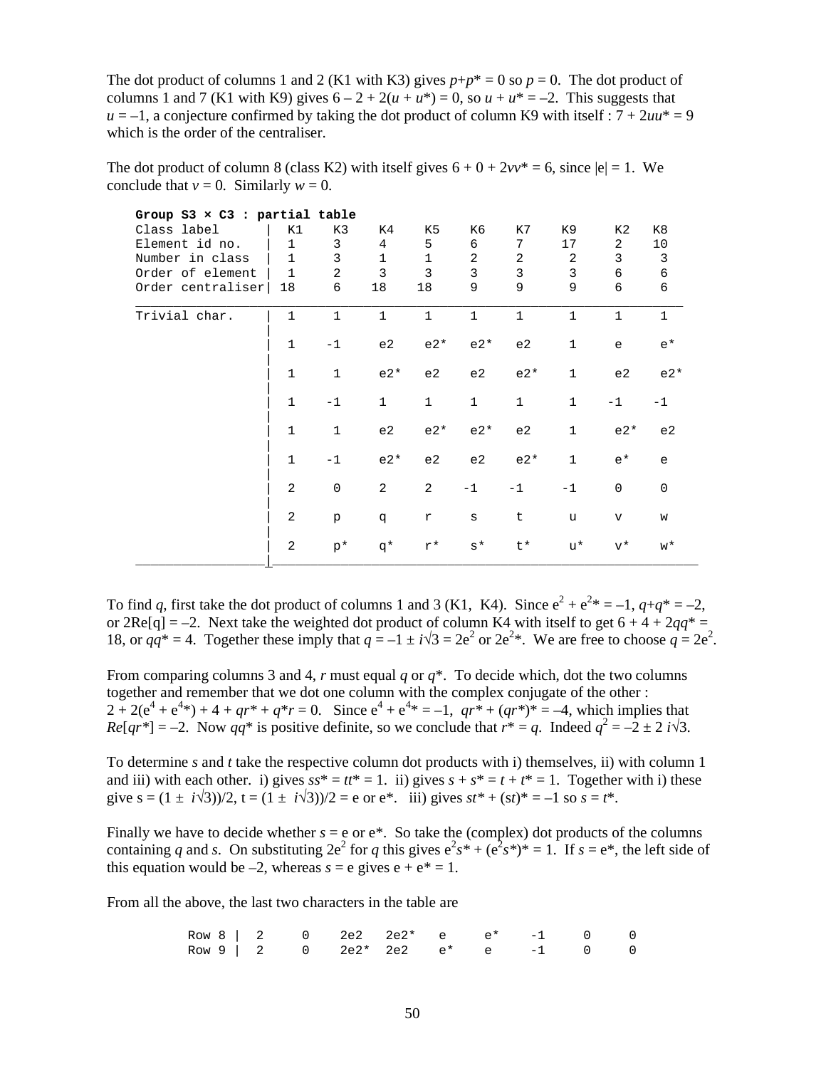The dot product of columns 1 and 2 (K1 with K3) gives $p+p^* = 0$ so $p = 0$. The dot product of columns 1 and 7 (K1 with K9) gives $6 - 2 + 2(u + u^*) = 0$, so $u + u^* = -2$. This suggests that $u = -1$, a conjecture confirmed by taking the dot product of column K9 with itself : $7 + 2uu^* = 9$ which is the order of the centraliser.

The dot product of column 8 (class K2) with itself gives $6 + 0 + 2vv^* = 6$, since $|e| = 1$. We conclude that $v = 0$. Similarly $w = 0$.

**Group S3 × C3 : partial table**

| Class label | K1 | K3 | K4 | K5 | K6 | K7 | K9 | K2 | K8 |
|---|---|---|---|---|---|---|---|---|---|
| Element id no. | 1 | 3 | 4 | 5 | 6 | 7 | 17 | 2 | 10 |
| Number in class | 1 | 3 | 1 | 1 | 2 | 2 | 2 | 3 | 3 |
| Order of element | 1 | 2 | 3 | 3 | 3 | 3 | 3 | 6 | 6 |
| Order centraliser | 18 | 6 | 18 | 18 | 9 | 9 | 9 | 6 | 6 |
| Trivial char. | 1 | 1 | 1 | 1 | 1 | 1 | 1 | 1 | 1 |
| | 1 | -1 | e2 | e2* | e2* | e2 | 1 | e | e* |
| | 1 | 1 | e2* | e2 | e2 | e2* | 1 | e2 | e2* |
| | 1 | -1 | 1 | 1 | 1 | 1 | 1 | -1 | -1 |
| | 1 | 1 | e2 | e2* | e2* | e2 | 1 | e2* | e2 |
| | 1 | -1 | e2* | e2 | e2 | e2* | 1 | e* | e |
| | 2 | 0 | 2 | 2 | -1 | -1 | -1 | 0 | 0 |
| | 2 | p | q | r | s | t | u | v | w |
| | 2 | p* | q* | r* | s* | t* | u* | v* | w* |

To find $q$, first take the dot product of columns 1 and 3 (K1, K4). Since $e^2 + e^{2*} = -1$, $q+q^* = -2$, or $2\mathrm{Re}[q] = -2$. Next take the weighted dot product of column K4 with itself to get $6 + 4 + 2qq^* = 18$, or $qq^* = 4$. Together these imply that $q = -1 \pm i\sqrt{3} = 2e^2$ or $2e^{2*}$. We are free to choose $q = 2e^2$.

From comparing columns 3 and 4, $r$ must equal $q$ or $q^*$. To decide which, dot the two columns together and remember that we dot one column with the complex conjugate of the other : $2 + 2(e^4 + e^{4*}) + 4 + qr^* + q^*r = 0$. Since $e^4 + e^{4*} = -1$, $qr^* + (qr^*)^* = -4$, which implies that $Re[qr^*] = -2$. Now $qq^*$ is positive definite, so we conclude that $r^* = q$. Indeed $q^2 = -2 \pm 2\,i\sqrt{3}$.

To determine $s$ and $t$ take the respective column dot products with i) themselves, ii) with column 1 and iii) with each other. i) gives $ss^* = tt^* = 1$. ii) gives $s + s^* = t + t^* = 1$. Together with i) these give $s = (1 \pm i\sqrt{3}))/2$, $t = (1 \pm i\sqrt{3}))/2 = e$ or $e^*$. iii) gives $st^* + (st)^* = -1$ so $s = t^*$.

Finally we have to decide whether $s = e$ or $e^*$. So take the (complex) dot products of the columns containing $q$ and $s$. On substituting $2e^2$ for $q$ this gives $e^2s^* + (e^2s^*)^* = 1$. If $s = e^*$, the left side of this equation would be $-2$, whereas $s = e$ gives $e + e^* = 1$.

From all the above, the last two characters in the table are

| | | | | | | | | | |
|---|---|---|---|---|---|---|---|---|---|
| Row 8 | 2 | 0 | 2e2 | 2e2* | e | e* | -1 | 0 | 0 |
| Row 9 | 2 | 0 | 2e2* | 2e2 | e* | e | -1 | 0 | 0 |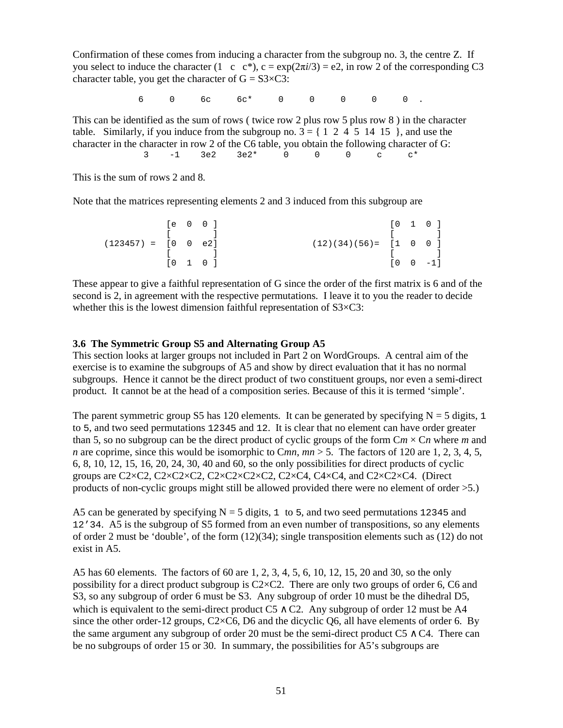Confirmation of these comes from inducing a character from the subgroup no. 3, the centre Z. If you select to induce the character (1 c c*), $c = \exp(2\pi i/3) = e2$, in row 2 of the corresponding C3 character table, you get the character of G = S3×C3:

```
6    0    6c    6c*    0    0    0    0    0  .
```

This can be identified as the sum of rows ( twice row 2 plus row 5 plus row 8 ) in the character table. Similarly, if you induce from the subgroup no. 3 = { 1 2 4 5 14 15 }, and use the character in the character in row 2 of the C6 table, you obtain the following character of G:

```
3    -1    3e2    3e2*    0    0    0    c    c*
```

This is the sum of rows 2 and 8.

Note that the matrices representing elements 2 and 3 induced from this subgroup are

$$(123457) = \begin{bmatrix} e & 0 & 0 \\ 0 & 0 & e2 \\ 0 & 1 & 0 \end{bmatrix} \qquad (12)(34)(56) = \begin{bmatrix} 0 & 1 & 0 \\ 1 & 0 & 0 \\ 0 & 0 & -1 \end{bmatrix}$$

These appear to give a faithful representation of G since the order of the first matrix is 6 and of the second is 2, in agreement with the respective permutations. I leave it to you the reader to decide whether this is the lowest dimension faithful representation of S3×C3:

### 3.6 The Symmetric Group S5 and Alternating Group A5

This section looks at larger groups not included in Part 2 on WordGroups. A central aim of the exercise is to examine the subgroups of A5 and show by direct evaluation that it has no normal subgroups. Hence it cannot be the direct product of two constituent groups, nor even a semi-direct product. It cannot be at the head of a composition series. Because of this it is termed 'simple'.

The parent symmetric group S5 has 120 elements. It can be generated by specifying N = 5 digits, `1` to `5`, and two seed permutations `12345` and `12`. It is clear that no element can have order greater than 5, so no subgroup can be the direct product of cyclic groups of the form C*m* × C*n* where *m* and *n* are coprime, since this would be isomorphic to C*mn*, *mn* > 5. The factors of 120 are 1, 2, 3, 4, 5, 6, 8, 10, 12, 15, 16, 20, 24, 30, 40 and 60, so the only possibilities for direct products of cyclic groups are C2×C2, C2×C2×C2, C2×C2×C2×C2, C2×C4, C4×C4, and C2×C2×C4. (Direct products of non-cyclic groups might still be allowed provided there were no element of order >5.)

A5 can be generated by specifying N = 5 digits, `1` to `5`, and two seed permutations `12345` and `12'34`. A5 is the subgroup of S5 formed from an even number of transpositions, so any elements of order 2 must be 'double', of the form (12)(34); single transposition elements such as (12) do not exist in A5.

A5 has 60 elements. The factors of 60 are 1, 2, 3, 4, 5, 6, 10, 12, 15, 20 and 30, so the only possibility for a direct product subgroup is C2×C2. There are only two groups of order 6, C6 and S3, so any subgroup of order 6 must be S3. Any subgroup of order 10 must be the dihedral D5, which is equivalent to the semi-direct product C5 ∧ C2. Any subgroup of order 12 must be A4 since the other order-12 groups, C2×C6, D6 and the dicyclic Q6, all have elements of order 6. By the same argument any subgroup of order 20 must be the semi-direct product C5 ∧ C4. There can be no subgroups of order 15 or 30. In summary, the possibilities for A5's subgroups are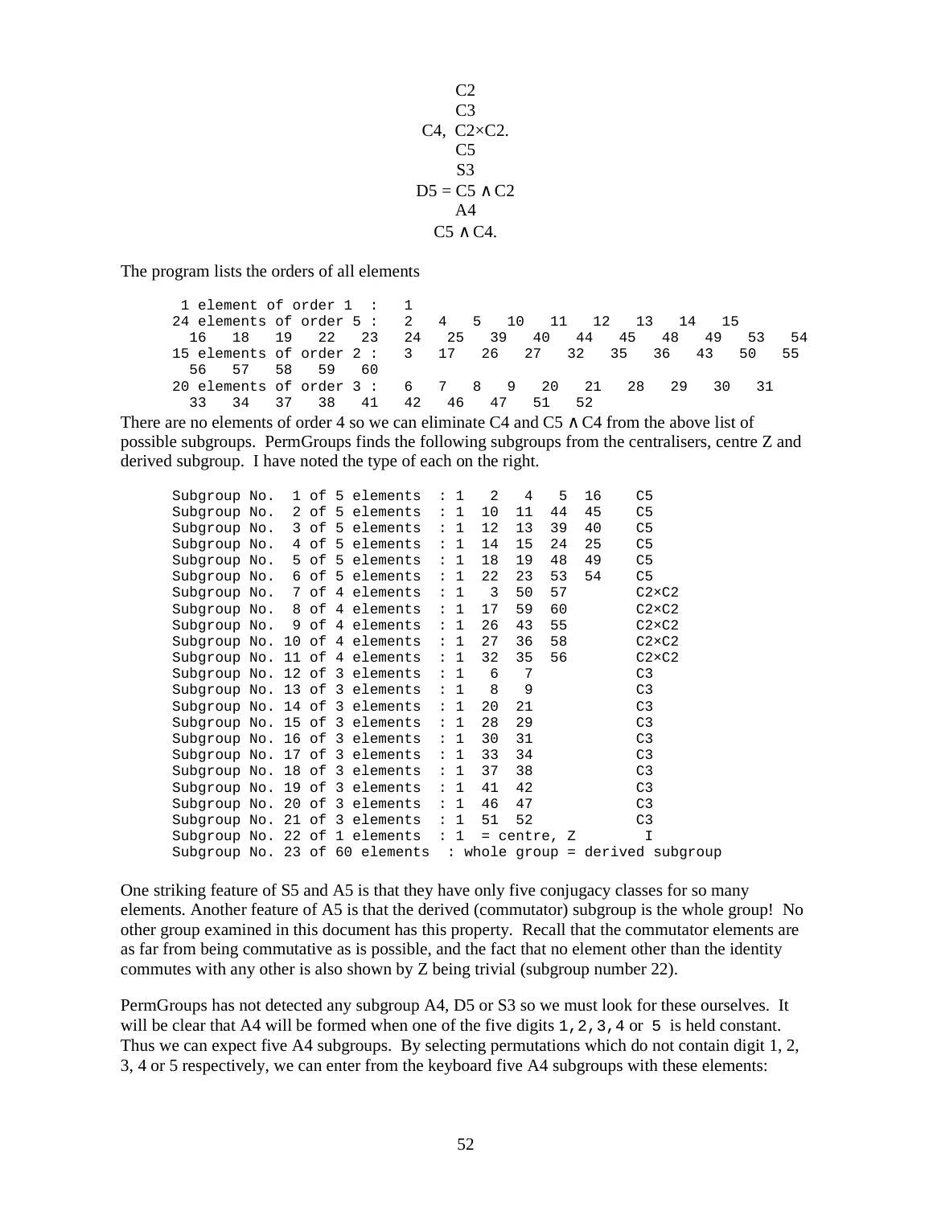C2
C3
C4, C2×C2.
C5
S3
D5 = C5 ∧ C2
A4
C5 ∧ C4.

The program lists the orders of all elements

```
 1 element of order 1  :   1
24 elements of order 5 :   2   4   5   10   11   12   13   14   15
  16   18   19   22   23   24   25   39   40   44   45   48   49   53   54
15 elements of order 2 :   3   17   26   27   32   35   36   43   50   55
  56   57   58   59   60
20 elements of order 3 :   6   7   8   9   20   21   28   29   30   31
  33   34   37   38   41   42   46   47   51   52
```

There are no elements of order 4 so we can eliminate C4 and C5 ∧ C4 from the above list of possible subgroups. PermGroups finds the following subgroups from the centralisers, centre Z and derived subgroup. I have noted the type of each on the right.

```
Subgroup No.  1 of 5 elements  : 1   2   4   5  16     C5
Subgroup No.  2 of 5 elements  : 1  10  11  44  45     C5
Subgroup No.  3 of 5 elements  : 1  12  13  39  40     C5
Subgroup No.  4 of 5 elements  : 1  14  15  24  25     C5
Subgroup No.  5 of 5 elements  : 1  18  19  48  49     C5
Subgroup No.  6 of 5 elements  : 1  22  23  53  54     C5
Subgroup No.  7 of 4 elements  : 1   3  50  57         C2×C2
Subgroup No.  8 of 4 elements  : 1  17  59  60         C2×C2
Subgroup No.  9 of 4 elements  : 1  26  43  55         C2×C2
Subgroup No. 10 of 4 elements  : 1  27  36  58         C2×C2
Subgroup No. 11 of 4 elements  : 1  32  35  56         C2×C2
Subgroup No. 12 of 3 elements  : 1   6   7             C3
Subgroup No. 13 of 3 elements  : 1   8   9             C3
Subgroup No. 14 of 3 elements  : 1  20  21             C3
Subgroup No. 15 of 3 elements  : 1  28  29             C3
Subgroup No. 16 of 3 elements  : 1  30  31             C3
Subgroup No. 17 of 3 elements  : 1  33  34             C3
Subgroup No. 18 of 3 elements  : 1  37  38             C3
Subgroup No. 19 of 3 elements  : 1  41  42             C3
Subgroup No. 20 of 3 elements  : 1  46  47             C3
Subgroup No. 21 of 3 elements  : 1  51  52             C3
Subgroup No. 22 of 1 elements  : 1  = centre, Z        I
Subgroup No. 23 of 60 elements  : whole group = derived subgroup
```

One striking feature of S5 and A5 is that they have only five conjugacy classes for so many elements. Another feature of A5 is that the derived (commutator) subgroup is the whole group! No other group examined in this document has this property. Recall that the commutator elements are as far from being commutative as is possible, and the fact that no element other than the identity commutes with any other is also shown by Z being trivial (subgroup number 22).

PermGroups has not detected any subgroup A4, D5 or S3 so we must look for these ourselves. It will be clear that A4 will be formed when one of the five digits `1,2,3,4` or `5` is held constant. Thus we can expect five A4 subgroups. By selecting permutations which do not contain digit 1, 2, 3, 4 or 5 respectively, we can enter from the keyboard five A4 subgroups with these elements: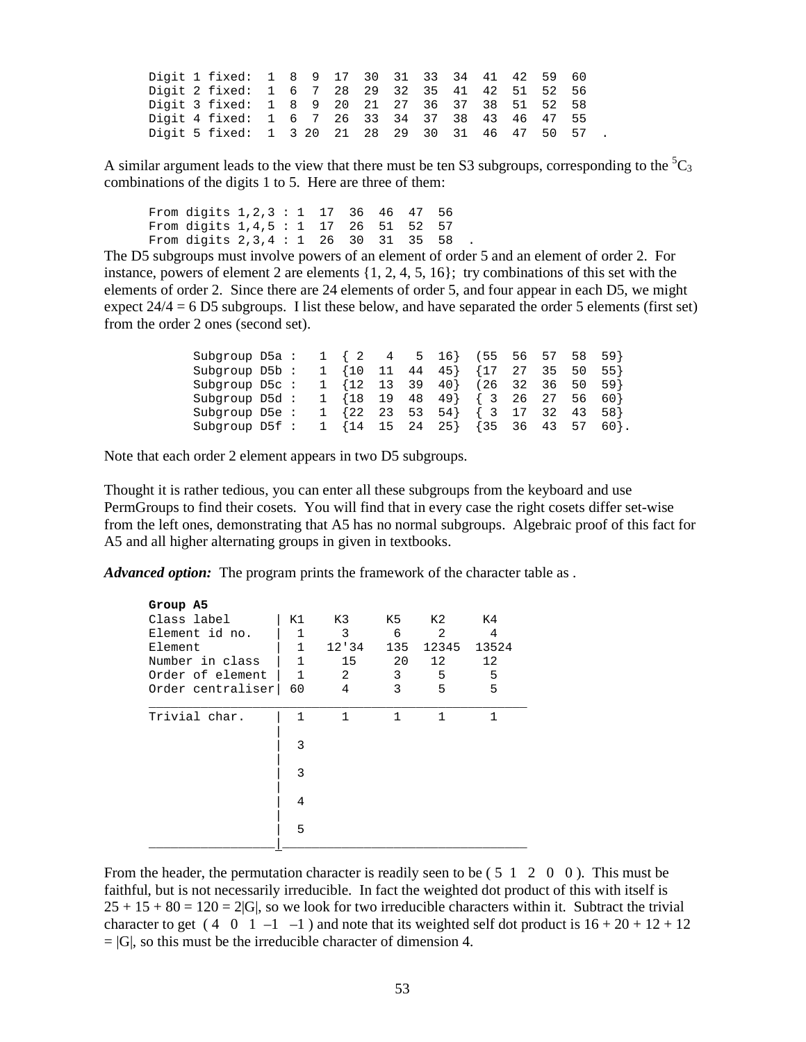```
Digit 1 fixed:  1  8  9  17  30  31  33  34  41  42  59  60
Digit 2 fixed:  1  6  7  28  29  32  35  41  42  51  52  56
Digit 3 fixed:  1  8  9  20  21  27  36  37  38  51  52  58
Digit 4 fixed:  1  6  7  26  33  34  37  38  43  46  47  55
Digit 5 fixed:  1  3 20  21  28  29  30  31  46  47  50  57  .
```

A similar argument leads to the view that there must be ten S3 subgroups, corresponding to the ${}^5C_3$ combinations of the digits 1 to 5. Here are three of them:

```
From digits 1,2,3 : 1  17  36  46  47  56
From digits 1,4,5 : 1  17  26  51  52  57
From digits 2,3,4 : 1  26  30  31  35  58  .
```

The D5 subgroups must involve powers of an element of order 5 and an element of order 2. For instance, powers of element 2 are elements {1, 2, 4, 5, 16}; try combinations of this set with the elements of order 2. Since there are 24 elements of order 5, and four appear in each D5, we might expect 24/4 = 6 D5 subgroups. I list these below, and have separated the order 5 elements (first set) from the order 2 ones (second set).

```
Subgroup D5a :   1  { 2   4   5  16}  (55  56  57  58  59}
Subgroup D5b :   1  {10  11  44  45}  {17  27  35  50  55}
Subgroup D5c :   1  {12  13  39  40}  (26  32  36  50  59}
Subgroup D5d :   1  {18  19  48  49}  { 3  26  27  56  60}
Subgroup D5e :   1  {22  23  53  54}  { 3  17  32  43  58}
Subgroup D5f :   1  {14  15  24  25}  {35  36  43  57  60}.
```

Note that each order 2 element appears in two D5 subgroups.

Thought it is rather tedious, you can enter all these subgroups from the keyboard and use PermGroups to find their cosets. You will find that in every case the right cosets differ set-wise from the left ones, demonstrating that A5 has no normal subgroups. Algebraic proof of this fact for A5 and all higher alternating groups in given in textbooks.

***Advanced option:*** The program prints the framework of the character table as .

```
Group A5
Class label       | K1    K3     K5    K2     K4
Element id no.    |  1     3      6     2      4
Element           |  1   12'34   135  12345  13524
Number in class   |  1    15      20   12     12
Order of element  |  1     2      3     5      5
Order centraliser | 60     4      3     5      5
__________________________________________________
Trivial char.     |  1     1      1     1      1
                  |
                  |  3
                  |
                  |  3
                  |
                  |  4
                  |
                  |  5
__________________|_______________________________
```

From the header, the permutation character is readily seen to be ( 5 1 2 0 0 ). This must be faithful, but is not necessarily irreducible. In fact the weighted dot product of this with itself is $25 + 15 + 80 = 120 = 2|G|$, so we look for two irreducible characters within it. Subtract the trivial character to get ( 4 0 1 –1 –1 ) and note that its weighted self dot product is $16 + 20 + 12 + 12 = |G|$, so this must be the irreducible character of dimension 4.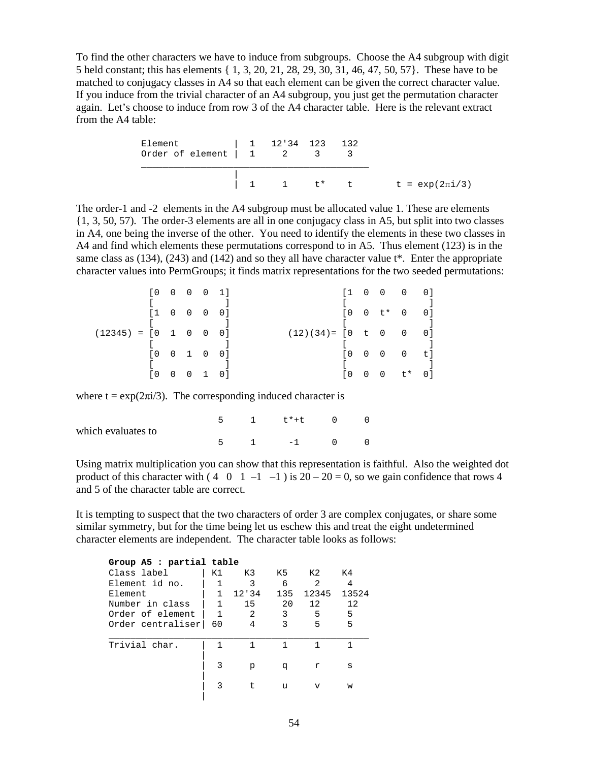To find the other characters we have to induce from subgroups. Choose the A4 subgroup with digit 5 held constant; this has elements { 1, 3, 20, 21, 28, 29, 30, 31, 46, 47, 50, 57}. These have to be matched to conjugacy classes in A4 so that each element can be given the correct character value. If you induce from the trivial character of an A4 subgroup, you just get the permutation character again. Let's choose to induce from row 3 of the A4 character table. Here is the relevant extract from the A4 table:

| Element | 1 | 12'34 | 123 | 132 | |
|---|---|---|---|---|---|
| Order of element | 1 | 2 | 3 | 3 | |
| | 1 | 1 | t* | t | $t = \exp(2\pi i/3)$ |

The order-1 and -2 elements in the A4 subgroup must be allocated value 1. These are elements {1, 3, 50, 57). The order-3 elements are all in one conjugacy class in A5, but split into two classes in A4, one being the inverse of the other. You need to identify the elements in these two classes in A4 and find which elements these permutations correspond to in A5. Thus element (123) is in the same class as (134), (243) and (142) and so they all have character value t*. Enter the appropriate character values into PermGroups; it finds matrix representations for the two seeded permutations:

$$(12345) = \begin{bmatrix} 0 & 0 & 0 & 0 & 1 \\ 1 & 0 & 0 & 0 & 0 \\ 0 & 1 & 0 & 0 & 0 \\ 0 & 0 & 1 & 0 & 0 \\ 0 & 0 & 0 & 1 & 0 \end{bmatrix} \qquad (12)(34) = \begin{bmatrix} 1 & 0 & 0 & 0 & 0 \\ 0 & 0 & t^* & 0 & 0 \\ 0 & t & 0 & 0 & 0 \\ 0 & 0 & 0 & 0 & t \\ 0 & 0 & 0 & t^* & 0 \end{bmatrix}$$

where $t = \exp(2\pi i/3)$. The corresponding induced character is

| | | | | | |
|---|---|---|---|---|---|
| | 5 | 1 | t*+t | 0 | 0 |
| which evaluates to | | | | | |
| | 5 | 1 | -1 | 0 | 0 |

Using matrix multiplication you can show that this representation is faithful. Also the weighted dot product of this character with ( 4 0 1 –1 –1 ) is 20 – 20 = 0, so we gain confidence that rows 4 and 5 of the character table are correct.

It is tempting to suspect that the two characters of order 3 are complex conjugates, or share some similar symmetry, but for the time being let us eschew this and treat the eight undetermined character elements are independent. The character table looks as follows:

**Group A5 : partial table**

| Class label | K1 | K3 | K5 | K2 | K4 |
|---|---|---|---|---|---|
| Element id no. | 1 | 3 | 6 | 2 | 4 |
| Element | 1 | 12'34 | 135 | 12345 | 13524 |
| Number in class | 1 | 15 | 20 | 12 | 12 |
| Order of element | 1 | 2 | 3 | 5 | 5 |
| Order centraliser | 60 | 4 | 3 | 5 | 5 |
| Trivial char. | 1 | 1 | 1 | 1 | 1 |
| | 3 | p | q | r | s |
| | 3 | t | u | v | w |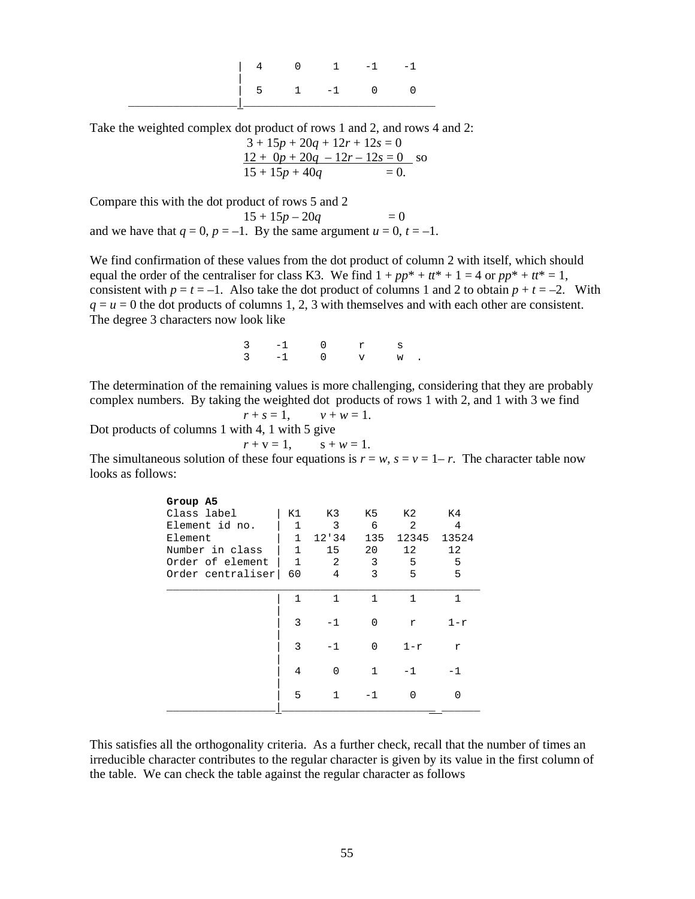| | | | | |
|---|---|---|---|---|
| 4 | 0 | 1 | -1 | -1 |
| 5 | 1 | -1 | 0 | 0 |

Take the weighted complex dot product of rows 1 and 2, and rows 4 and 2:

$$3 + 15p + 20q + 12r + 12s = 0$$
$$12 + 0p + 20q - 12r - 12s = 0 \quad \text{so}$$
$$15 + 15p + 40q = 0.$$

Compare this with the dot product of rows 5 and 2

$$15 + 15p - 20q = 0$$

and we have that $q = 0$, $p = -1$. By the same argument $u = 0$, $t = -1$.

We find confirmation of these values from the dot product of column 2 with itself, which should equal the order of the centraliser for class K3. We find $1 + pp^* + tt^* + 1 = 4$ or $pp^* + tt^* = 1$, consistent with $p = t = -1$. Also take the dot product of columns 1 and 2 to obtain $p + t = -2$. With $q = u = 0$ the dot products of columns 1, 2, 3 with themselves and with each other are consistent. The degree 3 characters now look like

```
3    -1     0     r     s
3    -1     0     v     w  .
```

The determination of the remaining values is more challenging, considering that they are probably complex numbers. By taking the weighted dot products of rows 1 with 2, and 1 with 3 we find

$$r + s = 1, \qquad v + w = 1.$$

Dot products of columns 1 with 4, 1 with 5 give

$$r + v = 1, \qquad s + w = 1.$$

The simultaneous solution of these four equations is $r = w$, $s = v = 1 - r$. The character table now looks as follows:

**Group A5**

| Class label | K1 | K3 | K5 | K2 | K4 |
|---|---|---|---|---|---|
| Element id no. | 1 | 3 | 6 | 2 | 4 |
| Element | 1 | 12'34 | 135 | 12345 | 13524 |
| Number in class | 1 | 15 | 20 | 12 | 12 |
| Order of element | 1 | 2 | 3 | 5 | 5 |
| Order centraliser | 60 | 4 | 3 | 5 | 5 |
| | 1 | 1 | 1 | 1 | 1 |
| | 3 | -1 | 0 | r | 1-r |
| | 3 | -1 | 0 | 1-r | r |
| | 4 | 0 | 1 | -1 | -1 |
| | 5 | 1 | -1 | 0 | 0 |

This satisfies all the orthogonality criteria. As a further check, recall that the number of times an irreducible character contributes to the regular character is given by its value in the first column of the table. We can check the table against the regular character as follows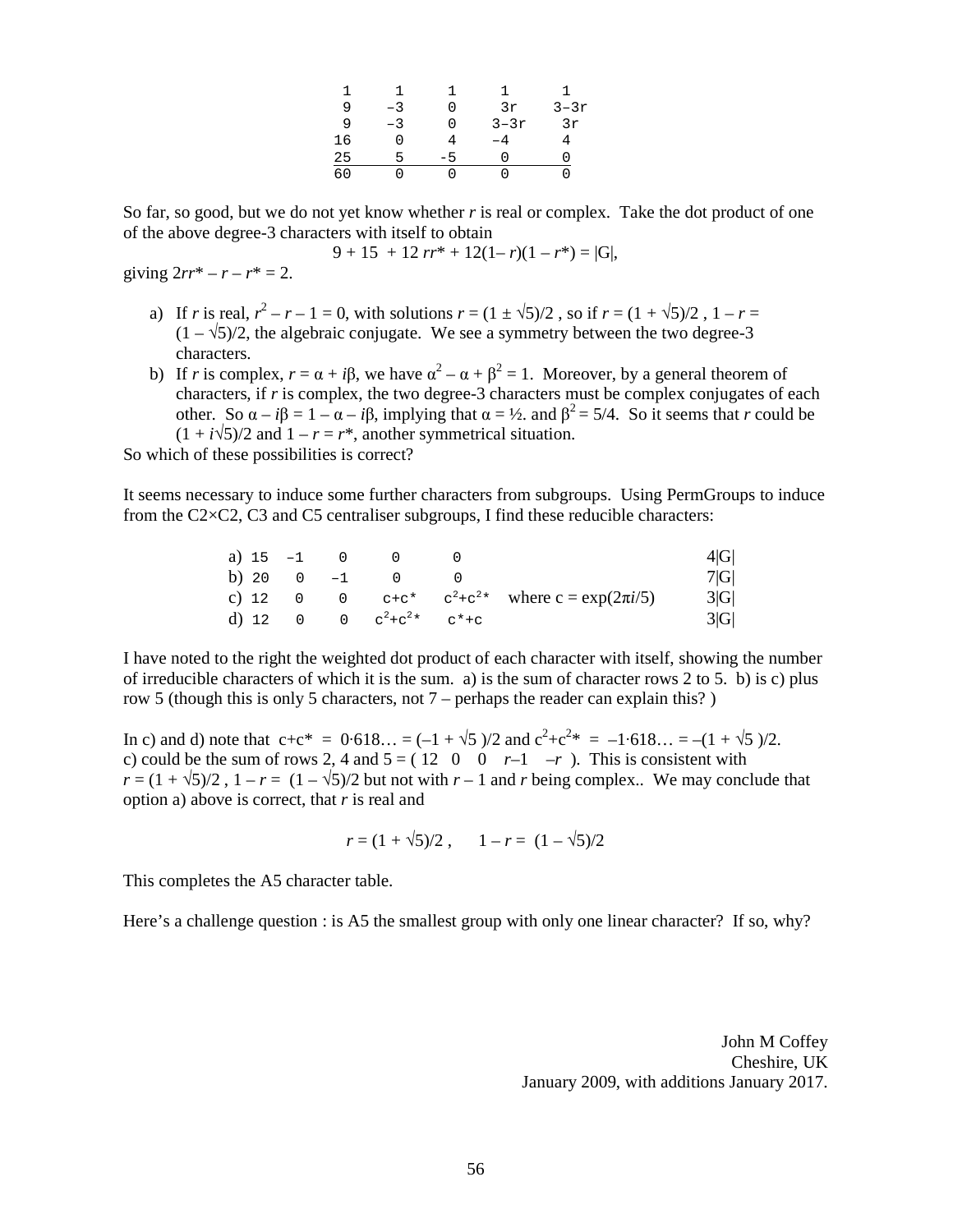| | | | | |
|---|---|---|---|---|
| 1 | 1 | 1 | 1 | 1 |
| 9 | –3 | 0 | 3r | 3–3r |
| 9 | –3 | 0 | 3–3r | 3r |
| 16 | 0 | 4 | –4 | 4 |
| 25 | 5 | -5 | 0 | 0 |
| 60 | 0 | 0 | 0 | 0 |

So far, so good, but we do not yet know whether $r$ is real or complex. Take the dot product of one of the above degree-3 characters with itself to obtain

$$9 + 15 + 12\, rr^* + 12(1 - r)(1 - r^*) = |G|,$$

giving $2rr^* - r - r^* = 2$.

a) If $r$ is real, $r^2 - r - 1 = 0$, with solutions $r = (1 \pm \sqrt{5})/2$ , so if $r = (1 + \sqrt{5})/2$ , $1 - r = (1 - \sqrt{5})/2$, the algebraic conjugate. We see a symmetry between the two degree-3 characters.

b) If $r$ is complex, $r = \alpha + i\beta$, we have $\alpha^2 - \alpha + \beta^2 = 1$. Moreover, by a general theorem of characters, if $r$ is complex, the two degree-3 characters must be complex conjugates of each other. So $\alpha - i\beta = 1 - \alpha - i\beta$, implying that $\alpha = ½$. and $\beta^2 = 5/4$. So it seems that $r$ could be $(1 + i\sqrt{5})/2$ and $1 - r = r^*$, another symmetrical situation.

So which of these possibilities is correct?

It seems necessary to induce some further characters from subgroups. Using PermGroups to induce from the C2×C2, C3 and C5 centraliser subgroups, I find these reducible characters:

| | | | | | | | |
|---|---|---|---|---|---|---|---|
| a) | 15 | –1 | 0 | 0 | 0 | | 4\|G\| |
| b) | 20 | 0 | –1 | 0 | 0 | | 7\|G\| |
| c) | 12 | 0 | 0 | $c+c^*$ | $c^2+c^{2*}$ | where $c = \exp(2\pi i/5)$ | 3\|G\| |
| d) | 12 | 0 | 0 | $c^2+c^{2*}$ | $c^*+c$ | | 3\|G\| |

I have noted to the right the weighted dot product of each character with itself, showing the number of irreducible characters of which it is the sum. a) is the sum of character rows 2 to 5. b) is c) plus row 5 (though this is only 5 characters, not 7 – perhaps the reader can explain this? )

In c) and d) note that $c+c^* = 0{\cdot}618\ldots = (-1 + \sqrt{5})/2$ and $c^2+c^{2*} = -1{\cdot}618\ldots = -(1 + \sqrt{5})/2$.
c) could be the sum of rows 2, 4 and 5 = ( 12 0 0 $r$–1 –$r$ ). This is consistent with $r = (1 + \sqrt{5})/2$ , $1 - r = (1 - \sqrt{5})/2$ but not with $r - 1$ and $r$ being complex.. We may conclude that option a) above is correct, that $r$ is real and

$$r = (1 + \sqrt{5})/2 , \qquad 1 - r = (1 - \sqrt{5})/2$$

This completes the A5 character table.

Here's a challenge question : is A5 the smallest group with only one linear character? If so, why?

John M Coffey
Cheshire, UK
January 2009, with additions January 2017.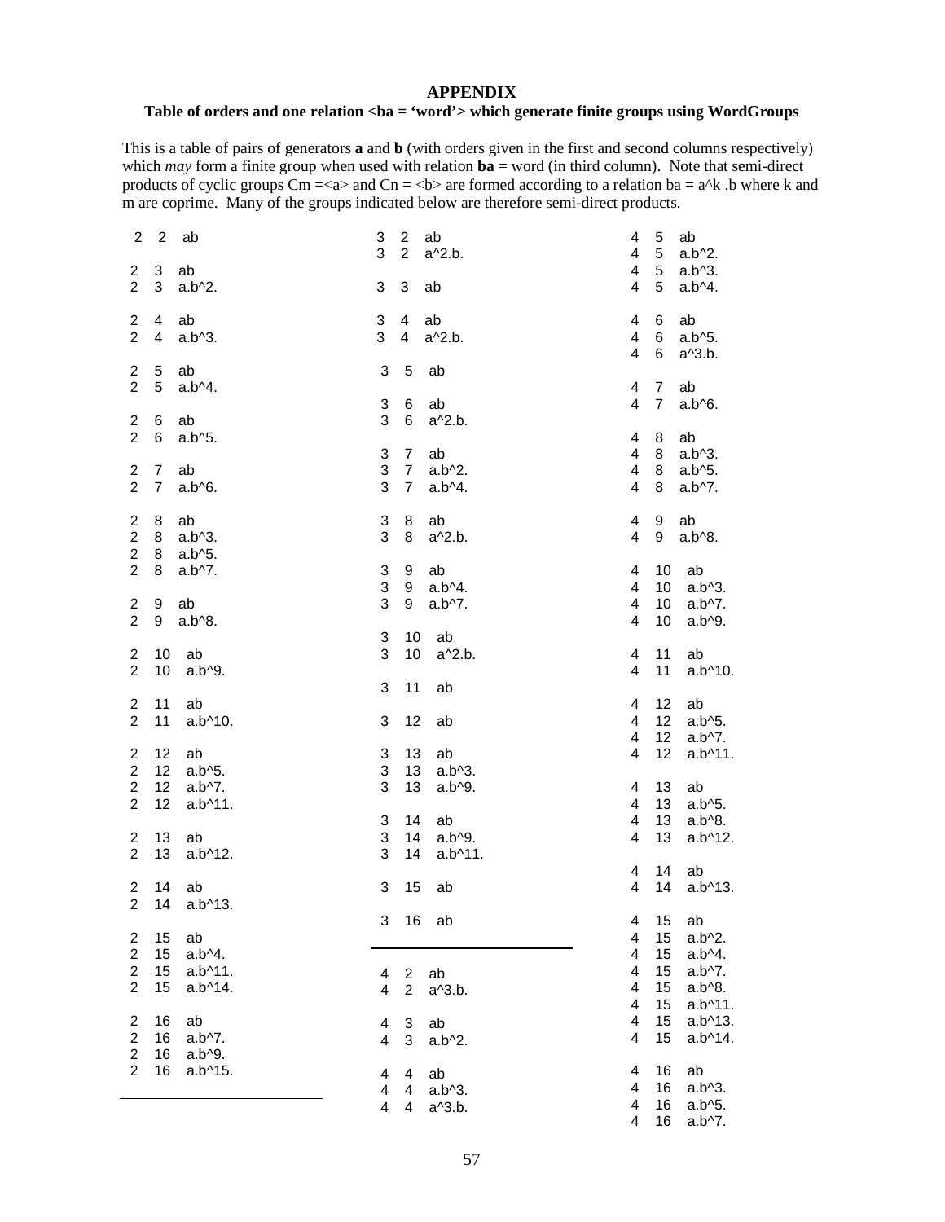## APPENDIX

### Table of orders and one relation <ba = 'word'> which generate finite groups using WordGroups

This is a table of pairs of generators **a** and **b** (with orders given in the first and second columns respectively) which *may* form a finite group when used with relation **ba** = word (in third column). Note that semi-direct products of cyclic groups Cm =<a> and Cn = <b> are formed according to a relation ba = a^k .b where k and m are coprime. Many of the groups indicated below are therefore semi-direct products.

```
2  2   ab

2  3   ab
2  3   a.b^2.

2  4   ab
2  4   a.b^3.

2  5   ab
2  5   a.b^4.

2  6   ab
2  6   a.b^5.

2  7   ab
2  7   a.b^6.

2  8   ab
2  8   a.b^3.
2  8   a.b^5.
2  8   a.b^7.

2  9   ab
2  9   a.b^8.

2  10  ab
2  10  a.b^9.

2  11  ab
2  11  a.b^10.

2  12  ab
2  12  a.b^5.
2  12  a.b^7.
2  12  a.b^11.

2  13  ab
2  13  a.b^12.

2  14  ab
2  14  a.b^13.

2  15  ab
2  15  a.b^4.
2  15  a.b^11.
2  15  a.b^14.

2  16  ab
2  16  a.b^7.
2  16  a.b^9.
2  16  a.b^15.
```

---

```
3  2   ab
3  2   a^2.b.

3  3   ab

3  4   ab
3  4   a^2.b.

3  5   ab

3  6   ab
3  6   a^2.b.

3  7   ab
3  7   a.b^2.
3  7   a.b^4.

3  8   ab
3  8   a^2.b.

3  9   ab
3  9   a.b^4.
3  9   a.b^7.

3  10  ab
3  10  a^2.b.

3  11  ab

3  12  ab

3  13  ab
3  13  a.b^3.
3  13  a.b^9.

3  14  ab
3  14  a.b^9.
3  14  a.b^11.

3  15  ab

3  16  ab
```

---

```
4  2   ab
4  2   a^3.b.

4  3   ab
4  3   a.b^2.

4  4   ab
4  4   a.b^3.
4  4   a^3.b.

4  5   ab
4  5   a.b^2.
4  5   a.b^3.
4  5   a.b^4.

4  6   ab
4  6   a.b^5.
4  6   a^3.b.

4  7   ab
4  7   a.b^6.

4  8   ab
4  8   a.b^3.
4  8   a.b^5.
4  8   a.b^7.

4  9   ab
4  9   a.b^8.

4  10  ab
4  10  a.b^3.
4  10  a.b^7.
4  10  a.b^9.

4  11  ab
4  11  a.b^10.

4  12  ab
4  12  a.b^5.
4  12  a.b^7.
4  12  a.b^11.

4  13  ab
4  13  a.b^5.
4  13  a.b^8.
4  13  a.b^12.

4  14  ab
4  14  a.b^13.

4  15  ab
4  15  a.b^2.
4  15  a.b^4.
4  15  a.b^7.
4  15  a.b^8.
4  15  a.b^11.
4  15  a.b^13.
4  15  a.b^14.

4  16  ab
4  16  a.b^3.
4  16  a.b^5.
4  16  a.b^7.
```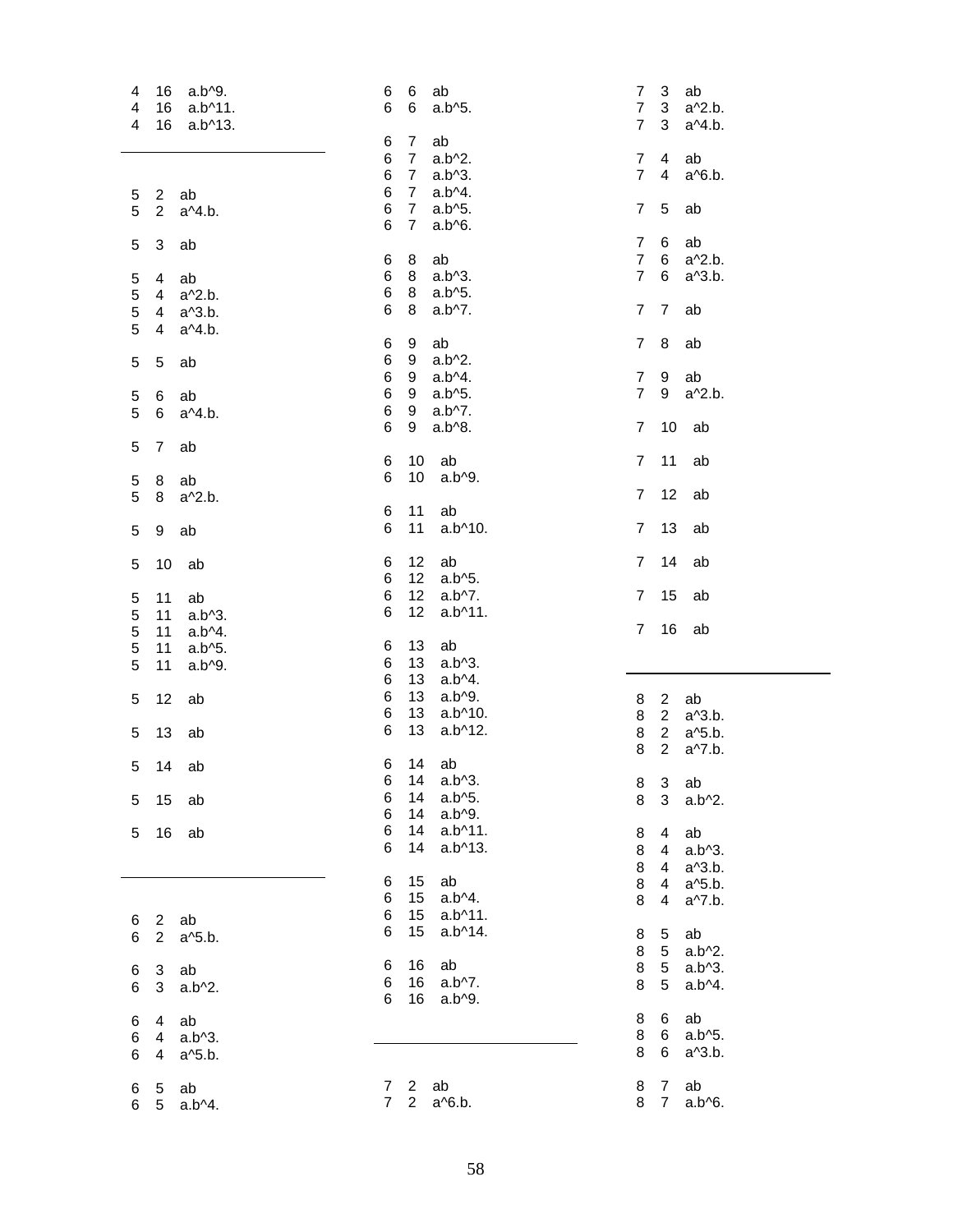4 16 a.b^9.
4 16 a.b^11.
4 16 a.b^13.

---

5 2 ab
5 2 a^4.b.

5 3 ab

5 4 ab
5 4 a^2.b.
5 4 a^3.b.
5 4 a^4.b.

5 5 ab

5 6 ab
5 6 a^4.b.

5 7 ab

5 8 ab
5 8 a^2.b.

5 9 ab

5 10 ab

5 11 ab
5 11 a.b^3.
5 11 a.b^4.
5 11 a.b^5.
5 11 a.b^9.

5 12 ab

5 13 ab

5 14 ab

5 15 ab

5 16 ab

---

6 2 ab
6 2 a^5.b.

6 3 ab
6 3 a.b^2.

6 4 ab
6 4 a.b^3.
6 4 a^5.b.

6 5 ab
6 5 a.b^4.

6 6 ab
6 6 a.b^5.

6 7 ab
6 7 a.b^2.
6 7 a.b^3.
6 7 a.b^4.
6 7 a.b^5.
6 7 a.b^6.

6 8 ab
6 8 a.b^3.
6 8 a.b^5.
6 8 a.b^7.

6 9 ab
6 9 a.b^2.
6 9 a.b^4.
6 9 a.b^5.
6 9 a.b^7.
6 9 a.b^8.

6 10 ab
6 10 a.b^9.

6 11 ab
6 11 a.b^10.

6 12 ab
6 12 a.b^5.
6 12 a.b^7.
6 12 a.b^11.

6 13 ab
6 13 a.b^3.
6 13 a.b^4.
6 13 a.b^9.
6 13 a.b^10.
6 13 a.b^12.

6 14 ab
6 14 a.b^3.
6 14 a.b^5.
6 14 a.b^9.
6 14 a.b^11.
6 14 a.b^13.

6 15 ab
6 15 a.b^4.
6 15 a.b^11.
6 15 a.b^14.

6 16 ab
6 16 a.b^7.
6 16 a.b^9.

---

7 2 ab
7 2 a^6.b.

7 3 ab
7 3 a^2.b.
7 3 a^4.b.

7 4 ab
7 4 a^6.b.

7 5 ab

7 6 ab
7 6 a^2.b.
7 6 a^3.b.

7 7 ab

7 8 ab

7 9 ab
7 9 a^2.b.

7 10 ab

7 11 ab

7 12 ab

7 13 ab

7 14 ab

7 15 ab

7 16 ab

---

8 2 ab
8 2 a^3.b.
8 2 a^5.b.
8 2 a^7.b.

8 3 ab
8 3 a.b^2.

8 4 ab
8 4 a.b^3.
8 4 a^3.b.
8 4 a^5.b.
8 4 a^7.b.

8 5 ab
8 5 a.b^2.
8 5 a.b^3.
8 5 a.b^4.

8 6 ab
8 6 a.b^5.
8 6 a^3.b.

8 7 ab
8 7 a.b^6.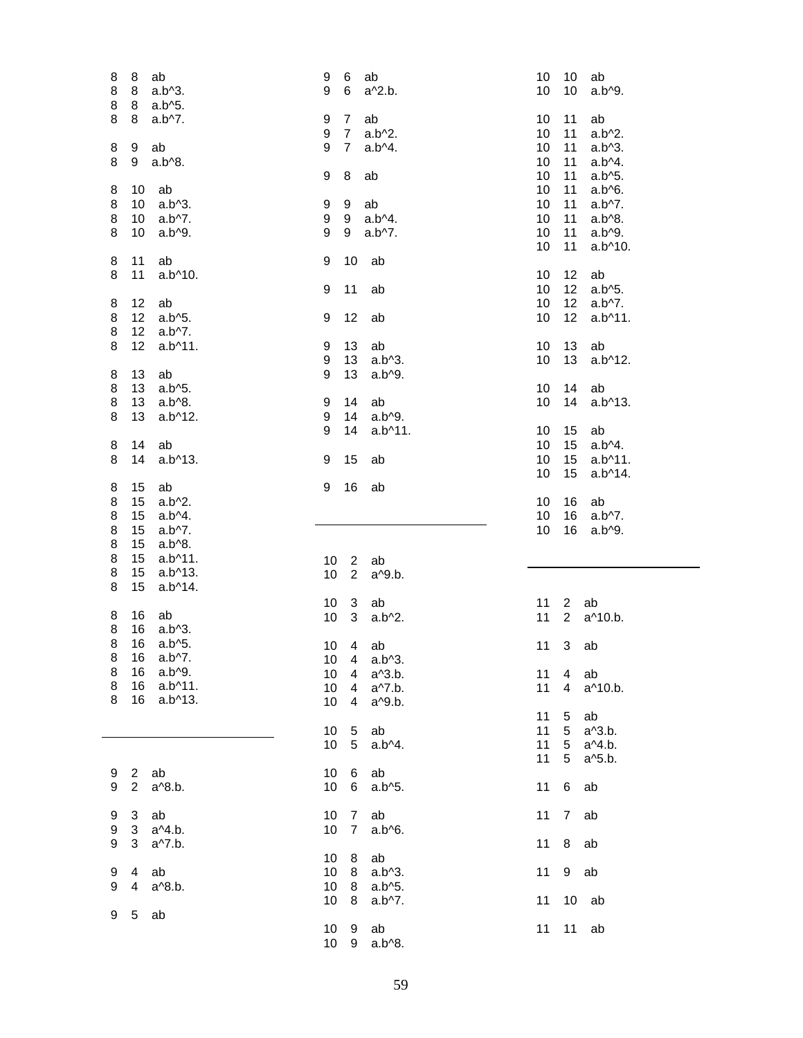8 8 ab
8 8 a.b^3.
8 8 a.b^5.
8 8 a.b^7.

8 9 ab
8 9 a.b^8.

8 10 ab
8 10 a.b^3.
8 10 a.b^7.
8 10 a.b^9.

8 11 ab
8 11 a.b^10.

8 12 ab
8 12 a.b^5.
8 12 a.b^7.
8 12 a.b^11.

8 13 ab
8 13 a.b^5.
8 13 a.b^8.
8 13 a.b^12.

8 14 ab
8 14 a.b^13.

8 15 ab
8 15 a.b^2.
8 15 a.b^4.
8 15 a.b^7.
8 15 a.b^8.
8 15 a.b^11.
8 15 a.b^13.
8 15 a.b^14.

8 16 ab
8 16 a.b^3.
8 16 a.b^5.
8 16 a.b^7.
8 16 a.b^9.
8 16 a.b^11.
8 16 a.b^13.

---

9 2 ab
9 2 a^8.b.

9 3 ab
9 3 a^4.b.
9 3 a^7.b.

9 4 ab
9 4 a^8.b.

9 5 ab

9 6 ab
9 6 a^2.b.

9 7 ab
9 7 a.b^2.
9 7 a.b^4.

9 8 ab

9 9 ab
9 9 a.b^4.
9 9 a.b^7.

9 10 ab

9 11 ab

9 12 ab

9 13 ab
9 13 a.b^3.
9 13 a.b^9.

9 14 ab
9 14 a.b^9.
9 14 a.b^11.

9 15 ab

9 16 ab

---

10 2 ab
10 2 a^9.b.

10 3 ab
10 3 a.b^2.

10 4 ab
10 4 a.b^3.
10 4 a^3.b.
10 4 a^7.b.
10 4 a^9.b.

10 5 ab
10 5 a.b^4.

10 6 ab
10 6 a.b^5.

10 7 ab
10 7 a.b^6.

10 8 ab
10 8 a.b^3.
10 8 a.b^5.
10 8 a.b^7.

10 9 ab
10 9 a.b^8.

10 10 ab
10 10 a.b^9.

10 11 ab
10 11 a.b^2.
10 11 a.b^3.
10 11 a.b^4.
10 11 a.b^5.
10 11 a.b^6.
10 11 a.b^7.
10 11 a.b^8.
10 11 a.b^9.
10 11 a.b^10.

10 12 ab
10 12 a.b^5.
10 12 a.b^7.
10 12 a.b^11.

10 13 ab
10 13 a.b^12.

10 14 ab
10 14 a.b^13.

10 15 ab
10 15 a.b^4.
10 15 a.b^11.
10 15 a.b^14.

10 16 ab
10 16 a.b^7.
10 16 a.b^9.

---

11 2 ab
11 2 a^10.b.

11 3 ab

11 4 ab
11 4 a^10.b.

11 5 ab
11 5 a^3.b.
11 5 a^4.b.
11 5 a^5.b.

11 6 ab

11 7 ab

11 8 ab

11 9 ab

11 10 ab

11 11 ab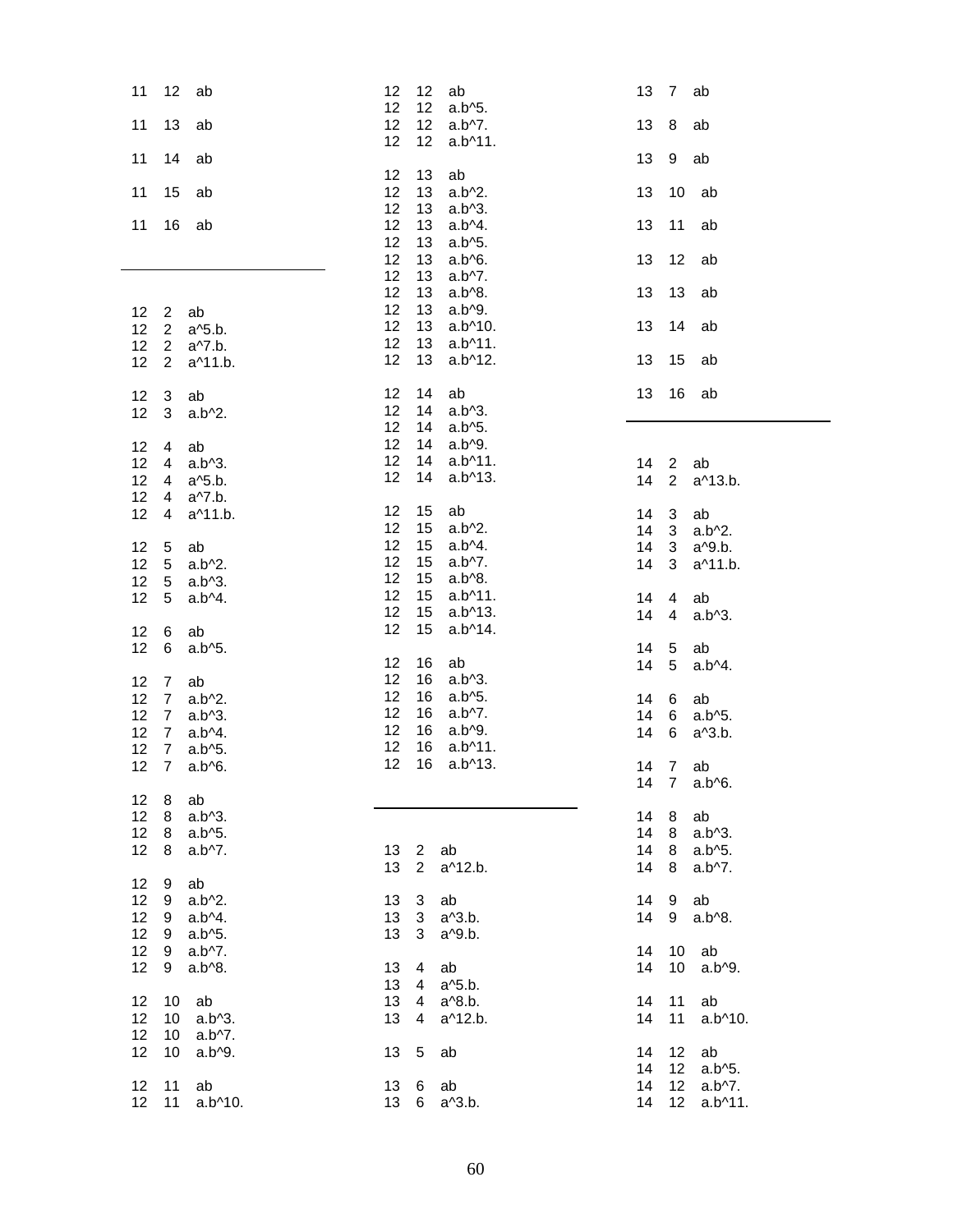11 12 ab

11 13 ab

11 14 ab

11 15 ab

11 16 ab

---

12 2 ab
12 2 a^5.b.
12 2 a^7.b.
12 2 a^11.b.

12 3 ab
12 3 a.b^2.

12 4 ab
12 4 a.b^3.
12 4 a^5.b.
12 4 a^7.b.
12 4 a^11.b.

12 5 ab
12 5 a.b^2.
12 5 a.b^3.
12 5 a.b^4.

12 6 ab
12 6 a.b^5.

12 7 ab
12 7 a.b^2.
12 7 a.b^3.
12 7 a.b^4.
12 7 a.b^5.
12 7 a.b^6.

12 8 ab
12 8 a.b^3.
12 8 a.b^5.
12 8 a.b^7.

12 9 ab
12 9 a.b^2.
12 9 a.b^4.
12 9 a.b^5.
12 9 a.b^7.
12 9 a.b^8.

12 10 ab
12 10 a.b^3.
12 10 a.b^7.
12 10 a.b^9.

12 11 ab
12 11 a.b^10.

12 12 ab
12 12 a.b^5.
12 12 a.b^7.
12 12 a.b^11.

12 13 ab
12 13 a.b^2.
12 13 a.b^3.
12 13 a.b^4.
12 13 a.b^5.
12 13 a.b^6.
12 13 a.b^7.
12 13 a.b^8.
12 13 a.b^9.
12 13 a.b^10.
12 13 a.b^11.
12 13 a.b^12.

12 14 ab
12 14 a.b^3.
12 14 a.b^5.
12 14 a.b^9.
12 14 a.b^11.
12 14 a.b^13.

12 15 ab
12 15 a.b^2.
12 15 a.b^4.
12 15 a.b^7.
12 15 a.b^8.
12 15 a.b^11.
12 15 a.b^13.
12 15 a.b^14.

12 16 ab
12 16 a.b^3.
12 16 a.b^5.
12 16 a.b^7.
12 16 a.b^9.
12 16 a.b^11.
12 16 a.b^13.

---

13 2 ab
13 2 a^12.b.

13 3 ab
13 3 a^3.b.
13 3 a^9.b.

13 4 ab
13 4 a^5.b.
13 4 a^8.b.
13 4 a^12.b.

13 5 ab

13 6 ab
13 6 a^3.b.

13 7 ab

13 8 ab

13 9 ab

13 10 ab

13 11 ab

13 12 ab

13 13 ab

13 14 ab

13 15 ab

13 16 ab

---

14 2 ab
14 2 a^13.b.

14 3 ab
14 3 a.b^2.
14 3 a^9.b.
14 3 a^11.b.

14 4 ab
14 4 a.b^3.

14 5 ab
14 5 a.b^4.

14 6 ab
14 6 a.b^5.
14 6 a^3.b.

14 7 ab
14 7 a.b^6.

14 8 ab
14 8 a.b^3.
14 8 a.b^5.
14 8 a.b^7.

14 9 ab
14 9 a.b^8.

14 10 ab
14 10 a.b^9.

14 11 ab
14 11 a.b^10.

14 12 ab
14 12 a.b^5.
14 12 a.b^7.
14 12 a.b^11.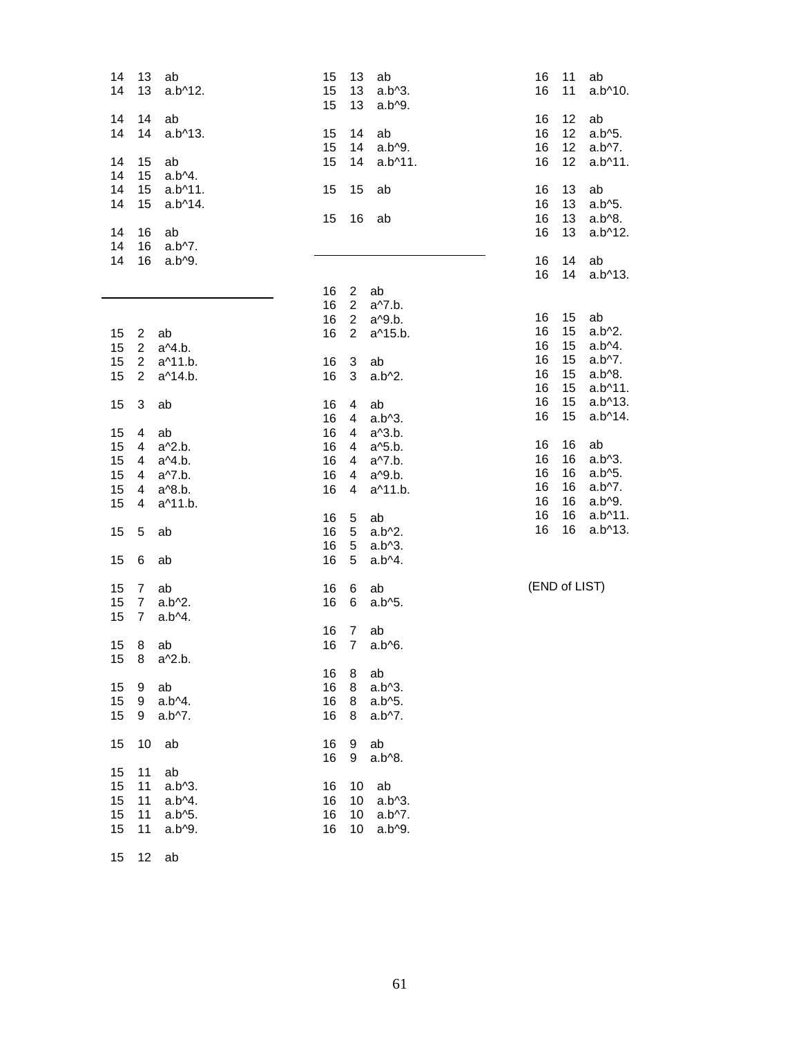14 13 ab
14 13 a.b^12.

14 14 ab
14 14 a.b^13.

14 15 ab
14 15 a.b^4.
14 15 a.b^11.
14 15 a.b^14.

14 16 ab
14 16 a.b^7.
14 16 a.b^9.

---

15 2 ab
15 2 a^4.b.
15 2 a^11.b.
15 2 a^14.b.

15 3 ab

15 4 ab
15 4 a^2.b.
15 4 a^4.b.
15 4 a^7.b.
15 4 a^8.b.
15 4 a^11.b.

15 5 ab

15 6 ab

15 7 ab
15 7 a.b^2.
15 7 a.b^4.

15 8 ab
15 8 a^2.b.

15 9 ab
15 9 a.b^4.
15 9 a.b^7.

15 10 ab

15 11 ab
15 11 a.b^3.
15 11 a.b^4.
15 11 a.b^5.
15 11 a.b^9.

15 12 ab

15 13 ab
15 13 a.b^3.
15 13 a.b^9.

15 14 ab
15 14 a.b^9.
15 14 a.b^11.

15 15 ab

15 16 ab

---

16 2 ab
16 2 a^7.b.
16 2 a^9.b.
16 2 a^15.b.

16 3 ab
16 3 a.b^2.

16 4 ab
16 4 a.b^3.
16 4 a^3.b.
16 4 a^5.b.
16 4 a^7.b.
16 4 a^9.b.
16 4 a^11.b.

16 5 ab
16 5 a.b^2.
16 5 a.b^3.
16 5 a.b^4.

16 6 ab
16 6 a.b^5.

16 7 ab
16 7 a.b^6.

16 8 ab
16 8 a.b^3.
16 8 a.b^5.
16 8 a.b^7.

16 9 ab
16 9 a.b^8.

16 10 ab
16 10 a.b^3.
16 10 a.b^7.
16 10 a.b^9.

16 11 ab
16 11 a.b^10.

16 12 ab
16 12 a.b^5.
16 12 a.b^7.
16 12 a.b^11.

16 13 ab
16 13 a.b^5.
16 13 a.b^8.
16 13 a.b^12.

16 14 ab
16 14 a.b^13.

16 15 ab
16 15 a.b^2.
16 15 a.b^4.
16 15 a.b^7.
16 15 a.b^8.
16 15 a.b^11.
16 15 a.b^13.
16 15 a.b^14.

16 16 ab
16 16 a.b^3.
16 16 a.b^5.
16 16 a.b^7.
16 16 a.b^9.
16 16 a.b^11.
16 16 a.b^13.

(END of LIST)